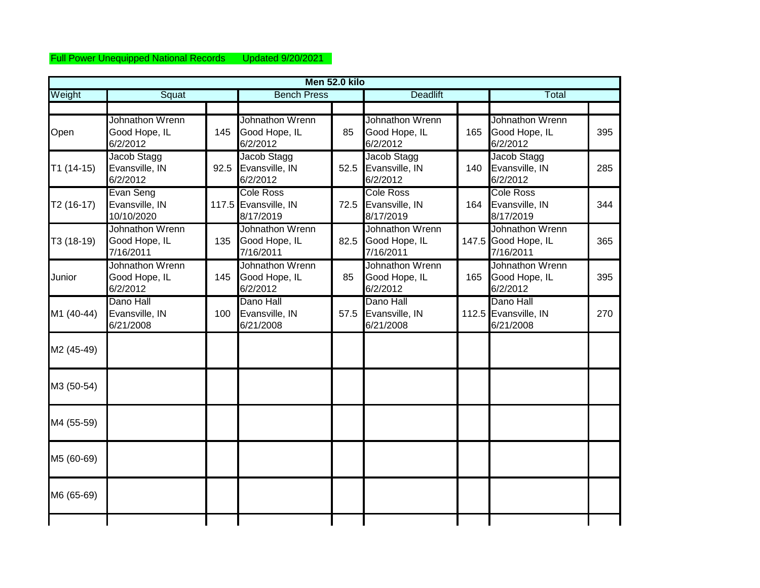Full Power Unequipped National Records Updated 9/20/2021

| Men 52.0 kilo | | | | | | | | |
|---|---|---|---|---|---|---|---|---|
| Weight | Squat | | Bench Press | | Deadlift | | Total | |
| | | | | | | | | |
| Open | Johnathon Wrenn Good Hope, IL 6/2/2012 | 145 | Johnathon Wrenn Good Hope, IL 6/2/2012 | 85 | Johnathon Wrenn Good Hope, IL 6/2/2012 | 165 | Johnathon Wrenn Good Hope, IL 6/2/2012 | 395 |
| T1 (14-15) | Jacob Stagg Evansville, IN 6/2/2012 | 92.5 | Jacob Stagg Evansville, IN 6/2/2012 | 52.5 | Jacob Stagg Evansville, IN 6/2/2012 | 140 | Jacob Stagg Evansville, IN 6/2/2012 | 285 |
| T2 (16-17) | Evan Seng Evansville, IN 10/10/2020 | 117.5 | Cole Ross Evansville, IN 8/17/2019 | 72.5 | Cole Ross Evansville, IN 8/17/2019 | 164 | Cole Ross Evansville, IN 8/17/2019 | 344 |
| T3 (18-19) | Johnathon Wrenn Good Hope, IL 7/16/2011 | 135 | Johnathon Wrenn Good Hope, IL 7/16/2011 | 82.5 | Johnathon Wrenn Good Hope, IL 7/16/2011 | 147.5 | Johnathon Wrenn Good Hope, IL 7/16/2011 | 365 |
| Junior | Johnathon Wrenn Good Hope, IL 6/2/2012 | 145 | Johnathon Wrenn Good Hope, IL 6/2/2012 | 85 | Johnathon Wrenn Good Hope, IL 6/2/2012 | 165 | Johnathon Wrenn Good Hope, IL 6/2/2012 | 395 |
| M1 (40-44) | Dano Hall Evansville, IN 6/21/2008 | 100 | Dano Hall Evansville, IN 6/21/2008 | 57.5 | Dano Hall Evansville, IN 6/21/2008 | 112.5 | Dano Hall Evansville, IN 6/21/2008 | 270 |
| M2 (45-49) | | | | | | | | |
| M3 (50-54) | | | | | | | | |
| M4 (55-59) | | | | | | | | |
| M5 (60-69) | | | | | | | | |
| M6 (65-69) | | | | | | | | |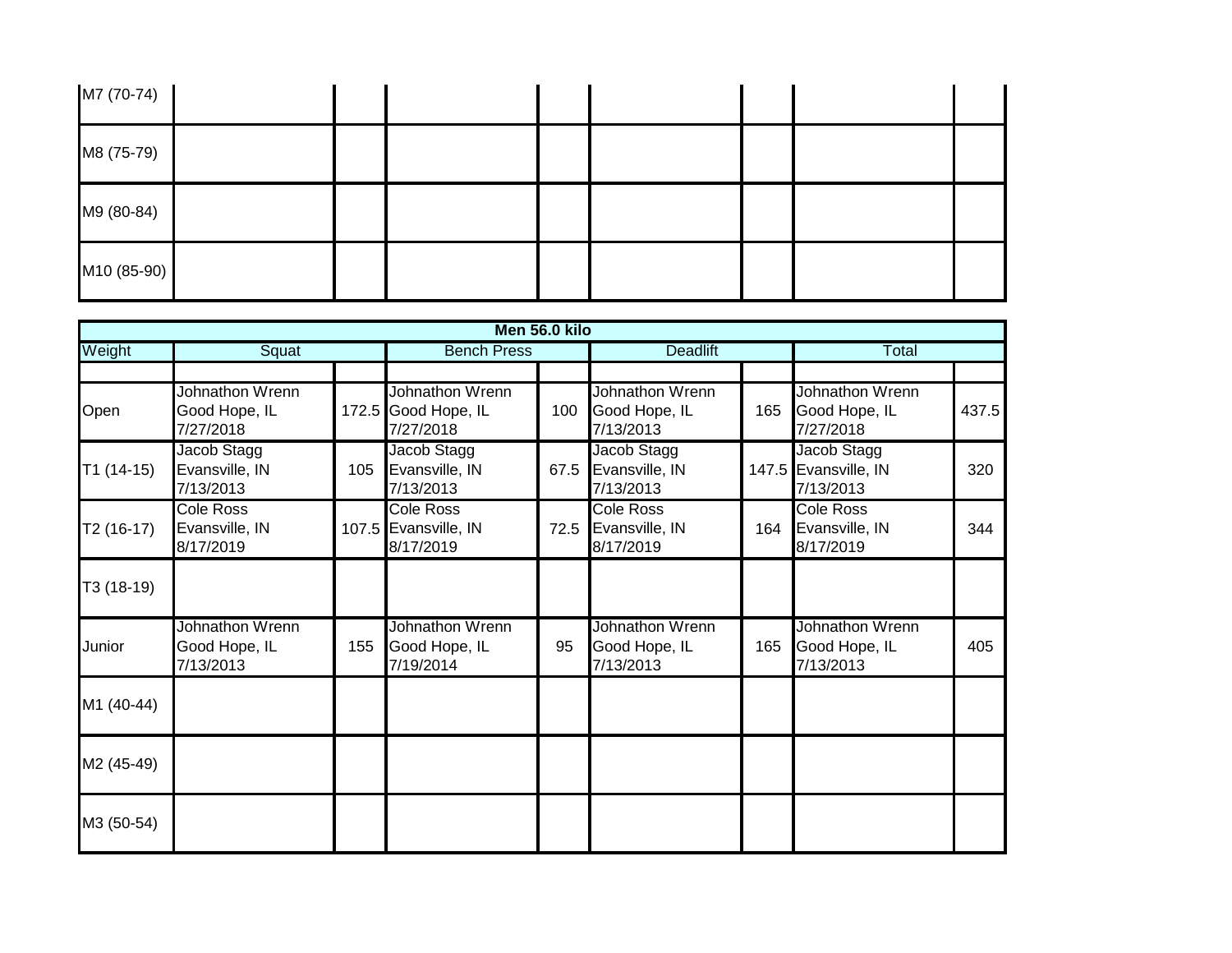| M7 (70-74) | | | | | | | | |
|---|---|---|---|---|---|---|---|---|
| M8 (75-79) | | | | | | | | |
| M9 (80-84) | | | | | | | | |
| M10 (85-90) | | | | | | | | |

| **Men 56.0 kilo** | | | | | | | | |
|---|---|---|---|---|---|---|---|---|
| Weight | Squat | | Bench Press | | Deadlift | | Total | |
| | | | | | | | | |
| Open | Johnathon Wrenn Good Hope, IL 7/27/2018 | 172.5 | Johnathon Wrenn Good Hope, IL 7/27/2018 | 100 | Johnathon Wrenn Good Hope, IL 7/13/2013 | 165 | Johnathon Wrenn Good Hope, IL 7/27/2018 | 437.5 |
| T1 (14-15) | Jacob Stagg Evansville, IN 7/13/2013 | 105 | Jacob Stagg Evansville, IN 7/13/2013 | 67.5 | Jacob Stagg Evansville, IN 7/13/2013 | 147.5 | Jacob Stagg Evansville, IN 7/13/2013 | 320 |
| T2 (16-17) | Cole Ross Evansville, IN 8/17/2019 | 107.5 | Cole Ross Evansville, IN 8/17/2019 | 72.5 | Cole Ross Evansville, IN 8/17/2019 | 164 | Cole Ross Evansville, IN 8/17/2019 | 344 |
| T3 (18-19) | | | | | | | | |
| Junior | Johnathon Wrenn Good Hope, IL 7/13/2013 | 155 | Johnathon Wrenn Good Hope, IL 7/19/2014 | 95 | Johnathon Wrenn Good Hope, IL 7/13/2013 | 165 | Johnathon Wrenn Good Hope, IL 7/13/2013 | 405 |
| M1 (40-44) | | | | | | | | |
| M2 (45-49) | | | | | | | | |
| M3 (50-54) | | | | | | | | |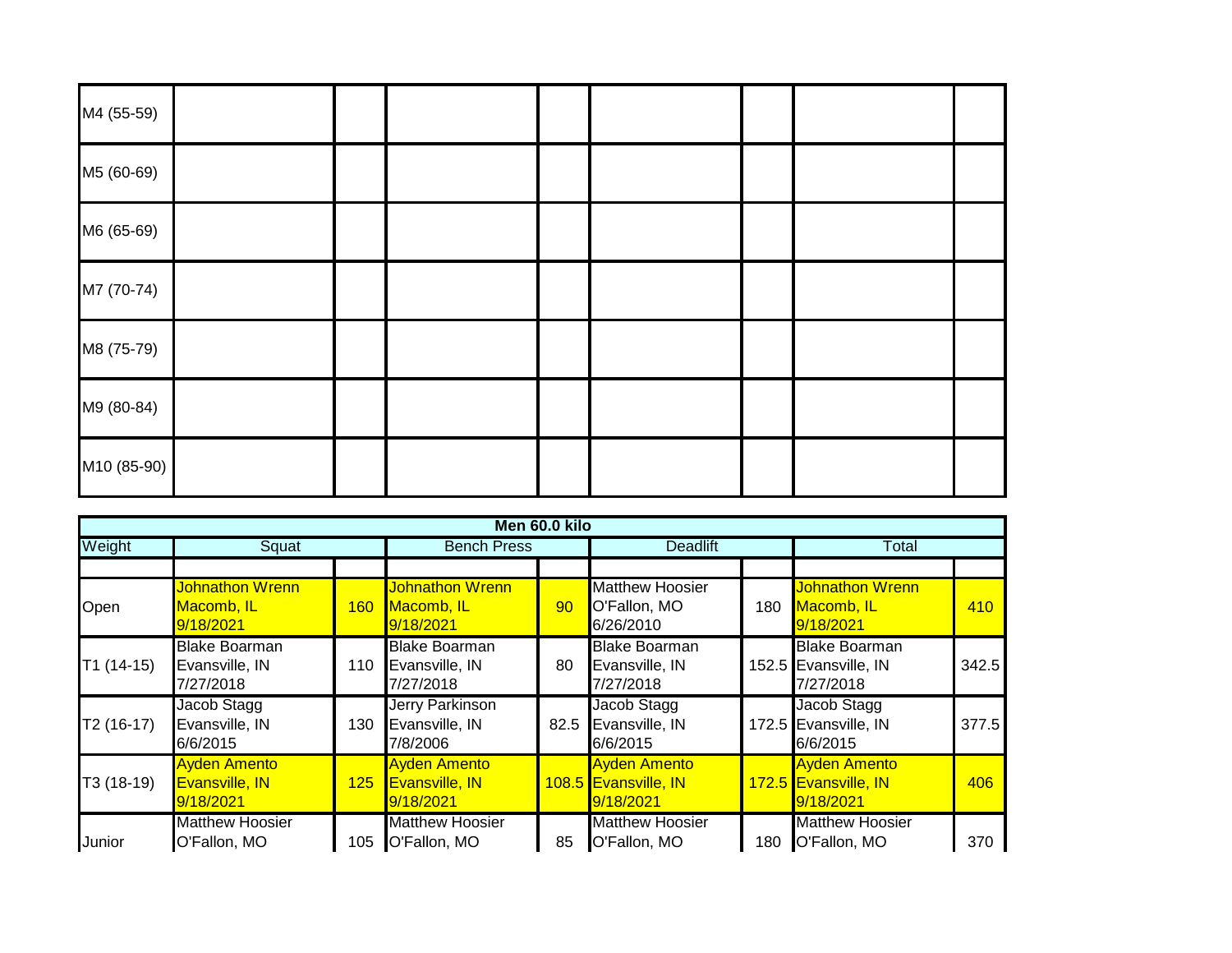| M4 (55-59) | | | | | | | | |
|---|---|---|---|---|---|---|---|---|
| M5 (60-69) | | | | | | | | |
| M6 (65-69) | | | | | | | | |
| M7 (70-74) | | | | | | | | |
| M8 (75-79) | | | | | | | | |
| M9 (80-84) | | | | | | | | |
| M10 (85-90) | | | | | | | | |

| **Men 60.0 kilo** | | | | | | | | |
|---|---|---|---|---|---|---|---|---|
| Weight | Squat | | Bench Press | | Deadlift | | Total | |
| | | | | | | | | |
| Open | Johnathon Wrenn Macomb, IL 9/18/2021 | 160 | Johnathon Wrenn Macomb, IL 9/18/2021 | 90 | Matthew Hoosier O'Fallon, MO 6/26/2010 | 180 | Johnathon Wrenn Macomb, IL 9/18/2021 | 410 |
| T1 (14-15) | Blake Boarman Evansville, IN 7/27/2018 | 110 | Blake Boarman Evansville, IN 7/27/2018 | 80 | Blake Boarman Evansville, IN 7/27/2018 | 152.5 | Blake Boarman Evansville, IN 7/27/2018 | 342.5 |
| T2 (16-17) | Jacob Stagg Evansville, IN 6/6/2015 | 130 | Jerry Parkinson Evansville, IN 7/8/2006 | 82.5 | Jacob Stagg Evansville, IN 6/6/2015 | 172.5 | Jacob Stagg Evansville, IN 6/6/2015 | 377.5 |
| T3 (18-19) | Ayden Amento Evansville, IN 9/18/2021 | 125 | Ayden Amento Evansville, IN 9/18/2021 | 108.5 | Ayden Amento Evansville, IN 9/18/2021 | 172.5 | Ayden Amento Evansville, IN 9/18/2021 | 406 |
| Junior | Matthew Hoosier O'Fallon, MO | 105 | Matthew Hoosier O'Fallon, MO | 85 | Matthew Hoosier O'Fallon, MO | 180 | Matthew Hoosier O'Fallon, MO | 370 |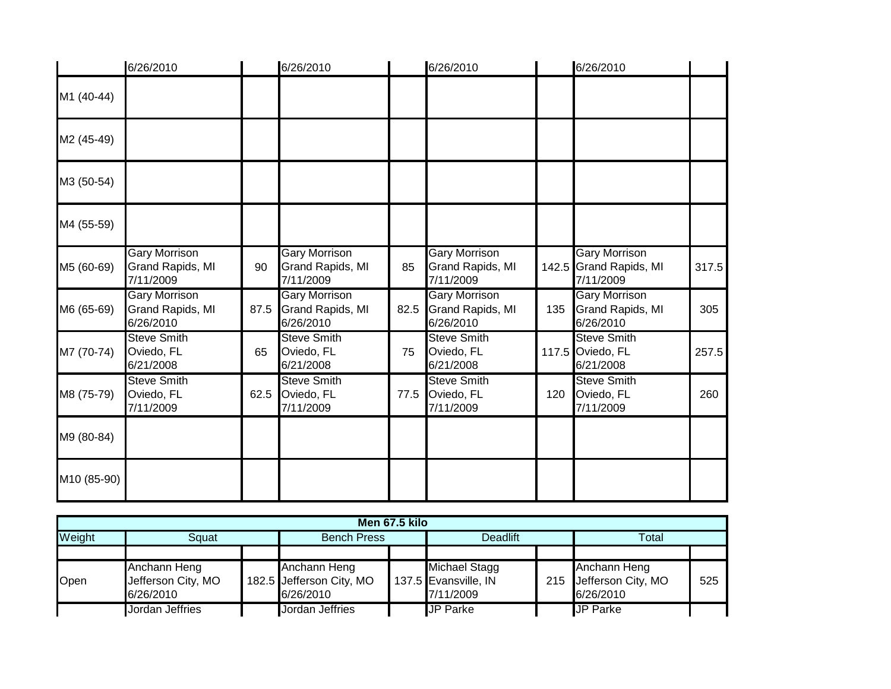| | | | | | | | | |
|---|---|---|---|---|---|---|---|---|
| | 6/26/2010 | | 6/26/2010 | | 6/26/2010 | | 6/26/2010 | |
| M1 (40-44) | | | | | | | | |
| M2 (45-49) | | | | | | | | |
| M3 (50-54) | | | | | | | | |
| M4 (55-59) | | | | | | | | |
| M5 (60-69) | Gary Morrison Grand Rapids, MI 7/11/2009 | 90 | Gary Morrison Grand Rapids, MI 7/11/2009 | 85 | Gary Morrison Grand Rapids, MI 7/11/2009 | 142.5 | Gary Morrison Grand Rapids, MI 7/11/2009 | 317.5 |
| M6 (65-69) | Gary Morrison Grand Rapids, MI 6/26/2010 | 87.5 | Gary Morrison Grand Rapids, MI 6/26/2010 | 82.5 | Gary Morrison Grand Rapids, MI 6/26/2010 | 135 | Gary Morrison Grand Rapids, MI 6/26/2010 | 305 |
| M7 (70-74) | Steve Smith Oviedo, FL 6/21/2008 | 65 | Steve Smith Oviedo, FL 6/21/2008 | 75 | Steve Smith Oviedo, FL 6/21/2008 | 117.5 | Steve Smith Oviedo, FL 6/21/2008 | 257.5 |
| M8 (75-79) | Steve Smith Oviedo, FL 7/11/2009 | 62.5 | Steve Smith Oviedo, FL 7/11/2009 | 77.5 | Steve Smith Oviedo, FL 7/11/2009 | 120 | Steve Smith Oviedo, FL 7/11/2009 | 260 |
| M9 (80-84) | | | | | | | | |
| M10 (85-90) | | | | | | | | |

| **Men 67.5 kilo** | | | | | | | | |
|---|---|---|---|---|---|---|---|---|
| Weight | Squat | | Bench Press | | Deadlift | | Total | |
| | | | | | | | | |
| Open | Anchann Heng Jefferson City, MO 6/26/2010 | 182.5 | Anchann Heng Jefferson City, MO 6/26/2010 | 137.5 | Michael Stagg Evansville, IN 7/11/2009 | 215 | Anchann Heng Jefferson City, MO 6/26/2010 | 525 |
| | Jordan Jeffries | | Jordan Jeffries | | JP Parke | | JP Parke | |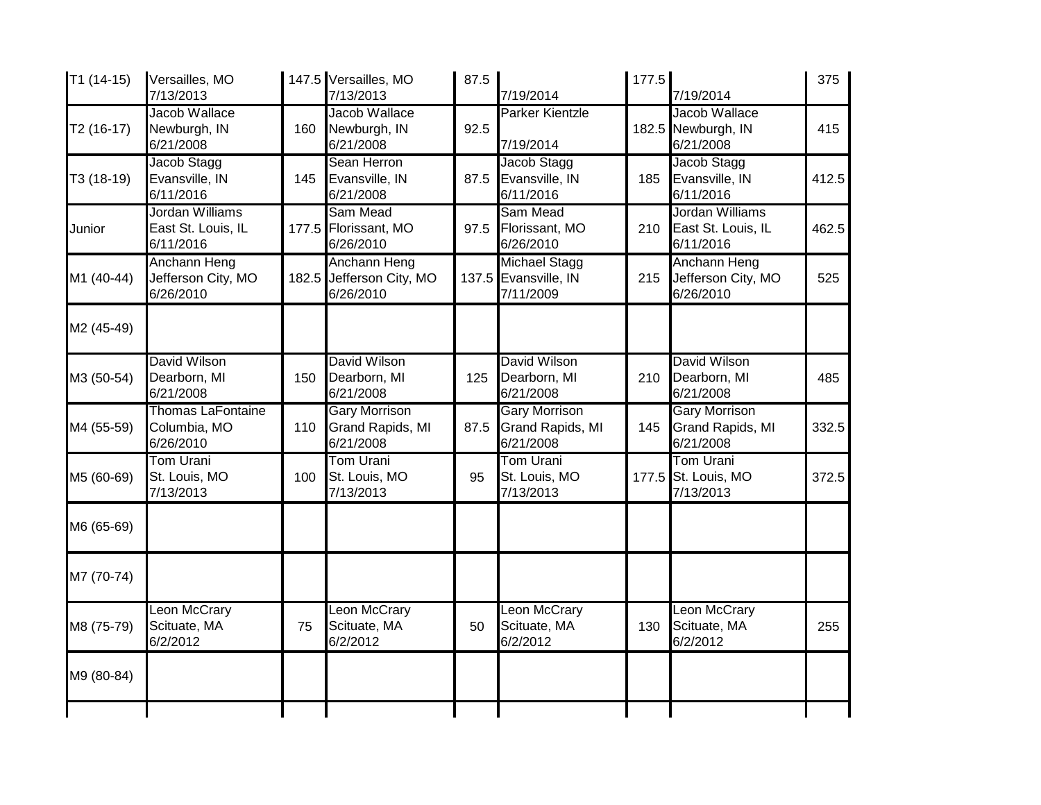| | | | | | | | | | |
|---|---|---|---|---|---|---|---|---|---|
| T1 (14-15) | Versailles, MO 7/13/2013 | 147.5 | Versailles, MO 7/13/2013 | 87.5 | 7/19/2014 | 177.5 | 7/19/2014 | 375 |
| T2 (16-17) | Jacob Wallace Newburgh, IN 6/21/2008 | 160 | Jacob Wallace Newburgh, IN 6/21/2008 | 92.5 | Parker Kientzle 7/19/2014 | 182.5 | Jacob Wallace Newburgh, IN 6/21/2008 | 415 |
| T3 (18-19) | Jacob Stagg Evansville, IN 6/11/2016 | 145 | Sean Herron Evansville, IN 6/21/2008 | 87.5 | Jacob Stagg Evansville, IN 6/11/2016 | 185 | Jacob Stagg Evansville, IN 6/11/2016 | 412.5 |
| Junior | Jordan Williams East St. Louis, IL 6/11/2016 | 177.5 | Sam Mead Florissant, MO 6/26/2010 | 97.5 | Sam Mead Florissant, MO 6/26/2010 | 210 | Jordan Williams East St. Louis, IL 6/11/2016 | 462.5 |
| M1 (40-44) | Anchann Heng Jefferson City, MO 6/26/2010 | 182.5 | Anchann Heng Jefferson City, MO 6/26/2010 | 137.5 | Michael Stagg Evansville, IN 7/11/2009 | 215 | Anchann Heng Jefferson City, MO 6/26/2010 | 525 |
| M2 (45-49) | | | | | | | | |
| M3 (50-54) | David Wilson Dearborn, MI 6/21/2008 | 150 | David Wilson Dearborn, MI 6/21/2008 | 125 | David Wilson Dearborn, MI 6/21/2008 | 210 | David Wilson Dearborn, MI 6/21/2008 | 485 |
| M4 (55-59) | Thomas LaFontaine Columbia, MO 6/26/2010 | 110 | Gary Morrison Grand Rapids, MI 6/21/2008 | 87.5 | Gary Morrison Grand Rapids, MI 6/21/2008 | 145 | Gary Morrison Grand Rapids, MI 6/21/2008 | 332.5 |
| M5 (60-69) | Tom Urani St. Louis, MO 7/13/2013 | 100 | Tom Urani St. Louis, MO 7/13/2013 | 95 | Tom Urani St. Louis, MO 7/13/2013 | 177.5 | Tom Urani St. Louis, MO 7/13/2013 | 372.5 |
| M6 (65-69) | | | | | | | | |
| M7 (70-74) | | | | | | | | |
| M8 (75-79) | Leon McCrary Scituate, MA 6/2/2012 | 75 | Leon McCrary Scituate, MA 6/2/2012 | 50 | Leon McCrary Scituate, MA 6/2/2012 | 130 | Leon McCrary Scituate, MA 6/2/2012 | 255 |
| M9 (80-84) | | | | | | | | |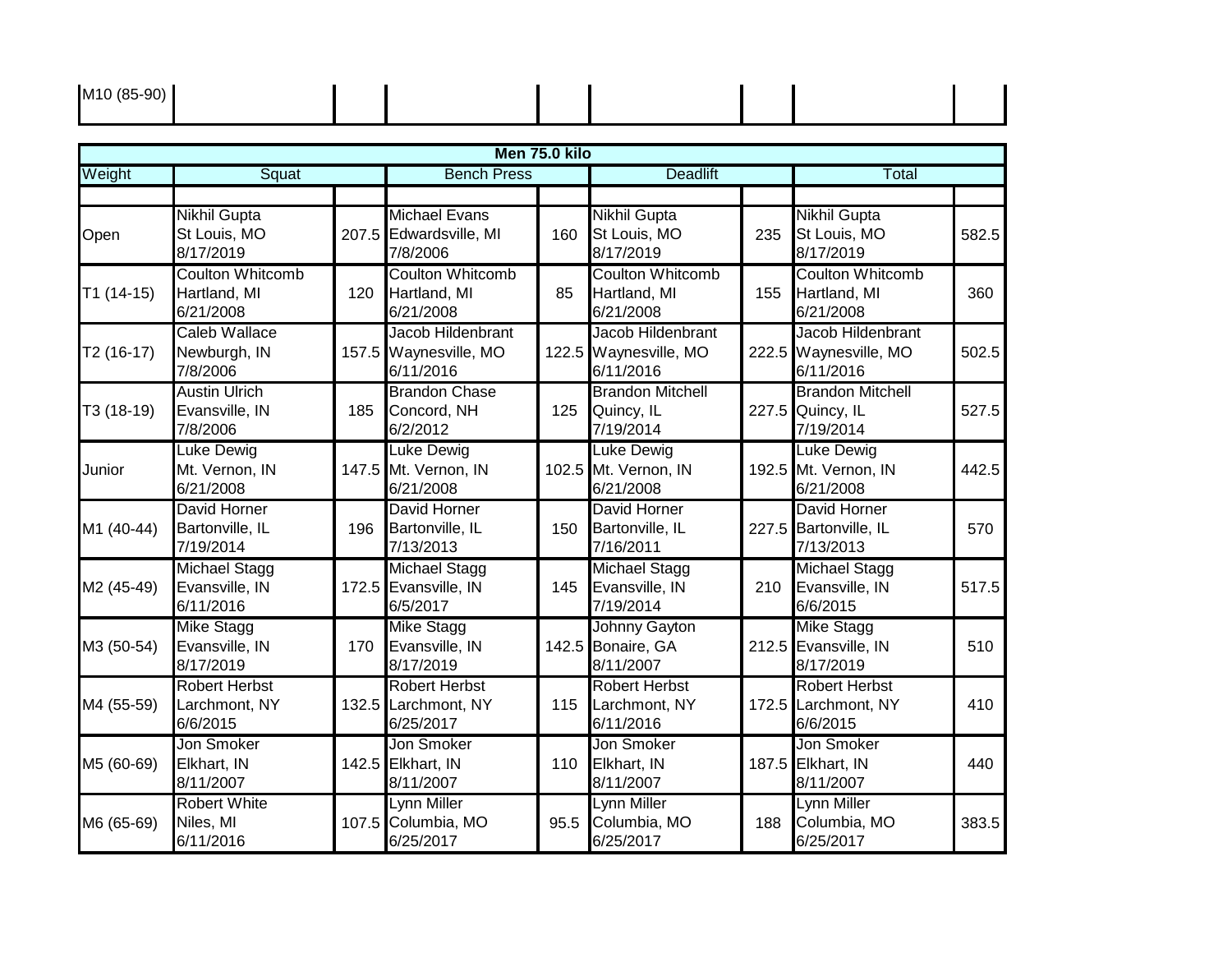| M10 (85-90) | | | | | | | | |
|---|---|---|---|---|---|---|---|---|

| Men 75.0 kilo | | | | | | | | |
|---|---|---|---|---|---|---|---|---|
| Weight | Squat | | Bench Press | | Deadlift | | Total | |
| | | | | | | | | |
| Open | Nikhil Gupta St Louis, MO 8/17/2019 | 207.5 | Michael Evans Edwardsville, MI 7/8/2006 | 160 | Nikhil Gupta St Louis, MO 8/17/2019 | 235 | Nikhil Gupta St Louis, MO 8/17/2019 | 582.5 |
| T1 (14-15) | Coulton Whitcomb Hartland, MI 6/21/2008 | 120 | Coulton Whitcomb Hartland, MI 6/21/2008 | 85 | Coulton Whitcomb Hartland, MI 6/21/2008 | 155 | Coulton Whitcomb Hartland, MI 6/21/2008 | 360 |
| T2 (16-17) | Caleb Wallace Newburgh, IN 7/8/2006 | 157.5 | Jacob Hildenbrant Waynesville, MO 6/11/2016 | 122.5 | Jacob Hildenbrant Waynesville, MO 6/11/2016 | 222.5 | Jacob Hildenbrant Waynesville, MO 6/11/2016 | 502.5 |
| T3 (18-19) | Austin Ulrich Evansville, IN 7/8/2006 | 185 | Brandon Chase Concord, NH 6/2/2012 | 125 | Brandon Mitchell Quincy, IL 7/19/2014 | 227.5 | Brandon Mitchell Quincy, IL 7/19/2014 | 527.5 |
| Junior | Luke Dewig Mt. Vernon, IN 6/21/2008 | 147.5 | Luke Dewig Mt. Vernon, IN 6/21/2008 | 102.5 | Luke Dewig Mt. Vernon, IN 6/21/2008 | 192.5 | Luke Dewig Mt. Vernon, IN 6/21/2008 | 442.5 |
| M1 (40-44) | David Horner Bartonville, IL 7/19/2014 | 196 | David Horner Bartonville, IL 7/13/2013 | 150 | David Horner Bartonville, IL 7/16/2011 | 227.5 | David Horner Bartonville, IL 7/13/2013 | 570 |
| M2 (45-49) | Michael Stagg Evansville, IN 6/11/2016 | 172.5 | Michael Stagg Evansville, IN 6/5/2017 | 145 | Michael Stagg Evansville, IN 7/19/2014 | 210 | Michael Stagg Evansville, IN 6/6/2015 | 517.5 |
| M3 (50-54) | Mike Stagg Evansville, IN 8/17/2019 | 170 | Mike Stagg Evansville, IN 8/17/2019 | 142.5 | Johnny Gayton Bonaire, GA 8/11/2007 | 212.5 | Mike Stagg Evansville, IN 8/17/2019 | 510 |
| M4 (55-59) | Robert Herbst Larchmont, NY 6/6/2015 | 132.5 | Robert Herbst Larchmont, NY 6/25/2017 | 115 | Robert Herbst Larchmont, NY 6/11/2016 | 172.5 | Robert Herbst Larchmont, NY 6/6/2015 | 410 |
| M5 (60-69) | Jon Smoker Elkhart, IN 8/11/2007 | 142.5 | Jon Smoker Elkhart, IN 8/11/2007 | 110 | Jon Smoker Elkhart, IN 8/11/2007 | 187.5 | Jon Smoker Elkhart, IN 8/11/2007 | 440 |
| M6 (65-69) | Robert White Niles, MI 6/11/2016 | 107.5 | Lynn Miller Columbia, MO 6/25/2017 | 95.5 | Lynn Miller Columbia, MO 6/25/2017 | 188 | Lynn Miller Columbia, MO 6/25/2017 | 383.5 |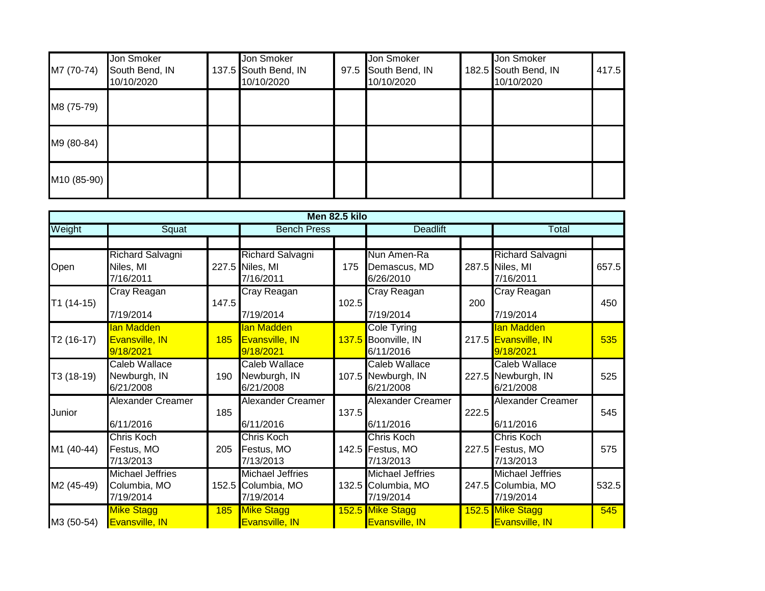| M7 (70-74) | Jon Smoker South Bend, IN 10/10/2020 | 137.5 | Jon Smoker South Bend, IN 10/10/2020 | 97.5 | Jon Smoker South Bend, IN 10/10/2020 | 182.5 | Jon Smoker South Bend, IN 10/10/2020 | 417.5 |
|---|---|---|---|---|---|---|---|---|
| M8 (75-79) | | | | | | | | |
| M9 (80-84) | | | | | | | | |
| M10 (85-90) | | | | | | | | |

| Men 82.5 kilo | | | | | | | | |
|---|---|---|---|---|---|---|---|---|
| Weight | Squat | | Bench Press | | Deadlift | | Total | |
| | | | | | | | | |
| Open | Richard Salvagni Niles, MI 7/16/2011 | 227.5 | Richard Salvagni Niles, MI 7/16/2011 | 175 | Nun Amen-Ra Demascus, MD 6/26/2010 | 287.5 | Richard Salvagni Niles, MI 7/16/2011 | 657.5 |
| T1 (14-15) | Cray Reagan 7/19/2014 | 147.5 | Cray Reagan 7/19/2014 | 102.5 | Cray Reagan 7/19/2014 | 200 | Cray Reagan 7/19/2014 | 450 |
| T2 (16-17) | Ian Madden Evansville, IN 9/18/2021 | 185 | Ian Madden Evansville, IN 9/18/2021 | 137.5 | Cole Tyring Boonville, IN 6/11/2016 | 217.5 | Ian Madden Evansville, IN 9/18/2021 | 535 |
| T3 (18-19) | Caleb Wallace Newburgh, IN 6/21/2008 | 190 | Caleb Wallace Newburgh, IN 6/21/2008 | 107.5 | Caleb Wallace Newburgh, IN 6/21/2008 | 227.5 | Caleb Wallace Newburgh, IN 6/21/2008 | 525 |
| Junior | Alexander Creamer 6/11/2016 | 185 | Alexander Creamer 6/11/2016 | 137.5 | Alexander Creamer 6/11/2016 | 222.5 | Alexander Creamer 6/11/2016 | 545 |
| M1 (40-44) | Chris Koch Festus, MO 7/13/2013 | 205 | Chris Koch Festus, MO 7/13/2013 | 142.5 | Chris Koch Festus, MO 7/13/2013 | 227.5 | Chris Koch Festus, MO 7/13/2013 | 575 |
| M2 (45-49) | Michael Jeffries Columbia, MO 7/19/2014 | 152.5 | Michael Jeffries Columbia, MO 7/19/2014 | 132.5 | Michael Jeffries Columbia, MO 7/19/2014 | 247.5 | Michael Jeffries Columbia, MO 7/19/2014 | 532.5 |
| M3 (50-54) | Mike Stagg Evansville, IN | 185 | Mike Stagg Evansville, IN | 152.5 | Mike Stagg Evansville, IN | 152.5 | Mike Stagg Evansville, IN | 545 |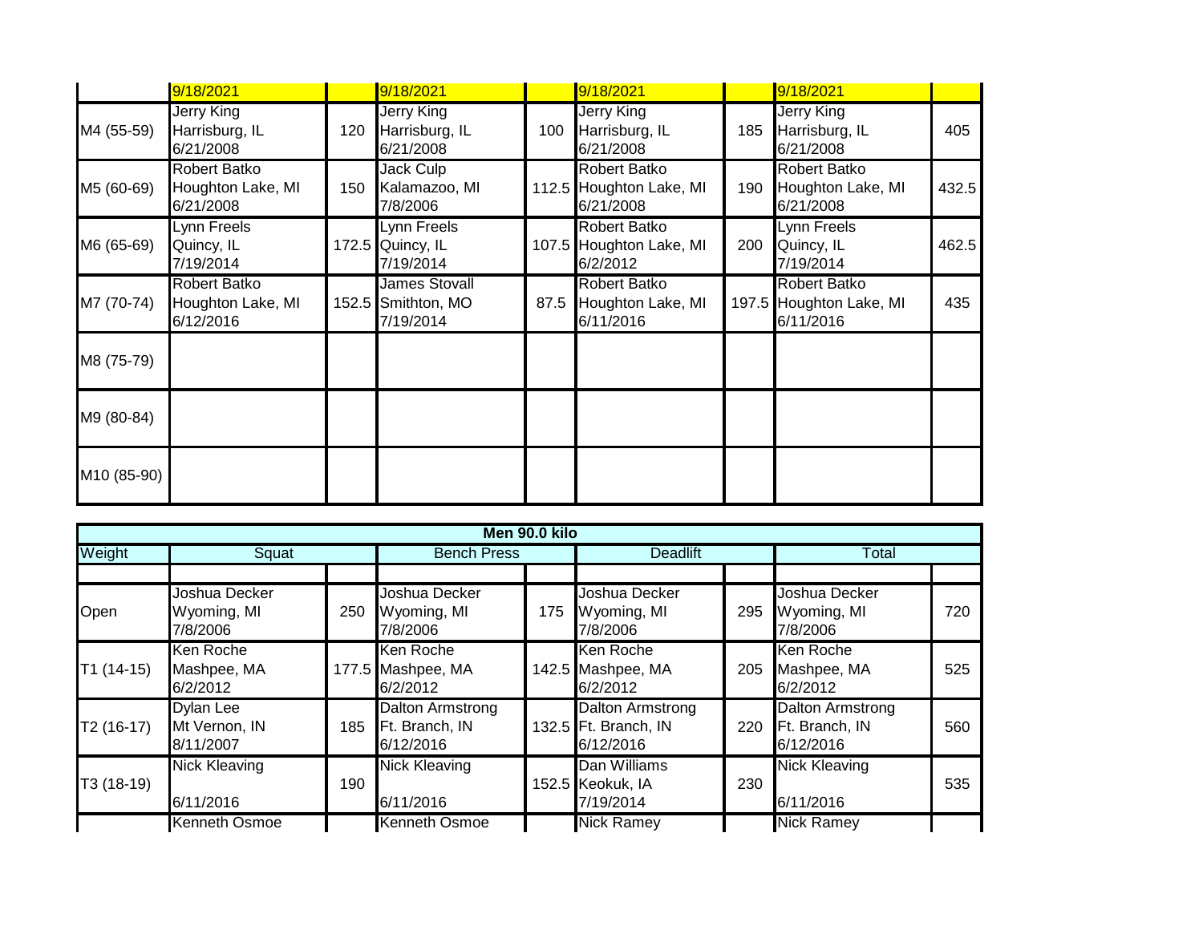| | 9/18/2021 | | 9/18/2021 | | 9/18/2021 | | 9/18/2021 | |
|---|---|---|---|---|---|---|---|---|
| M4 (55-59) | Jerry King Harrisburg, IL 6/21/2008 | 120 | Jerry King Harrisburg, IL 6/21/2008 | 100 | Jerry King Harrisburg, IL 6/21/2008 | 185 | Jerry King Harrisburg, IL 6/21/2008 | 405 |
| M5 (60-69) | Robert Batko Houghton Lake, MI 6/21/2008 | 150 | Jack Culp Kalamazoo, MI 7/8/2006 | 112.5 | Robert Batko Houghton Lake, MI 6/21/2008 | 190 | Robert Batko Houghton Lake, MI 6/21/2008 | 432.5 |
| M6 (65-69) | Lynn Freels Quincy, IL 7/19/2014 | 172.5 | Lynn Freels Quincy, IL 7/19/2014 | 107.5 | Robert Batko Houghton Lake, MI 6/2/2012 | 200 | Lynn Freels Quincy, IL 7/19/2014 | 462.5 |
| M7 (70-74) | Robert Batko Houghton Lake, MI 6/12/2016 | 152.5 | James Stovall Smithton, MO 7/19/2014 | 87.5 | Robert Batko Houghton Lake, MI 6/11/2016 | 197.5 | Robert Batko Houghton Lake, MI 6/11/2016 | 435 |
| M8 (75-79) | | | | | | | | |
| M9 (80-84) | | | | | | | | |
| M10 (85-90) | | | | | | | | |

| Men 90.0 kilo | | | | | | | | |
|---|---|---|---|---|---|---|---|---|
| Weight | Squat | | Bench Press | | Deadlift | | Total | |
| | | | | | | | | |
| Open | Joshua Decker Wyoming, MI 7/8/2006 | 250 | Joshua Decker Wyoming, MI 7/8/2006 | 175 | Joshua Decker Wyoming, MI 7/8/2006 | 295 | Joshua Decker Wyoming, MI 7/8/2006 | 720 |
| T1 (14-15) | Ken Roche Mashpee, MA 6/2/2012 | 177.5 | Ken Roche Mashpee, MA 6/2/2012 | 142.5 | Ken Roche Mashpee, MA 6/2/2012 | 205 | Ken Roche Mashpee, MA 6/2/2012 | 525 |
| T2 (16-17) | Dylan Lee Mt Vernon, IN 8/11/2007 | 185 | Dalton Armstrong Ft. Branch, IN 6/12/2016 | 132.5 | Dalton Armstrong Ft. Branch, IN 6/12/2016 | 220 | Dalton Armstrong Ft. Branch, IN 6/12/2016 | 560 |
| T3 (18-19) | Nick Kleaving 6/11/2016 | 190 | Nick Kleaving 6/11/2016 | 152.5 | Dan Williams Keokuk, IA 7/19/2014 | 230 | Nick Kleaving 6/11/2016 | 535 |
| | Kenneth Osmoe | | Kenneth Osmoe | | Nick Ramey | | Nick Ramey | |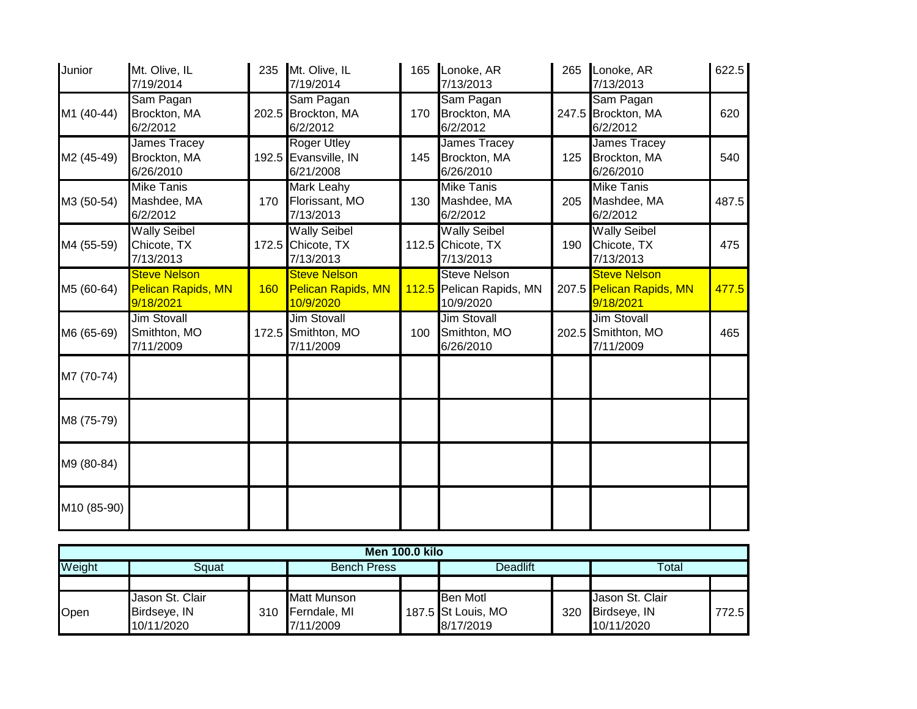| | | | | | | | | | |
|---|---|---|---|---|---|---|---|---|---|
| Junior | Mt. Olive, IL 7/19/2014 | 235 | Mt. Olive, IL 7/19/2014 | 165 | Lonoke, AR 7/13/2013 | 265 | Lonoke, AR 7/13/2013 | 622.5 |
| M1 (40-44) | Sam Pagan Brockton, MA 6/2/2012 | 202.5 | Sam Pagan Brockton, MA 6/2/2012 | 170 | Sam Pagan Brockton, MA 6/2/2012 | 247.5 | Sam Pagan Brockton, MA 6/2/2012 | 620 |
| M2 (45-49) | James Tracey Brockton, MA 6/26/2010 | 192.5 | Roger Utley Evansville, IN 6/21/2008 | 145 | James Tracey Brockton, MA 6/26/2010 | 125 | James Tracey Brockton, MA 6/26/2010 | 540 |
| M3 (50-54) | Mike Tanis Mashdee, MA 6/2/2012 | 170 | Mark Leahy Florissant, MO 7/13/2013 | 130 | Mike Tanis Mashdee, MA 6/2/2012 | 205 | Mike Tanis Mashdee, MA 6/2/2012 | 487.5 |
| M4 (55-59) | Wally Seibel Chicote, TX 7/13/2013 | 172.5 | Wally Seibel Chicote, TX 7/13/2013 | 112.5 | Wally Seibel Chicote, TX 7/13/2013 | 190 | Wally Seibel Chicote, TX 7/13/2013 | 475 |
| M5 (60-64) | Steve Nelson Pelican Rapids, MN 9/18/2021 | 160 | Steve Nelson Pelican Rapids, MN 10/9/2020 | 112.5 | Steve Nelson Pelican Rapids, MN 10/9/2020 | 207.5 | Steve Nelson Pelican Rapids, MN 9/18/2021 | 477.5 |
| M6 (65-69) | Jim Stovall Smithton, MO 7/11/2009 | 172.5 | Jim Stovall Smithton, MO 7/11/2009 | 100 | Jim Stovall Smithton, MO 6/26/2010 | 202.5 | Jim Stovall Smithton, MO 7/11/2009 | 465 |
| M7 (70-74) | | | | | | | | |
| M8 (75-79) | | | | | | | | |
| M9 (80-84) | | | | | | | | |
| M10 (85-90) | | | | | | | | |

| Men 100.0 kilo | | | | | | | | |
|---|---|---|---|---|---|---|---|---|
| Weight | Squat | | Bench Press | | Deadlift | | Total | |
| | | | | | | | | |
| Open | Jason St. Clair Birdseye, IN 10/11/2020 | 310 | Matt Munson Ferndale, MI 7/11/2009 | 187.5 | Ben Motl St Louis, MO 8/17/2019 | 320 | Jason St. Clair Birdseye, IN 10/11/2020 | 772.5 |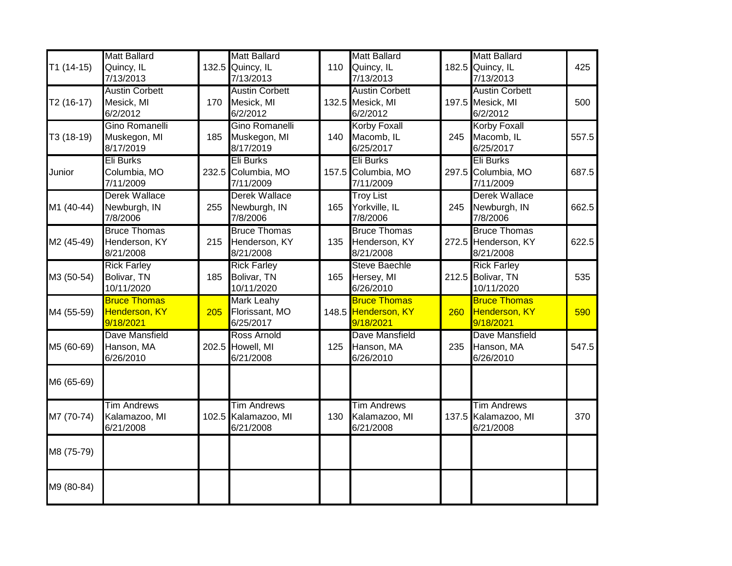| | | | | | | | | | |
|---|---|---|---|---|---|---|---|---|---|
| T1 (14-15) | Matt Ballard<br>Quincy, IL<br>7/13/2013 | 132.5 | Matt Ballard<br>Quincy, IL<br>7/13/2013 | 110 | Matt Ballard<br>Quincy, IL<br>7/13/2013 | 182.5 | Matt Ballard<br>Quincy, IL<br>7/13/2013 | 425 |
| T2 (16-17) | Austin Corbett<br>Mesick, MI<br>6/2/2012 | 170 | Austin Corbett<br>Mesick, MI<br>6/2/2012 | 132.5 | Austin Corbett<br>Mesick, MI<br>6/2/2012 | 197.5 | Austin Corbett<br>Mesick, MI<br>6/2/2012 | 500 |
| T3 (18-19) | Gino Romanelli<br>Muskegon, MI<br>8/17/2019 | 185 | Gino Romanelli<br>Muskegon, MI<br>8/17/2019 | 140 | Korby Foxall<br>Macomb, IL<br>6/25/2017 | 245 | Korby Foxall<br>Macomb, IL<br>6/25/2017 | 557.5 |
| Junior | Eli Burks<br>Columbia, MO<br>7/11/2009 | 232.5 | Eli Burks<br>Columbia, MO<br>7/11/2009 | 157.5 | Eli Burks<br>Columbia, MO<br>7/11/2009 | 297.5 | Eli Burks<br>Columbia, MO<br>7/11/2009 | 687.5 |
| M1 (40-44) | Derek Wallace<br>Newburgh, IN<br>7/8/2006 | 255 | Derek Wallace<br>Newburgh, IN<br>7/8/2006 | 165 | Troy List<br>Yorkville, IL<br>7/8/2006 | 245 | Derek Wallace<br>Newburgh, IN<br>7/8/2006 | 662.5 |
| M2 (45-49) | Bruce Thomas<br>Henderson, KY<br>8/21/2008 | 215 | Bruce Thomas<br>Henderson, KY<br>8/21/2008 | 135 | Bruce Thomas<br>Henderson, KY<br>8/21/2008 | 272.5 | Bruce Thomas<br>Henderson, KY<br>8/21/2008 | 622.5 |
| M3 (50-54) | Rick Farley<br>Bolivar, TN<br>10/11/2020 | 185 | Rick Farley<br>Bolivar, TN<br>10/11/2020 | 165 | Steve Baechle<br>Hersey, MI<br>6/26/2010 | 212.5 | Rick Farley<br>Bolivar, TN<br>10/11/2020 | 535 |
| M4 (55-59) | Bruce Thomas<br>Henderson, KY<br>9/18/2021 | 205 | Mark Leahy<br>Florissant, MO<br>6/25/2017 | 148.5 | Bruce Thomas<br>Henderson, KY<br>9/18/2021 | 260 | Bruce Thomas<br>Henderson, KY<br>9/18/2021 | 590 |
| M5 (60-69) | Dave Mansfield<br>Hanson, MA<br>6/26/2010 | 202.5 | Ross Arnold<br>Howell, MI<br>6/21/2008 | 125 | Dave Mansfield<br>Hanson, MA<br>6/26/2010 | 235 | Dave Mansfield<br>Hanson, MA<br>6/26/2010 | 547.5 |
| M6 (65-69) | | | | | | | | |
| M7 (70-74) | Tim Andrews<br>Kalamazoo, MI<br>6/21/2008 | 102.5 | Tim Andrews<br>Kalamazoo, MI<br>6/21/2008 | 130 | Tim Andrews<br>Kalamazoo, MI<br>6/21/2008 | 137.5 | Tim Andrews<br>Kalamazoo, MI<br>6/21/2008 | 370 |
| M8 (75-79) | | | | | | | | |
| M9 (80-84) | | | | | | | | |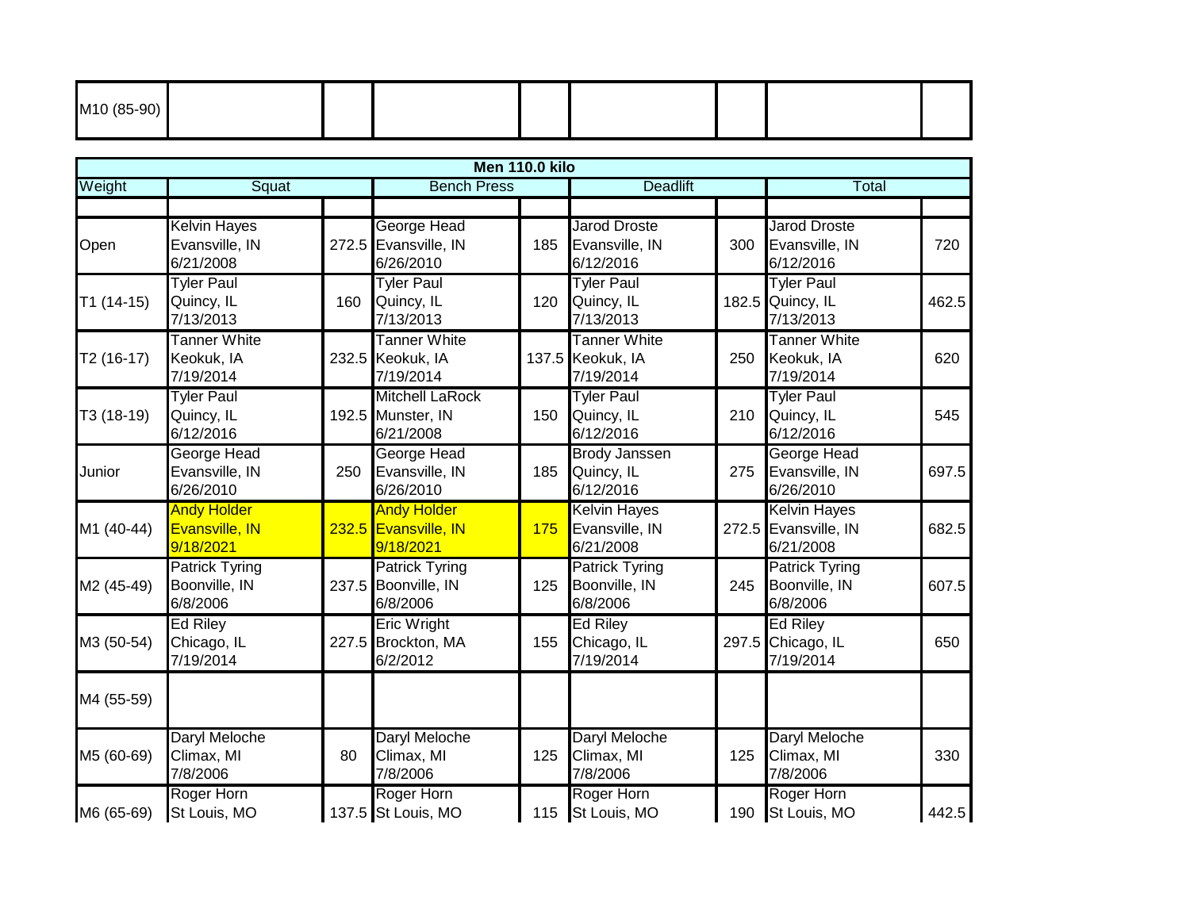| M10 (85-90) | | | | | | | | |
|---|---|---|---|---|---|---|---|---|

**Men 110.0 kilo**

| Weight | Squat | | Bench Press | | Deadlift | | Total | |
|---|---|---|---|---|---|---|---|---|
| | | | | | | | | |
| Open | Kelvin Hayes Evansville, IN 6/21/2008 | 272.5 | George Head Evansville, IN 6/26/2010 | 185 | Jarod Droste Evansville, IN 6/12/2016 | 300 | Jarod Droste Evansville, IN 6/12/2016 | 720 |
| T1 (14-15) | Tyler Paul Quincy, IL 7/13/2013 | 160 | Tyler Paul Quincy, IL 7/13/2013 | 120 | Tyler Paul Quincy, IL 7/13/2013 | 182.5 | Tyler Paul Quincy, IL 7/13/2013 | 462.5 |
| T2 (16-17) | Tanner White Keokuk, IA 7/19/2014 | 232.5 | Tanner White Keokuk, IA 7/19/2014 | 137.5 | Tanner White Keokuk, IA 7/19/2014 | 250 | Tanner White Keokuk, IA 7/19/2014 | 620 |
| T3 (18-19) | Tyler Paul Quincy, IL 6/12/2016 | 192.5 | Mitchell LaRock Munster, IN 6/21/2008 | 150 | Tyler Paul Quincy, IL 6/12/2016 | 210 | Tyler Paul Quincy, IL 6/12/2016 | 545 |
| Junior | George Head Evansville, IN 6/26/2010 | 250 | George Head Evansville, IN 6/26/2010 | 185 | Brody Janssen Quincy, IL 6/12/2016 | 275 | George Head Evansville, IN 6/26/2010 | 697.5 |
| M1 (40-44) | Andy Holder Evansville, IN 9/18/2021 | 232.5 | Andy Holder Evansville, IN 9/18/2021 | 175 | Kelvin Hayes Evansville, IN 6/21/2008 | 272.5 | Kelvin Hayes Evansville, IN 6/21/2008 | 682.5 |
| M2 (45-49) | Patrick Tyring Boonville, IN 6/8/2006 | 237.5 | Patrick Tyring Boonville, IN 6/8/2006 | 125 | Patrick Tyring Boonville, IN 6/8/2006 | 245 | Patrick Tyring Boonville, IN 6/8/2006 | 607.5 |
| M3 (50-54) | Ed Riley Chicago, IL 7/19/2014 | 227.5 | Eric Wright Brockton, MA 6/2/2012 | 155 | Ed Riley Chicago, IL 7/19/2014 | 297.5 | Ed Riley Chicago, IL 7/19/2014 | 650 |
| M4 (55-59) | | | | | | | | |
| M5 (60-69) | Daryl Meloche Climax, MI 7/8/2006 | 80 | Daryl Meloche Climax, MI 7/8/2006 | 125 | Daryl Meloche Climax, MI 7/8/2006 | 125 | Daryl Meloche Climax, MI 7/8/2006 | 330 |
| M6 (65-69) | Roger Horn St Louis, MO | 137.5 | Roger Horn St Louis, MO | 115 | Roger Horn St Louis, MO | 190 | Roger Horn St Louis, MO | 442.5 |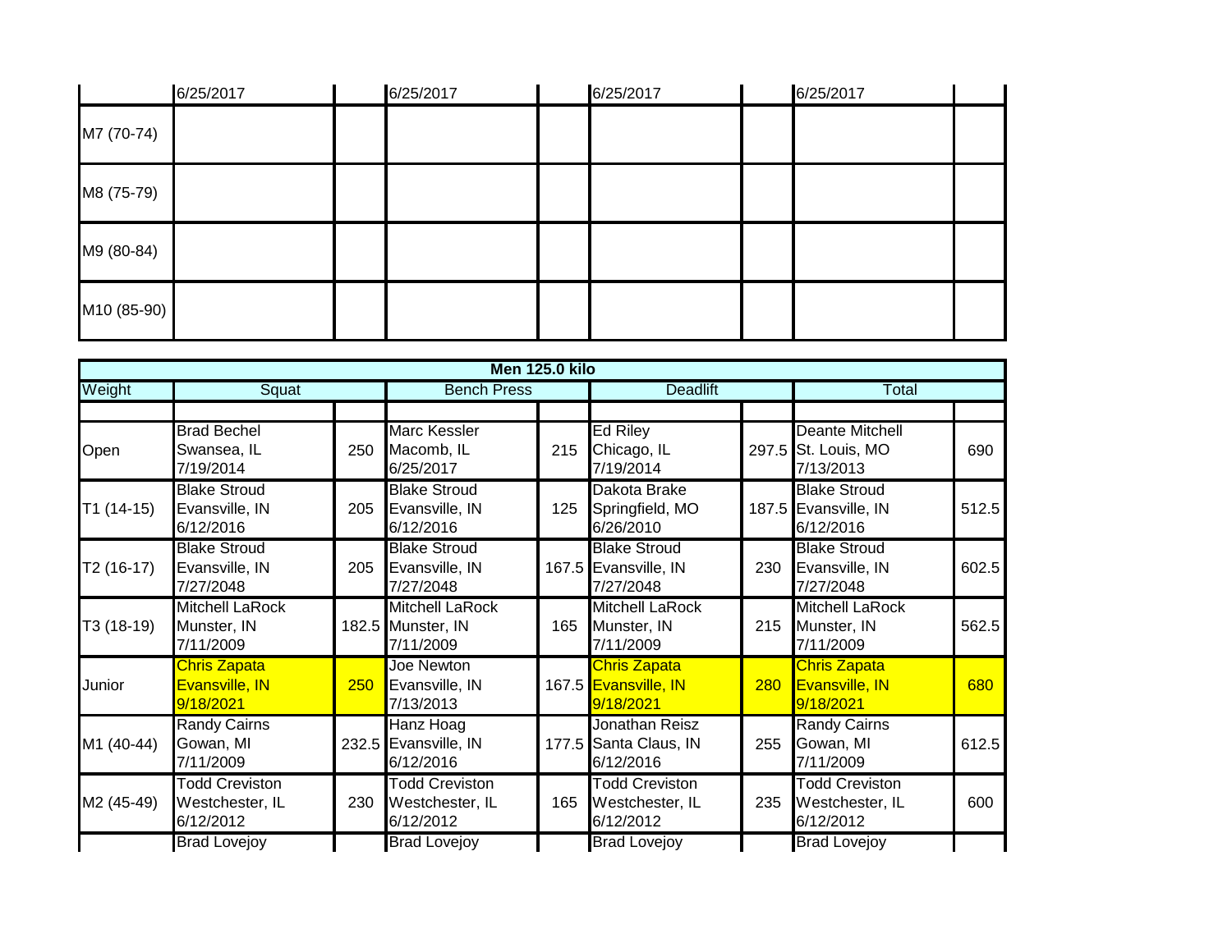| | 6/25/2017 | | 6/25/2017 | | 6/25/2017 | | 6/25/2017 | |
|---|---|---|---|---|---|---|---|---|
| M7 (70-74) | | | | | | | | |
| M8 (75-79) | | | | | | | | |
| M9 (80-84) | | | | | | | | |
| M10 (85-90) | | | | | | | | |

**Men 125.0 kilo**

| Weight | Squat | | Bench Press | | Deadlift | | Total | |
|---|---|---|---|---|---|---|---|---|
| | | | | | | | | |
| Open | Brad Bechel Swansea, IL 7/19/2014 | 250 | Marc Kessler Macomb, IL 6/25/2017 | 215 | Ed Riley Chicago, IL 7/19/2014 | 297.5 | Deante Mitchell St. Louis, MO 7/13/2013 | 690 |
| T1 (14-15) | Blake Stroud Evansville, IN 6/12/2016 | 205 | Blake Stroud Evansville, IN 6/12/2016 | 125 | Dakota Brake Springfield, MO 6/26/2010 | 187.5 | Blake Stroud Evansville, IN 6/12/2016 | 512.5 |
| T2 (16-17) | Blake Stroud Evansville, IN 7/27/2048 | 205 | Blake Stroud Evansville, IN 7/27/2048 | 167.5 | Blake Stroud Evansville, IN 7/27/2048 | 230 | Blake Stroud Evansville, IN 7/27/2048 | 602.5 |
| T3 (18-19) | Mitchell LaRock Munster, IN 7/11/2009 | 182.5 | Mitchell LaRock Munster, IN 7/11/2009 | 165 | Mitchell LaRock Munster, IN 7/11/2009 | 215 | Mitchell LaRock Munster, IN 7/11/2009 | 562.5 |
| Junior | Chris Zapata Evansville, IN 9/18/2021 | 250 | Joe Newton Evansville, IN 7/13/2013 | 167.5 | Chris Zapata Evansville, IN 9/18/2021 | 280 | Chris Zapata Evansville, IN 9/18/2021 | 680 |
| M1 (40-44) | Randy Cairns Gowan, MI 7/11/2009 | 232.5 | Hanz Hoag Evansville, IN 6/12/2016 | 177.5 | Jonathan Reisz Santa Claus, IN 6/12/2016 | 255 | Randy Cairns Gowan, MI 7/11/2009 | 612.5 |
| M2 (45-49) | Todd Creviston Westchester, IL 6/12/2012 | 230 | Todd Creviston Westchester, IL 6/12/2012 | 165 | Todd Creviston Westchester, IL 6/12/2012 | 235 | Todd Creviston Westchester, IL 6/12/2012 | 600 |
| | Brad Lovejoy | | Brad Lovejoy | | Brad Lovejoy | | Brad Lovejoy | |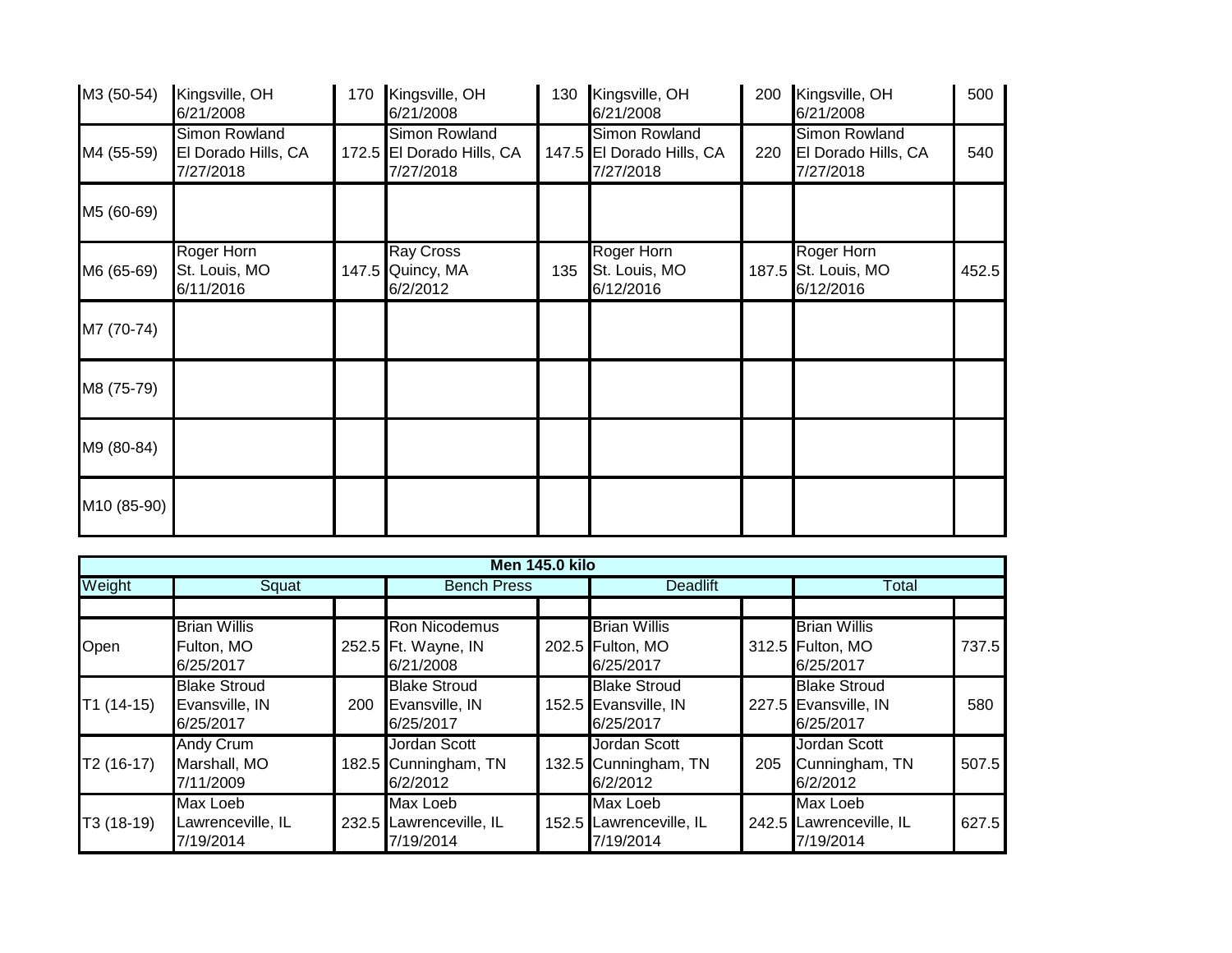| | | | | | | | | |
|---|---|---|---|---|---|---|---|---|
| M3 (50-54) | Kingsville, OH<br>6/21/2008 | 170 | Kingsville, OH<br>6/21/2008 | 130 | Kingsville, OH<br>6/21/2008 | 200 | Kingsville, OH<br>6/21/2008 | 500 |
| M4 (55-59) | Simon Rowland<br>El Dorado Hills, CA<br>7/27/2018 | 172.5 | Simon Rowland<br>El Dorado Hills, CA<br>7/27/2018 | 147.5 | Simon Rowland<br>El Dorado Hills, CA<br>7/27/2018 | 220 | Simon Rowland<br>El Dorado Hills, CA<br>7/27/2018 | 540 |
| M5 (60-69) | | | | | | | | |
| M6 (65-69) | Roger Horn<br>St. Louis, MO<br>6/11/2016 | 147.5 | Ray Cross<br>Quincy, MA<br>6/2/2012 | 135 | Roger Horn<br>St. Louis, MO<br>6/12/2016 | 187.5 | Roger Horn<br>St. Louis, MO<br>6/12/2016 | 452.5 |
| M7 (70-74) | | | | | | | | |
| M8 (75-79) | | | | | | | | |
| M9 (80-84) | | | | | | | | |
| M10 (85-90) | | | | | | | | |

| **Men 145.0 kilo** | | | | | | | | |
|---|---|---|---|---|---|---|---|---|
| Weight | Squat | | Bench Press | | Deadlift | | Total | |
| | | | | | | | | |
| Open | Brian Willis<br>Fulton, MO<br>6/25/2017 | 252.5 | Ron Nicodemus<br>Ft. Wayne, IN<br>6/21/2008 | 202.5 | Brian Willis<br>Fulton, MO<br>6/25/2017 | 312.5 | Brian Willis<br>Fulton, MO<br>6/25/2017 | 737.5 |
| T1 (14-15) | Blake Stroud<br>Evansville, IN<br>6/25/2017 | 200 | Blake Stroud<br>Evansville, IN<br>6/25/2017 | 152.5 | Blake Stroud<br>Evansville, IN<br>6/25/2017 | 227.5 | Blake Stroud<br>Evansville, IN<br>6/25/2017 | 580 |
| T2 (16-17) | Andy Crum<br>Marshall, MO<br>7/11/2009 | 182.5 | Jordan Scott<br>Cunningham, TN<br>6/2/2012 | 132.5 | Jordan Scott<br>Cunningham, TN<br>6/2/2012 | 205 | Jordan Scott<br>Cunningham, TN<br>6/2/2012 | 507.5 |
| T3 (18-19) | Max Loeb<br>Lawrenceville, IL<br>7/19/2014 | 232.5 | Max Loeb<br>Lawrenceville, IL<br>7/19/2014 | 152.5 | Max Loeb<br>Lawrenceville, IL<br>7/19/2014 | 242.5 | Max Loeb<br>Lawrenceville, IL<br>7/19/2014 | 627.5 |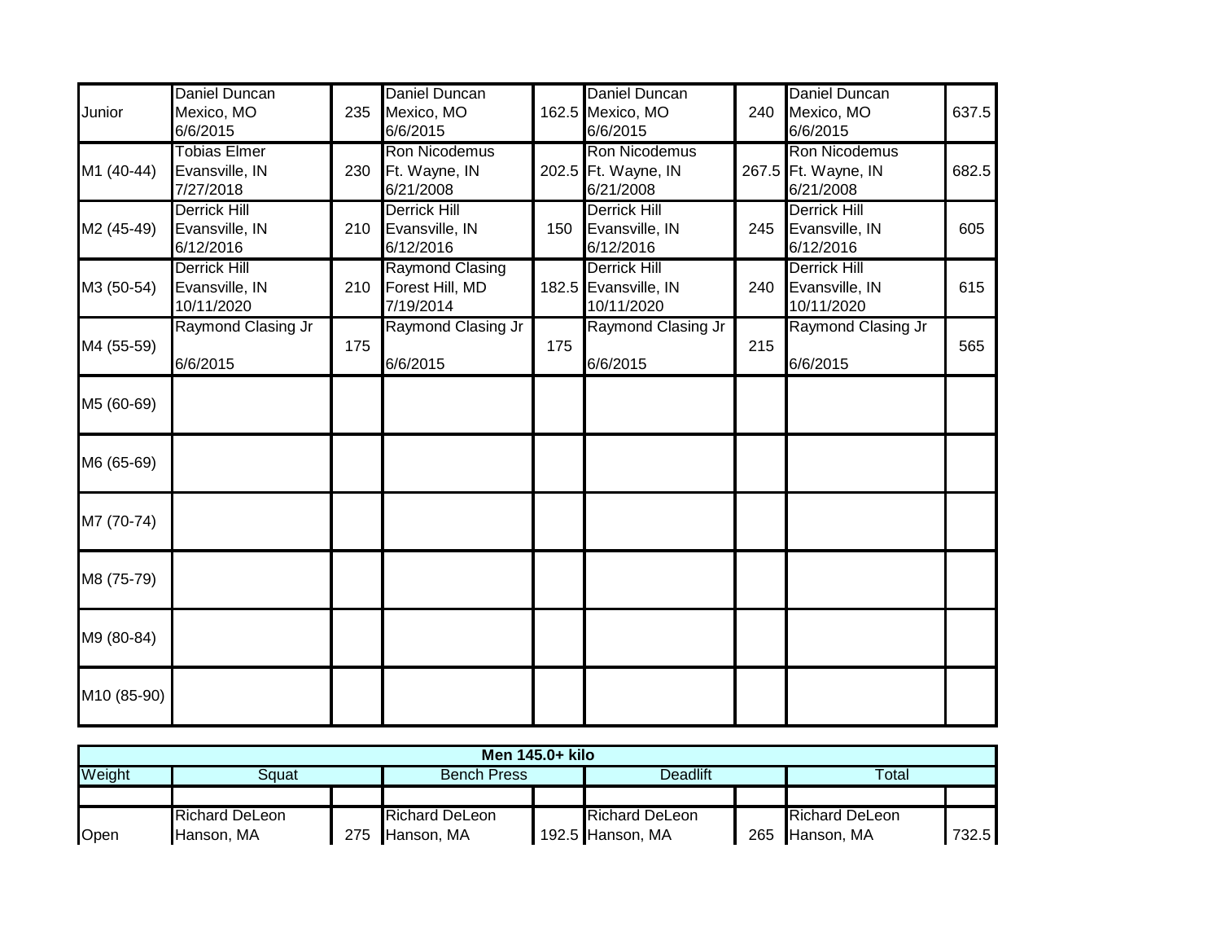| | | | | | | | | |
|---|---|---|---|---|---|---|---|---|
| Junior | Daniel Duncan Mexico, MO 6/6/2015 | 235 | Daniel Duncan Mexico, MO 6/6/2015 | 162.5 | Daniel Duncan Mexico, MO 6/6/2015 | 240 | Daniel Duncan Mexico, MO 6/6/2015 | 637.5 |
| M1 (40-44) | Tobias Elmer Evansville, IN 7/27/2018 | 230 | Ron Nicodemus Ft. Wayne, IN 6/21/2008 | 202.5 | Ron Nicodemus Ft. Wayne, IN 6/21/2008 | 267.5 | Ron Nicodemus Ft. Wayne, IN 6/21/2008 | 682.5 |
| M2 (45-49) | Derrick Hill Evansville, IN 6/12/2016 | 210 | Derrick Hill Evansville, IN 6/12/2016 | 150 | Derrick Hill Evansville, IN 6/12/2016 | 245 | Derrick Hill Evansville, IN 6/12/2016 | 605 |
| M3 (50-54) | Derrick Hill Evansville, IN 10/11/2020 | 210 | Raymond Clasing Forest Hill, MD 7/19/2014 | 182.5 | Derrick Hill Evansville, IN 10/11/2020 | 240 | Derrick Hill Evansville, IN 10/11/2020 | 615 |
| M4 (55-59) | Raymond Clasing Jr 6/6/2015 | 175 | Raymond Clasing Jr 6/6/2015 | 175 | Raymond Clasing Jr 6/6/2015 | 215 | Raymond Clasing Jr 6/6/2015 | 565 |
| M5 (60-69) | | | | | | | | |
| M6 (65-69) | | | | | | | | |
| M7 (70-74) | | | | | | | | |
| M8 (75-79) | | | | | | | | |
| M9 (80-84) | | | | | | | | |
| M10 (85-90) | | | | | | | | |

**Men 145.0+ kilo**

| Weight | Squat | | Bench Press | | Deadlift | | Total | |
|---|---|---|---|---|---|---|---|---|
| | | | | | | | | |
| Open | Richard DeLeon Hanson, MA | 275 | Richard DeLeon Hanson, MA | 192.5 | Richard DeLeon Hanson, MA | 265 | Richard DeLeon Hanson, MA | 732.5 |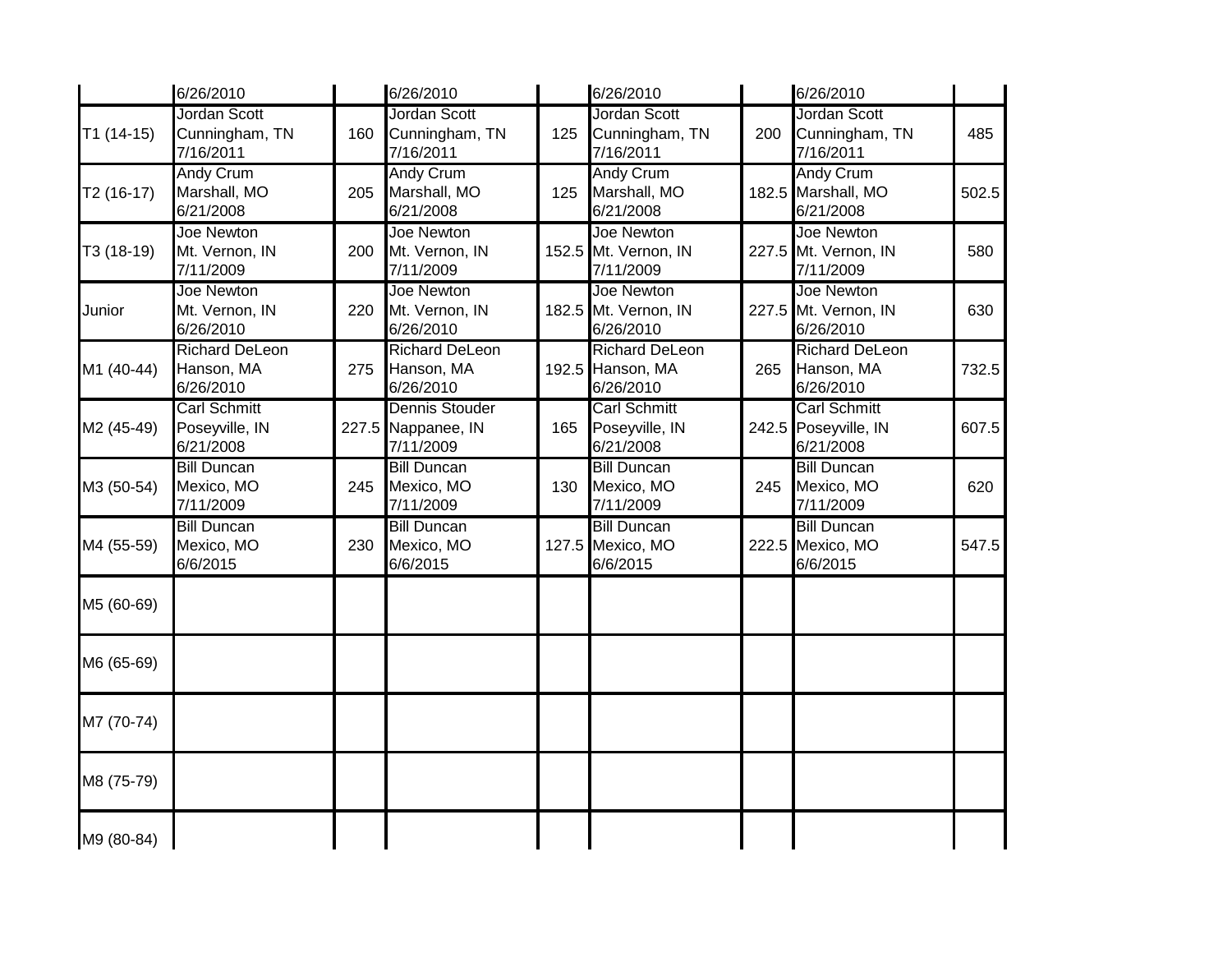| | | | | | | | | |
|---|---|---|---|---|---|---|---|---|
| | 6/26/2010 | | 6/26/2010 | | 6/26/2010 | | 6/26/2010 | |
| T1 (14-15) | Jordan Scott Cunningham, TN 7/16/2011 | 160 | Jordan Scott Cunningham, TN 7/16/2011 | 125 | Jordan Scott Cunningham, TN 7/16/2011 | 200 | Jordan Scott Cunningham, TN 7/16/2011 | 485 |
| T2 (16-17) | Andy Crum Marshall, MO 6/21/2008 | 205 | Andy Crum Marshall, MO 6/21/2008 | 125 | Andy Crum Marshall, MO 6/21/2008 | 182.5 | Andy Crum Marshall, MO 6/21/2008 | 502.5 |
| T3 (18-19) | Joe Newton Mt. Vernon, IN 7/11/2009 | 200 | Joe Newton Mt. Vernon, IN 7/11/2009 | 152.5 | Joe Newton Mt. Vernon, IN 7/11/2009 | 227.5 | Joe Newton Mt. Vernon, IN 7/11/2009 | 580 |
| Junior | Joe Newton Mt. Vernon, IN 6/26/2010 | 220 | Joe Newton Mt. Vernon, IN 6/26/2010 | 182.5 | Joe Newton Mt. Vernon, IN 6/26/2010 | 227.5 | Joe Newton Mt. Vernon, IN 6/26/2010 | 630 |
| M1 (40-44) | Richard DeLeon Hanson, MA 6/26/2010 | 275 | Richard DeLeon Hanson, MA 6/26/2010 | 192.5 | Richard DeLeon Hanson, MA 6/26/2010 | 265 | Richard DeLeon Hanson, MA 6/26/2010 | 732.5 |
| M2 (45-49) | Carl Schmitt Poseyville, IN 6/21/2008 | 227.5 | Dennis Stouder Nappanee, IN 7/11/2009 | 165 | Carl Schmitt Poseyville, IN 6/21/2008 | 242.5 | Carl Schmitt Poseyville, IN 6/21/2008 | 607.5 |
| M3 (50-54) | Bill Duncan Mexico, MO 7/11/2009 | 245 | Bill Duncan Mexico, MO 7/11/2009 | 130 | Bill Duncan Mexico, MO 7/11/2009 | 245 | Bill Duncan Mexico, MO 7/11/2009 | 620 |
| M4 (55-59) | Bill Duncan Mexico, MO 6/6/2015 | 230 | Bill Duncan Mexico, MO 6/6/2015 | 127.5 | Bill Duncan Mexico, MO 6/6/2015 | 222.5 | Bill Duncan Mexico, MO 6/6/2015 | 547.5 |
| M5 (60-69) | | | | | | | | |
| M6 (65-69) | | | | | | | | |
| M7 (70-74) | | | | | | | | |
| M8 (75-79) | | | | | | | | |
| M9 (80-84) | | | | | | | | |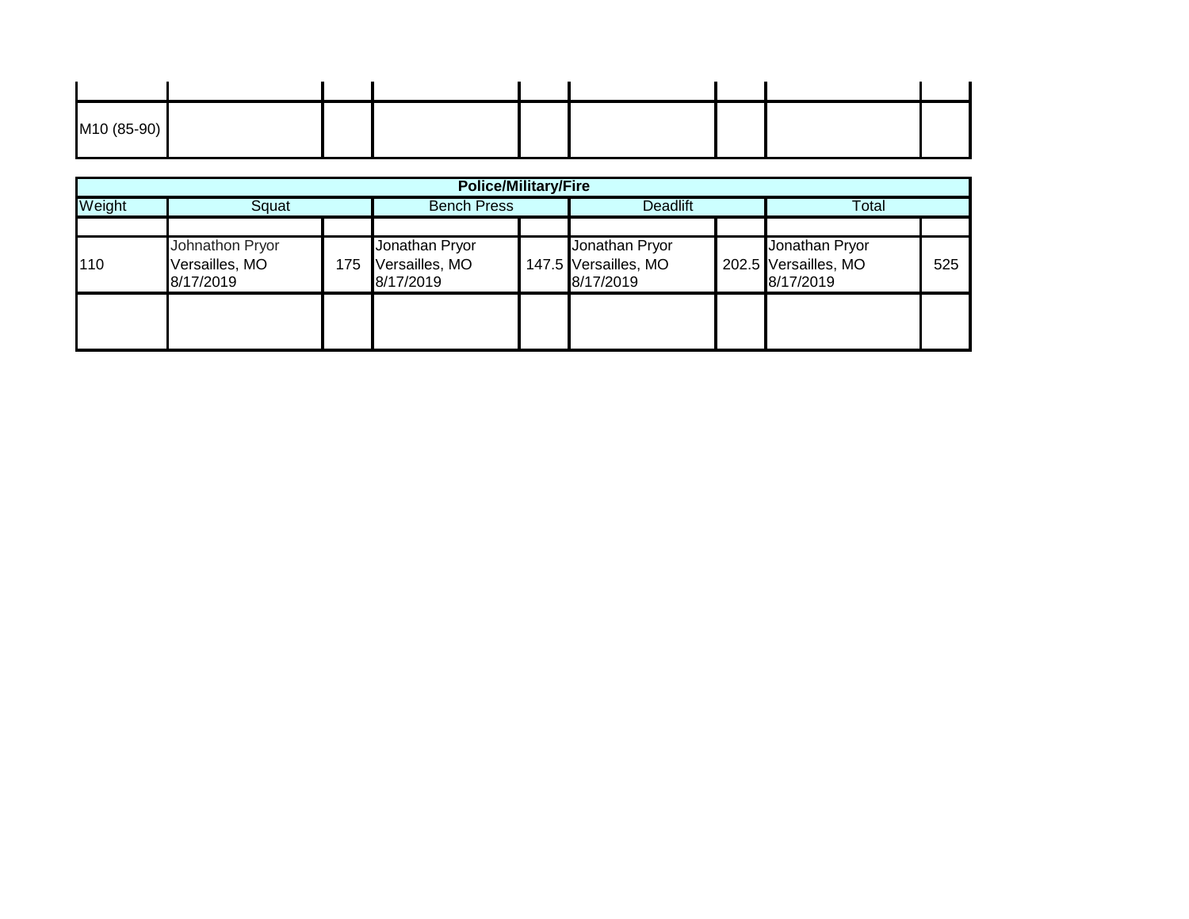| | | | | | | | | |
|---|---|---|---|---|---|---|---|---|
| M10 (85-90) | | | | | | | | |

| Police/Military/Fire | | | | | | | | |
|---|---|---|---|---|---|---|---|---|
| Weight | Squat | | Bench Press | | Deadlift | | Total | |
| | | | | | | | | |
| 110 | Johnathon Pryor Versailles, MO 8/17/2019 | 175 | Jonathan Pryor Versailles, MO 8/17/2019 | 147.5 | Jonathan Pryor Versailles, MO 8/17/2019 | 202.5 | Jonathan Pryor Versailles, MO 8/17/2019 | 525 |
| | | | | | | | | |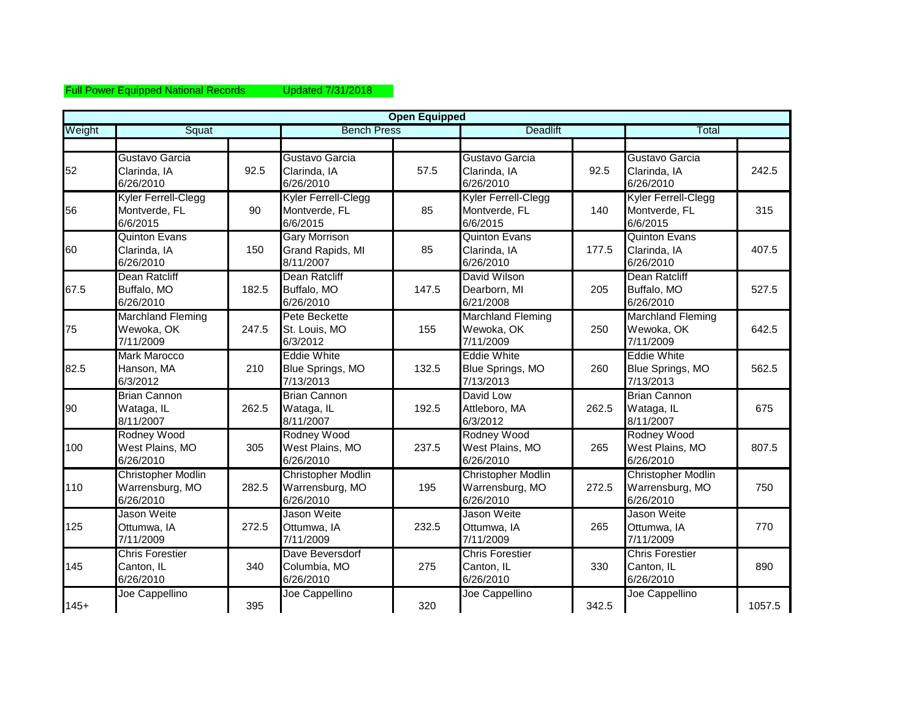Full Power Equipped National Records Updated 7/31/2018

| Open Equipped | | | | | | | | |
|---|---|---|---|---|---|---|---|---|
| Weight | Squat | | Bench Press | | Deadlift | | Total | |
| | | | | | | | | |
| 52 | Gustavo Garcia Clarinda, IA 6/26/2010 | 92.5 | Gustavo Garcia Clarinda, IA 6/26/2010 | 57.5 | Gustavo Garcia Clarinda, IA 6/26/2010 | 92.5 | Gustavo Garcia Clarinda, IA 6/26/2010 | 242.5 |
| 56 | Kyler Ferrell-Clegg Montverde, FL 6/6/2015 | 90 | Kyler Ferrell-Clegg Montverde, FL 6/6/2015 | 85 | Kyler Ferrell-Clegg Montverde, FL 6/6/2015 | 140 | Kyler Ferrell-Clegg Montverde, FL 6/6/2015 | 315 |
| 60 | Quinton Evans Clarinda, IA 6/26/2010 | 150 | Gary Morrison Grand Rapids, MI 8/11/2007 | 85 | Quinton Evans Clarinda, IA 6/26/2010 | 177.5 | Quinton Evans Clarinda, IA 6/26/2010 | 407.5 |
| 67.5 | Dean Ratcliff Buffalo, MO 6/26/2010 | 182.5 | Dean Ratcliff Buffalo, MO 6/26/2010 | 147.5 | David Wilson Dearborn, MI 6/21/2008 | 205 | Dean Ratcliff Buffalo, MO 6/26/2010 | 527.5 |
| 75 | Marchland Fleming Wewoka, OK 7/11/2009 | 247.5 | Pete Beckette St. Louis, MO 6/3/2012 | 155 | Marchland Fleming Wewoka, OK 7/11/2009 | 250 | Marchland Fleming Wewoka, OK 7/11/2009 | 642.5 |
| 82.5 | Mark Marocco Hanson, MA 6/3/2012 | 210 | Eddie White Blue Springs, MO 7/13/2013 | 132.5 | Eddie White Blue Springs, MO 7/13/2013 | 260 | Eddie White Blue Springs, MO 7/13/2013 | 562.5 |
| 90 | Brian Cannon Wataga, IL 8/11/2007 | 262.5 | Brian Cannon Wataga, IL 8/11/2007 | 192.5 | David Low Attleboro, MA 6/3/2012 | 262.5 | Brian Cannon Wataga, IL 8/11/2007 | 675 |
| 100 | Rodney Wood West Plains, MO 6/26/2010 | 305 | Rodney Wood West Plains, MO 6/26/2010 | 237.5 | Rodney Wood West Plains, MO 6/26/2010 | 265 | Rodney Wood West Plains, MO 6/26/2010 | 807.5 |
| 110 | Christopher Modlin Warrensburg, MO 6/26/2010 | 282.5 | Christopher Modlin Warrensburg, MO 6/26/2010 | 195 | Christopher Modlin Warrensburg, MO 6/26/2010 | 272.5 | Christopher Modlin Warrensburg, MO 6/26/2010 | 750 |
| 125 | Jason Weite Ottumwa, IA 7/11/2009 | 272.5 | Jason Weite Ottumwa, IA 7/11/2009 | 232.5 | Jason Weite Ottumwa, IA 7/11/2009 | 265 | Jason Weite Ottumwa, IA 7/11/2009 | 770 |
| 145 | Chris Forestier Canton, IL 6/26/2010 | 340 | Dave Beversdorf Columbia, MO 6/26/2010 | 275 | Chris Forestier Canton, IL 6/26/2010 | 330 | Chris Forestier Canton, IL 6/26/2010 | 890 |
| 145+ | Joe Cappellino | 395 | Joe Cappellino | 320 | Joe Cappellino | 342.5 | Joe Cappellino | 1057.5 |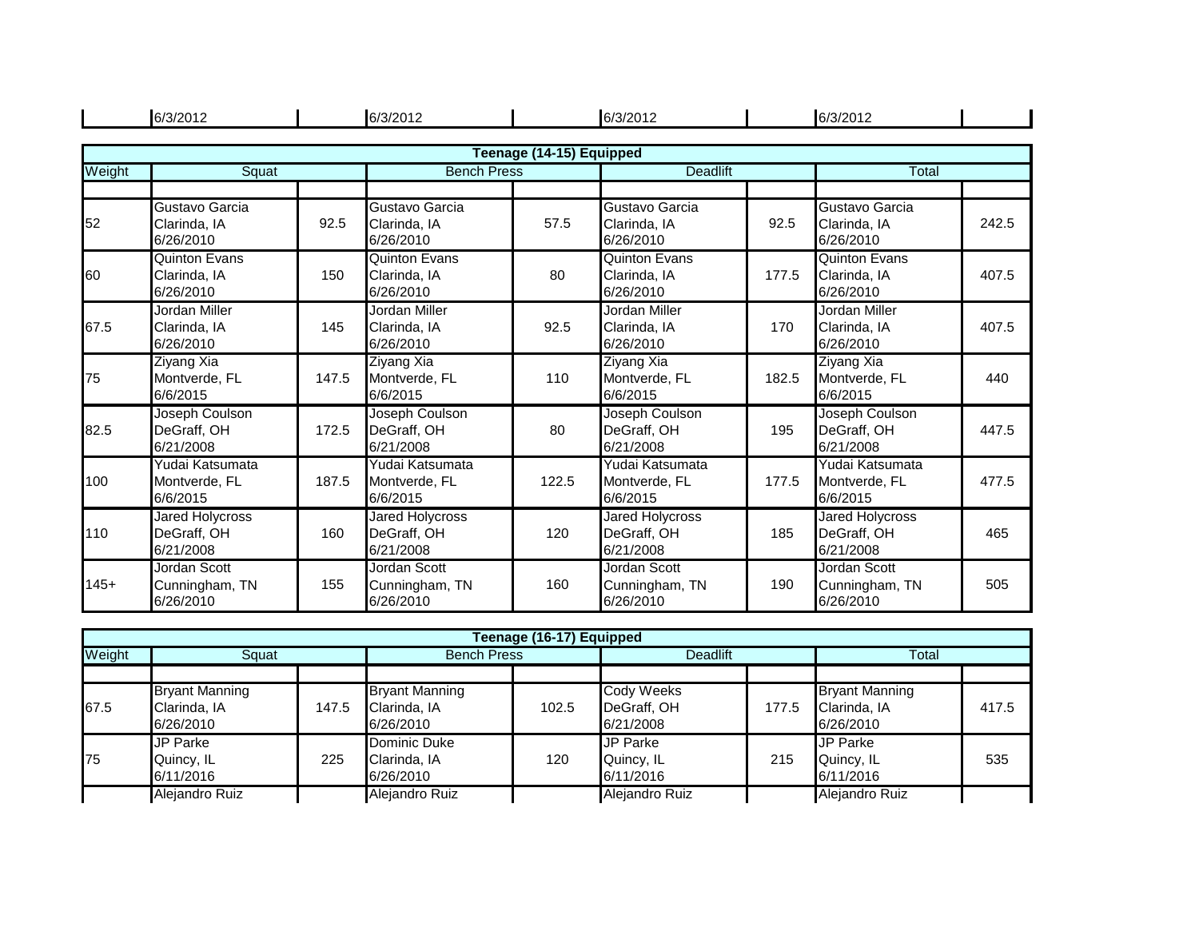| | 6/3/2012 | | 6/3/2012 | | 6/3/2012 | | 6/3/2012 | |
|---|---|---|---|---|---|---|---|---|

| Teenage (14-15) Equipped | | | | | | | | |
|---|---|---|---|---|---|---|---|---|
| Weight | Squat | | Bench Press | | Deadlift | | Total | |
| | | | | | | | | |
| 52 | Gustavo Garcia Clarinda, IA 6/26/2010 | 92.5 | Gustavo Garcia Clarinda, IA 6/26/2010 | 57.5 | Gustavo Garcia Clarinda, IA 6/26/2010 | 92.5 | Gustavo Garcia Clarinda, IA 6/26/2010 | 242.5 |
| 60 | Quinton Evans Clarinda, IA 6/26/2010 | 150 | Quinton Evans Clarinda, IA 6/26/2010 | 80 | Quinton Evans Clarinda, IA 6/26/2010 | 177.5 | Quinton Evans Clarinda, IA 6/26/2010 | 407.5 |
| 67.5 | Jordan Miller Clarinda, IA 6/26/2010 | 145 | Jordan Miller Clarinda, IA 6/26/2010 | 92.5 | Jordan Miller Clarinda, IA 6/26/2010 | 170 | Jordan Miller Clarinda, IA 6/26/2010 | 407.5 |
| 75 | Ziyang Xia Montverde, FL 6/6/2015 | 147.5 | Ziyang Xia Montverde, FL 6/6/2015 | 110 | Ziyang Xia Montverde, FL 6/6/2015 | 182.5 | Ziyang Xia Montverde, FL 6/6/2015 | 440 |
| 82.5 | Joseph Coulson DeGraff, OH 6/21/2008 | 172.5 | Joseph Coulson DeGraff, OH 6/21/2008 | 80 | Joseph Coulson DeGraff, OH 6/21/2008 | 195 | Joseph Coulson DeGraff, OH 6/21/2008 | 447.5 |
| 100 | Yudai Katsumata Montverde, FL 6/6/2015 | 187.5 | Yudai Katsumata Montverde, FL 6/6/2015 | 122.5 | Yudai Katsumata Montverde, FL 6/6/2015 | 177.5 | Yudai Katsumata Montverde, FL 6/6/2015 | 477.5 |
| 110 | Jared Holycross DeGraff, OH 6/21/2008 | 160 | Jared Holycross DeGraff, OH 6/21/2008 | 120 | Jared Holycross DeGraff, OH 6/21/2008 | 185 | Jared Holycross DeGraff, OH 6/21/2008 | 465 |
| 145+ | Jordan Scott Cunningham, TN 6/26/2010 | 155 | Jordan Scott Cunningham, TN 6/26/2010 | 160 | Jordan Scott Cunningham, TN 6/26/2010 | 190 | Jordan Scott Cunningham, TN 6/26/2010 | 505 |

| Teenage (16-17) Equipped | | | | | | | | |
|---|---|---|---|---|---|---|---|---|
| Weight | Squat | | Bench Press | | Deadlift | | Total | |
| | | | | | | | | |
| 67.5 | Bryant Manning Clarinda, IA 6/26/2010 | 147.5 | Bryant Manning Clarinda, IA 6/26/2010 | 102.5 | Cody Weeks DeGraff, OH 6/21/2008 | 177.5 | Bryant Manning Clarinda, IA 6/26/2010 | 417.5 |
| 75 | JP Parke Quincy, IL 6/11/2016 | 225 | Dominic Duke Clarinda, IA 6/26/2010 | 120 | JP Parke Quincy, IL 6/11/2016 | 215 | JP Parke Quincy, IL 6/11/2016 | 535 |
| | Alejandro Ruiz | | Alejandro Ruiz | | Alejandro Ruiz | | Alejandro Ruiz | |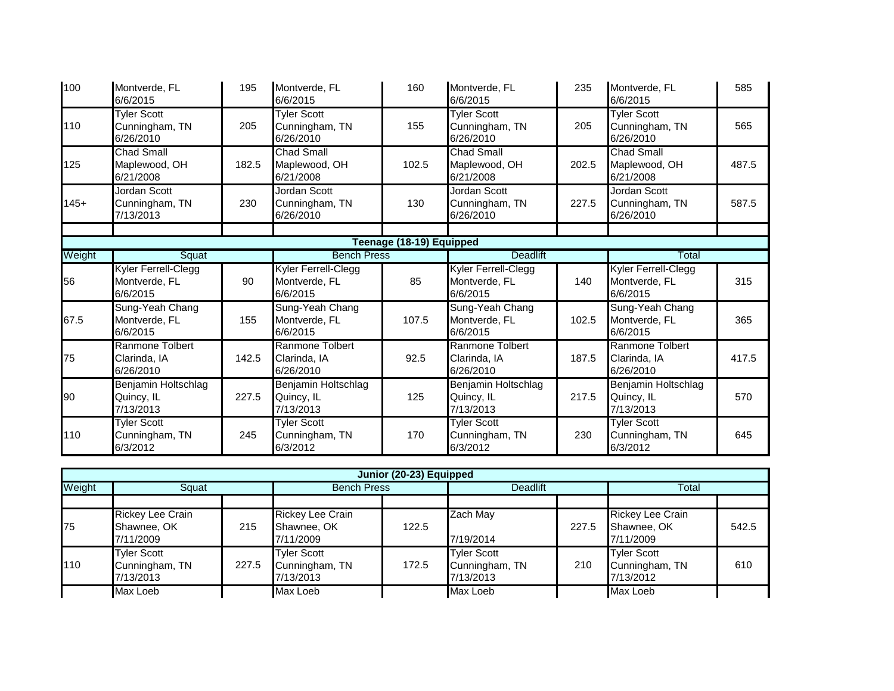| | | | | | | | | |
|---|---|---|---|---|---|---|---|---|
| 100 | Montverde, FL 6/6/2015 | 195 | Montverde, FL 6/6/2015 | 160 | Montverde, FL 6/6/2015 | 235 | Montverde, FL 6/6/2015 | 585 |
| 110 | Tyler Scott Cunningham, TN 6/26/2010 | 205 | Tyler Scott Cunningham, TN 6/26/2010 | 155 | Tyler Scott Cunningham, TN 6/26/2010 | 205 | Tyler Scott Cunningham, TN 6/26/2010 | 565 |
| 125 | Chad Small Maplewood, OH 6/21/2008 | 182.5 | Chad Small Maplewood, OH 6/21/2008 | 102.5 | Chad Small Maplewood, OH 6/21/2008 | 202.5 | Chad Small Maplewood, OH 6/21/2008 | 487.5 |
| 145+ | Jordan Scott Cunningham, TN 7/13/2013 | 230 | Jordan Scott Cunningham, TN 6/26/2010 | 130 | Jordan Scott Cunningham, TN 6/26/2010 | 227.5 | Jordan Scott Cunningham, TN 6/26/2010 | 587.5 |

**Teenage (18-19) Equipped**

| Weight | Squat | | Bench Press | | Deadlift | | Total | |
|---|---|---|---|---|---|---|---|---|
| 56 | Kyler Ferrell-Clegg Montverde, FL 6/6/2015 | 90 | Kyler Ferrell-Clegg Montverde, FL 6/6/2015 | 85 | Kyler Ferrell-Clegg Montverde, FL 6/6/2015 | 140 | Kyler Ferrell-Clegg Montverde, FL 6/6/2015 | 315 |
| 67.5 | Sung-Yeah Chang Montverde, FL 6/6/2015 | 155 | Sung-Yeah Chang Montverde, FL 6/6/2015 | 107.5 | Sung-Yeah Chang Montverde, FL 6/6/2015 | 102.5 | Sung-Yeah Chang Montverde, FL 6/6/2015 | 365 |
| 75 | Ranmone Tolbert Clarinda, IA 6/26/2010 | 142.5 | Ranmone Tolbert Clarinda, IA 6/26/2010 | 92.5 | Ranmone Tolbert Clarinda, IA 6/26/2010 | 187.5 | Ranmone Tolbert Clarinda, IA 6/26/2010 | 417.5 |
| 90 | Benjamin Holtschlag Quincy, IL 7/13/2013 | 227.5 | Benjamin Holtschlag Quincy, IL 7/13/2013 | 125 | Benjamin Holtschlag Quincy, IL 7/13/2013 | 217.5 | Benjamin Holtschlag Quincy, IL 7/13/2013 | 570 |
| 110 | Tyler Scott Cunningham, TN 6/3/2012 | 245 | Tyler Scott Cunningham, TN 6/3/2012 | 170 | Tyler Scott Cunningham, TN 6/3/2012 | 230 | Tyler Scott Cunningham, TN 6/3/2012 | 645 |

**Junior (20-23) Equipped**

| Weight | Squat | | Bench Press | | Deadlift | | Total | |
|---|---|---|---|---|---|---|---|---|
| | | | | | | | | |
| 75 | Rickey Lee Crain Shawnee, OK 7/11/2009 | 215 | Rickey Lee Crain Shawnee, OK 7/11/2009 | 122.5 | Zach May 7/19/2014 | 227.5 | Rickey Lee Crain Shawnee, OK 7/11/2009 | 542.5 |
| 110 | Tyler Scott Cunningham, TN 7/13/2013 | 227.5 | Tyler Scott Cunningham, TN 7/13/2013 | 172.5 | Tyler Scott Cunningham, TN 7/13/2013 | 210 | Tyler Scott Cunningham, TN 7/13/2012 | 610 |
| | Max Loeb | | Max Loeb | | Max Loeb | | Max Loeb | |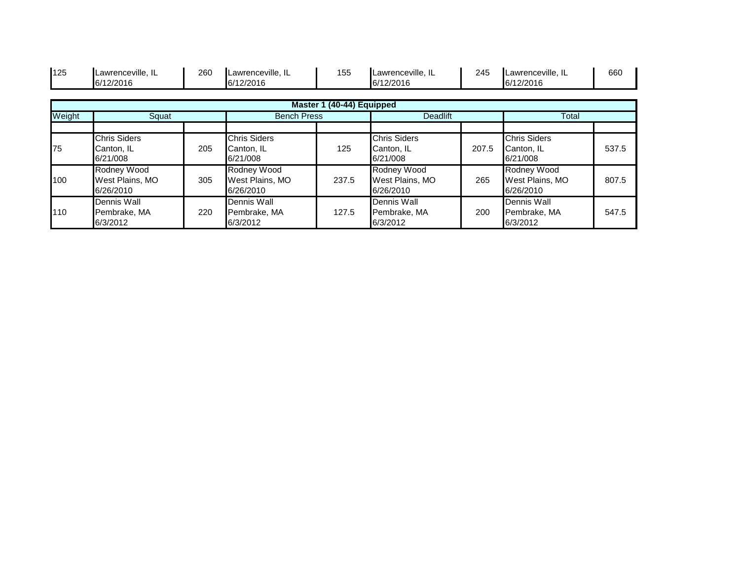| 125 | Lawrenceville, IL 6/12/2016 | 260 | Lawrenceville, IL 6/12/2016 | 155 | Lawrenceville, IL 6/12/2016 | 245 | Lawrenceville, IL 6/12/2016 | 660 |
|---|---|---|---|---|---|---|---|---|

| Master 1 (40-44) Equipped | | | | | | | | |
|---|---|---|---|---|---|---|---|---|
| Weight | Squat | | Bench Press | | Deadlift | | Total | |
| | | | | | | | | |
| 75 | Chris Siders Canton, IL 6/21/008 | 205 | Chris Siders Canton, IL 6/21/008 | 125 | Chris Siders Canton, IL 6/21/008 | 207.5 | Chris Siders Canton, IL 6/21/008 | 537.5 |
| 100 | Rodney Wood West Plains, MO 6/26/2010 | 305 | Rodney Wood West Plains, MO 6/26/2010 | 237.5 | Rodney Wood West Plains, MO 6/26/2010 | 265 | Rodney Wood West Plains, MO 6/26/2010 | 807.5 |
| 110 | Dennis Wall Pembrake, MA 6/3/2012 | 220 | Dennis Wall Pembrake, MA 6/3/2012 | 127.5 | Dennis Wall Pembrake, MA 6/3/2012 | 200 | Dennis Wall Pembrake, MA 6/3/2012 | 547.5 |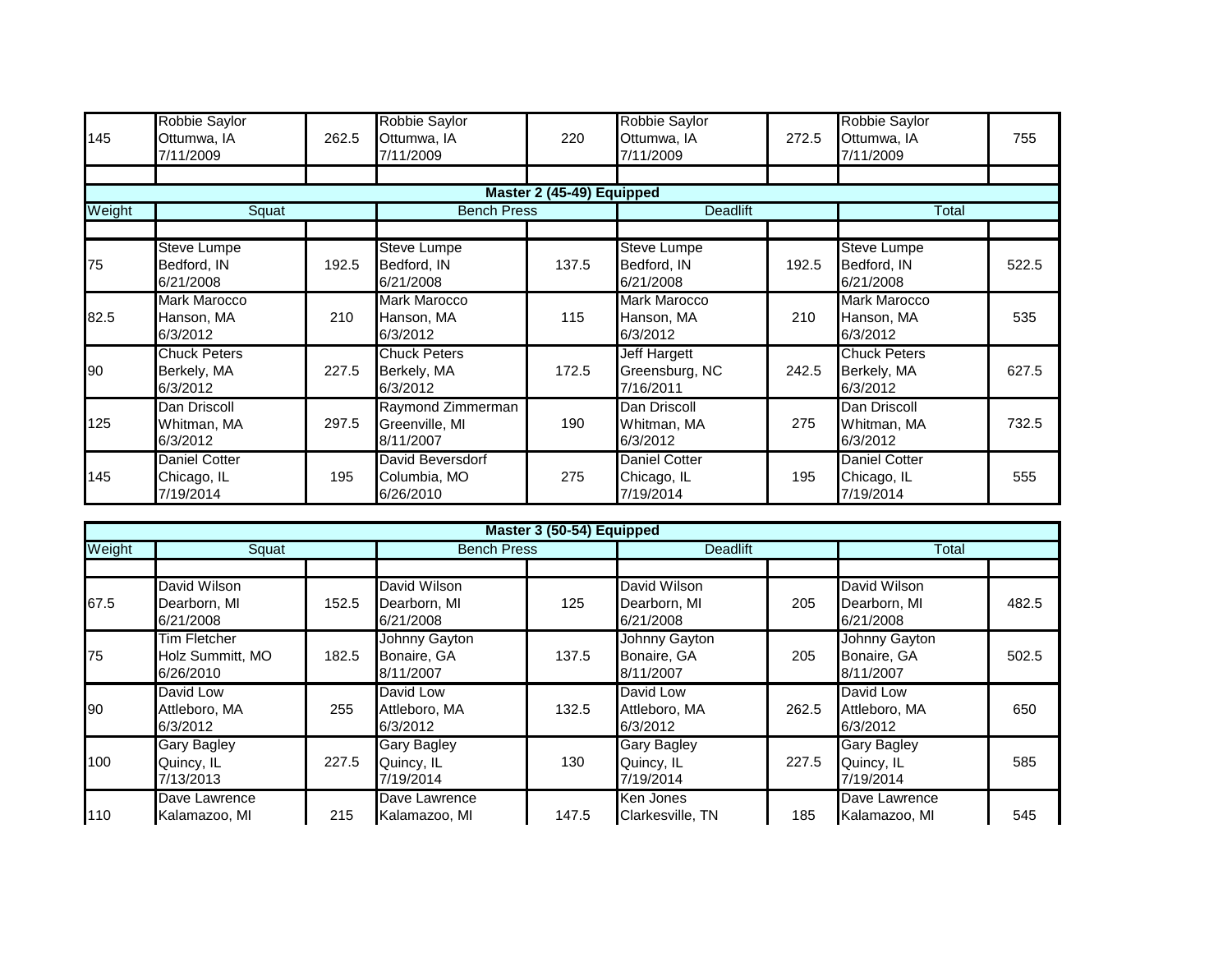| 145 | Robbie Saylor<br>Ottumwa, IA<br>7/11/2009 | 262.5 | Robbie Saylor<br>Ottumwa, IA<br>7/11/2009 | 220 | Robbie Saylor<br>Ottumwa, IA<br>7/11/2009 | 272.5 | Robbie Saylor<br>Ottumwa, IA<br>7/11/2009 | 755 |
|---|---|---|---|---|---|---|---|---|

**Master 2 (45-49) Equipped**

| Weight | Squat | | Bench Press | | Deadlift | | Total | |
|---|---|---|---|---|---|---|---|---|
| | | | | | | | | |
| 75 | Steve Lumpe<br>Bedford, IN<br>6/21/2008 | 192.5 | Steve Lumpe<br>Bedford, IN<br>6/21/2008 | 137.5 | Steve Lumpe<br>Bedford, IN<br>6/21/2008 | 192.5 | Steve Lumpe<br>Bedford, IN<br>6/21/2008 | 522.5 |
| 82.5 | Mark Marocco<br>Hanson, MA<br>6/3/2012 | 210 | Mark Marocco<br>Hanson, MA<br>6/3/2012 | 115 | Mark Marocco<br>Hanson, MA<br>6/3/2012 | 210 | Mark Marocco<br>Hanson, MA<br>6/3/2012 | 535 |
| 90 | Chuck Peters<br>Berkely, MA<br>6/3/2012 | 227.5 | Chuck Peters<br>Berkely, MA<br>6/3/2012 | 172.5 | Jeff Hargett<br>Greensburg, NC<br>7/16/2011 | 242.5 | Chuck Peters<br>Berkely, MA<br>6/3/2012 | 627.5 |
| 125 | Dan Driscoll<br>Whitman, MA<br>6/3/2012 | 297.5 | Raymond Zimmerman<br>Greenville, MI<br>8/11/2007 | 190 | Dan Driscoll<br>Whitman, MA<br>6/3/2012 | 275 | Dan Driscoll<br>Whitman, MA<br>6/3/2012 | 732.5 |
| 145 | Daniel Cotter<br>Chicago, IL<br>7/19/2014 | 195 | David Beversdorf<br>Columbia, MO<br>6/26/2010 | 275 | Daniel Cotter<br>Chicago, IL<br>7/19/2014 | 195 | Daniel Cotter<br>Chicago, IL<br>7/19/2014 | 555 |

**Master 3 (50-54) Equipped**

| Weight | Squat | | Bench Press | | Deadlift | | Total | |
|---|---|---|---|---|---|---|---|---|
| | | | | | | | | |
| 67.5 | David Wilson<br>Dearborn, MI<br>6/21/2008 | 152.5 | David Wilson<br>Dearborn, MI<br>6/21/2008 | 125 | David Wilson<br>Dearborn, MI<br>6/21/2008 | 205 | David Wilson<br>Dearborn, MI<br>6/21/2008 | 482.5 |
| 75 | Tim Fletcher<br>Holz Summitt, MO<br>6/26/2010 | 182.5 | Johnny Gayton<br>Bonaire, GA<br>8/11/2007 | 137.5 | Johnny Gayton<br>Bonaire, GA<br>8/11/2007 | 205 | Johnny Gayton<br>Bonaire, GA<br>8/11/2007 | 502.5 |
| 90 | David Low<br>Attleboro, MA<br>6/3/2012 | 255 | David Low<br>Attleboro, MA<br>6/3/2012 | 132.5 | David Low<br>Attleboro, MA<br>6/3/2012 | 262.5 | David Low<br>Attleboro, MA<br>6/3/2012 | 650 |
| 100 | Gary Bagley<br>Quincy, IL<br>7/13/2013 | 227.5 | Gary Bagley<br>Quincy, IL<br>7/19/2014 | 130 | Gary Bagley<br>Quincy, IL<br>7/19/2014 | 227.5 | Gary Bagley<br>Quincy, IL<br>7/19/2014 | 585 |
| 110 | Dave Lawrence<br>Kalamazoo, MI | 215 | Dave Lawrence<br>Kalamazoo, MI | 147.5 | Ken Jones<br>Clarkesville, TN | 185 | Dave Lawrence<br>Kalamazoo, MI | 545 |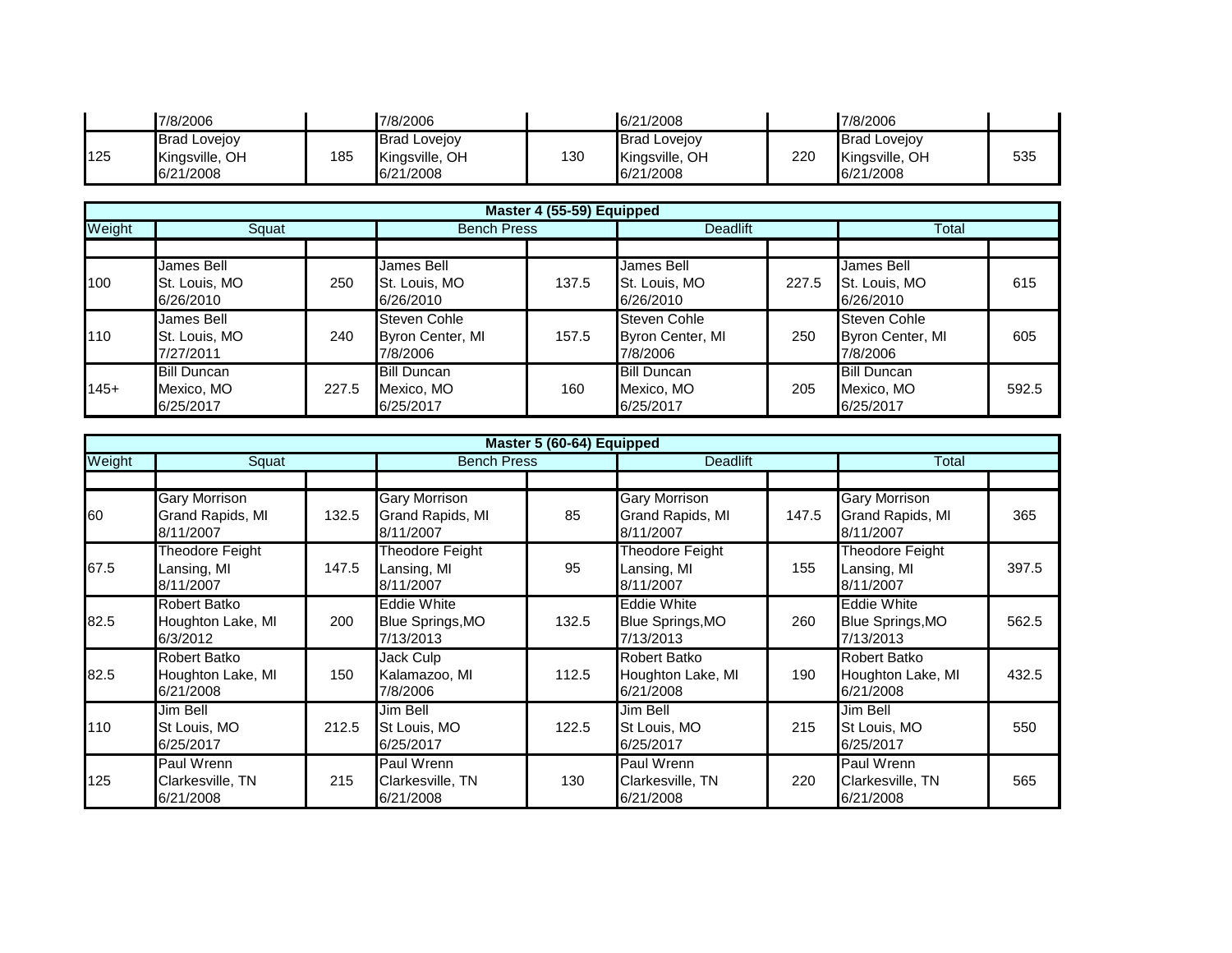| | | | | | | | | |
|---|---|---|---|---|---|---|---|---|
| | 7/8/2006 | | 7/8/2006 | | 6/21/2008 | | 7/8/2006 | |
| 125 | Brad Lovejoy Kingsville, OH 6/21/2008 | 185 | Brad Lovejoy Kingsville, OH 6/21/2008 | 130 | Brad Lovejoy Kingsville, OH 6/21/2008 | 220 | Brad Lovejoy Kingsville, OH 6/21/2008 | 535 |

| Master 4 (55-59) Equipped | | | | | | | | |
|---|---|---|---|---|---|---|---|---|
| Weight | Squat | | Bench Press | | Deadlift | | Total | |
| | | | | | | | | |
| 100 | James Bell St. Louis, MO 6/26/2010 | 250 | James Bell St. Louis, MO 6/26/2010 | 137.5 | James Bell St. Louis, MO 6/26/2010 | 227.5 | James Bell St. Louis, MO 6/26/2010 | 615 |
| 110 | James Bell St. Louis, MO 7/27/2011 | 240 | Steven Cohle Byron Center, MI 7/8/2006 | 157.5 | Steven Cohle Byron Center, MI 7/8/2006 | 250 | Steven Cohle Byron Center, MI 7/8/2006 | 605 |
| 145+ | Bill Duncan Mexico, MO 6/25/2017 | 227.5 | Bill Duncan Mexico, MO 6/25/2017 | 160 | Bill Duncan Mexico, MO 6/25/2017 | 205 | Bill Duncan Mexico, MO 6/25/2017 | 592.5 |

| Master 5 (60-64) Equipped | | | | | | | | |
|---|---|---|---|---|---|---|---|---|
| Weight | Squat | | Bench Press | | Deadlift | | Total | |
| | | | | | | | | |
| 60 | Gary Morrison Grand Rapids, MI 8/11/2007 | 132.5 | Gary Morrison Grand Rapids, MI 8/11/2007 | 85 | Gary Morrison Grand Rapids, MI 8/11/2007 | 147.5 | Gary Morrison Grand Rapids, MI 8/11/2007 | 365 |
| 67.5 | Theodore Feight Lansing, MI 8/11/2007 | 147.5 | Theodore Feight Lansing, MI 8/11/2007 | 95 | Theodore Feight Lansing, MI 8/11/2007 | 155 | Theodore Feight Lansing, MI 8/11/2007 | 397.5 |
| 82.5 | Robert Batko Houghton Lake, MI 6/3/2012 | 200 | Eddie White Blue Springs,MO 7/13/2013 | 132.5 | Eddie White Blue Springs,MO 7/13/2013 | 260 | Eddie White Blue Springs,MO 7/13/2013 | 562.5 |
| 82.5 | Robert Batko Houghton Lake, MI 6/21/2008 | 150 | Jack Culp Kalamazoo, MI 7/8/2006 | 112.5 | Robert Batko Houghton Lake, MI 6/21/2008 | 190 | Robert Batko Houghton Lake, MI 6/21/2008 | 432.5 |
| 110 | Jim Bell St Louis, MO 6/25/2017 | 212.5 | Jim Bell St Louis, MO 6/25/2017 | 122.5 | Jim Bell St Louis, MO 6/25/2017 | 215 | Jim Bell St Louis, MO 6/25/2017 | 550 |
| 125 | Paul Wrenn Clarkesville, TN 6/21/2008 | 215 | Paul Wrenn Clarkesville, TN 6/21/2008 | 130 | Paul Wrenn Clarkesville, TN 6/21/2008 | 220 | Paul Wrenn Clarkesville, TN 6/21/2008 | 565 |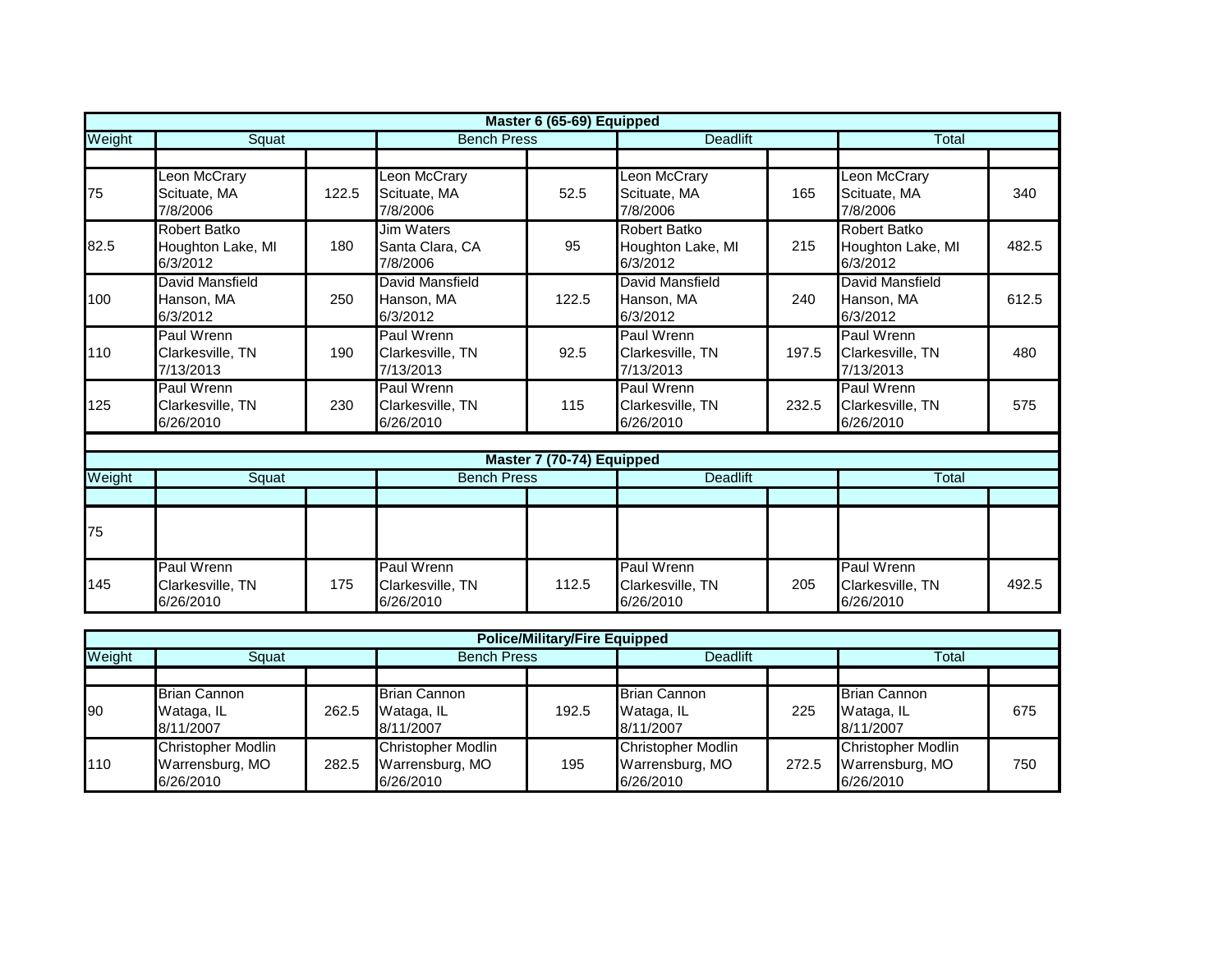### Master 6 (65-69) Equipped

| Weight | Squat | | Bench Press | | Deadlift | | Total | |
|---|---|---|---|---|---|---|---|---|
| | | | | | | | | |
| 75 | Leon McCrary Scituate, MA 7/8/2006 | 122.5 | Leon McCrary Scituate, MA 7/8/2006 | 52.5 | Leon McCrary Scituate, MA 7/8/2006 | 165 | Leon McCrary Scituate, MA 7/8/2006 | 340 |
| 82.5 | Robert Batko Houghton Lake, MI 6/3/2012 | 180 | Jim Waters Santa Clara, CA 7/8/2006 | 95 | Robert Batko Houghton Lake, MI 6/3/2012 | 215 | Robert Batko Houghton Lake, MI 6/3/2012 | 482.5 |
| 100 | David Mansfield Hanson, MA 6/3/2012 | 250 | David Mansfield Hanson, MA 6/3/2012 | 122.5 | David Mansfield Hanson, MA 6/3/2012 | 240 | David Mansfield Hanson, MA 6/3/2012 | 612.5 |
| 110 | Paul Wrenn Clarkesville, TN 7/13/2013 | 190 | Paul Wrenn Clarkesville, TN 7/13/2013 | 92.5 | Paul Wrenn Clarkesville, TN 7/13/2013 | 197.5 | Paul Wrenn Clarkesville, TN 7/13/2013 | 480 |
| 125 | Paul Wrenn Clarkesville, TN 6/26/2010 | 230 | Paul Wrenn Clarkesville, TN 6/26/2010 | 115 | Paul Wrenn Clarkesville, TN 6/26/2010 | 232.5 | Paul Wrenn Clarkesville, TN 6/26/2010 | 575 |

### Master 7 (70-74) Equipped

| Weight | Squat | | Bench Press | | Deadlift | | Total | |
|---|---|---|---|---|---|---|---|---|
| | | | | | | | | |
| 75 | | | | | | | | |
| 145 | Paul Wrenn Clarkesville, TN 6/26/2010 | 175 | Paul Wrenn Clarkesville, TN 6/26/2010 | 112.5 | Paul Wrenn Clarkesville, TN 6/26/2010 | 205 | Paul Wrenn Clarkesville, TN 6/26/2010 | 492.5 |

### Police/Military/Fire Equipped

| Weight | Squat | | Bench Press | | Deadlift | | Total | |
|---|---|---|---|---|---|---|---|---|
| | | | | | | | | |
| 90 | Brian Cannon Wataga, IL 8/11/2007 | 262.5 | Brian Cannon Wataga, IL 8/11/2007 | 192.5 | Brian Cannon Wataga, IL 8/11/2007 | 225 | Brian Cannon Wataga, IL 8/11/2007 | 675 |
| 110 | Christopher Modlin Warrensburg, MO 6/26/2010 | 282.5 | Christopher Modlin Warrensburg, MO 6/26/2010 | 195 | Christopher Modlin Warrensburg, MO 6/26/2010 | 272.5 | Christopher Modlin Warrensburg, MO 6/26/2010 | 750 |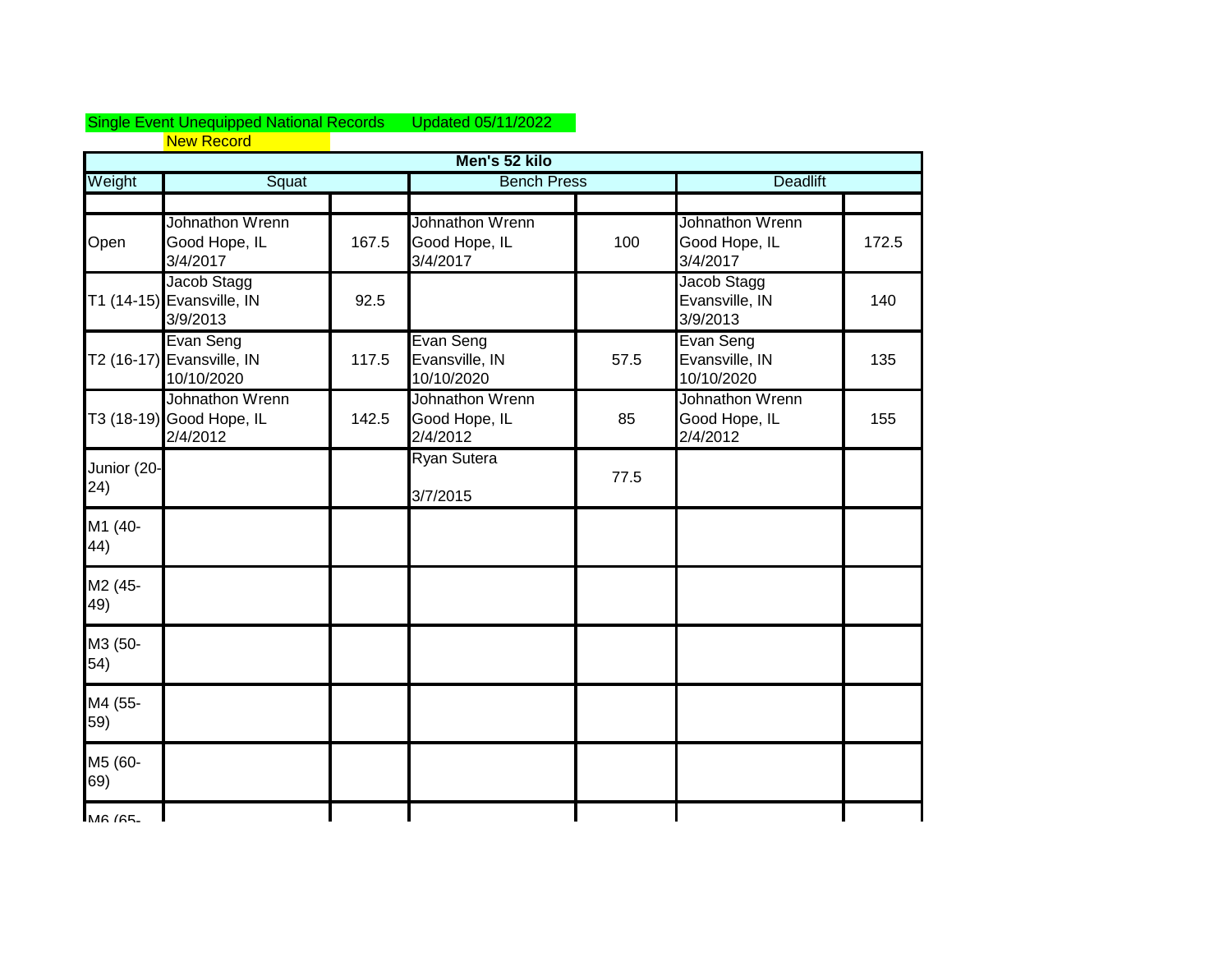Single Event Unequipped National Records Updated 05/11/2022

New Record

| Men's 52 kilo | | | | | | |
|---|---|---|---|---|---|---|
| Weight | Squat | | Bench Press | | Deadlift | |
| | | | | | | |
| Open | Johnathon Wrenn<br>Good Hope, IL<br>3/4/2017 | 167.5 | Johnathon Wrenn<br>Good Hope, IL<br>3/4/2017 | 100 | Johnathon Wrenn<br>Good Hope, IL<br>3/4/2017 | 172.5 |
| T1 (14-15) | Jacob Stagg<br>Evansville, IN<br>3/9/2013 | 92.5 | | | Jacob Stagg<br>Evansville, IN<br>3/9/2013 | 140 |
| T2 (16-17) | Evan Seng<br>Evansville, IN<br>10/10/2020 | 117.5 | Evan Seng<br>Evansville, IN<br>10/10/2020 | 57.5 | Evan Seng<br>Evansville, IN<br>10/10/2020 | 135 |
| T3 (18-19) | Johnathon Wrenn<br>Good Hope, IL<br>2/4/2012 | 142.5 | Johnathon Wrenn<br>Good Hope, IL<br>2/4/2012 | 85 | Johnathon Wrenn<br>Good Hope, IL<br>2/4/2012 | 155 |
| Junior (20-24) | | | Ryan Sutera<br><br>3/7/2015 | 77.5 | | |
| M1 (40-44) | | | | | | |
| M2 (45-49) | | | | | | |
| M3 (50-54) | | | | | | |
| M4 (55-59) | | | | | | |
| M5 (60-69) | | | | | | |
| M6 (65- | | | | | | |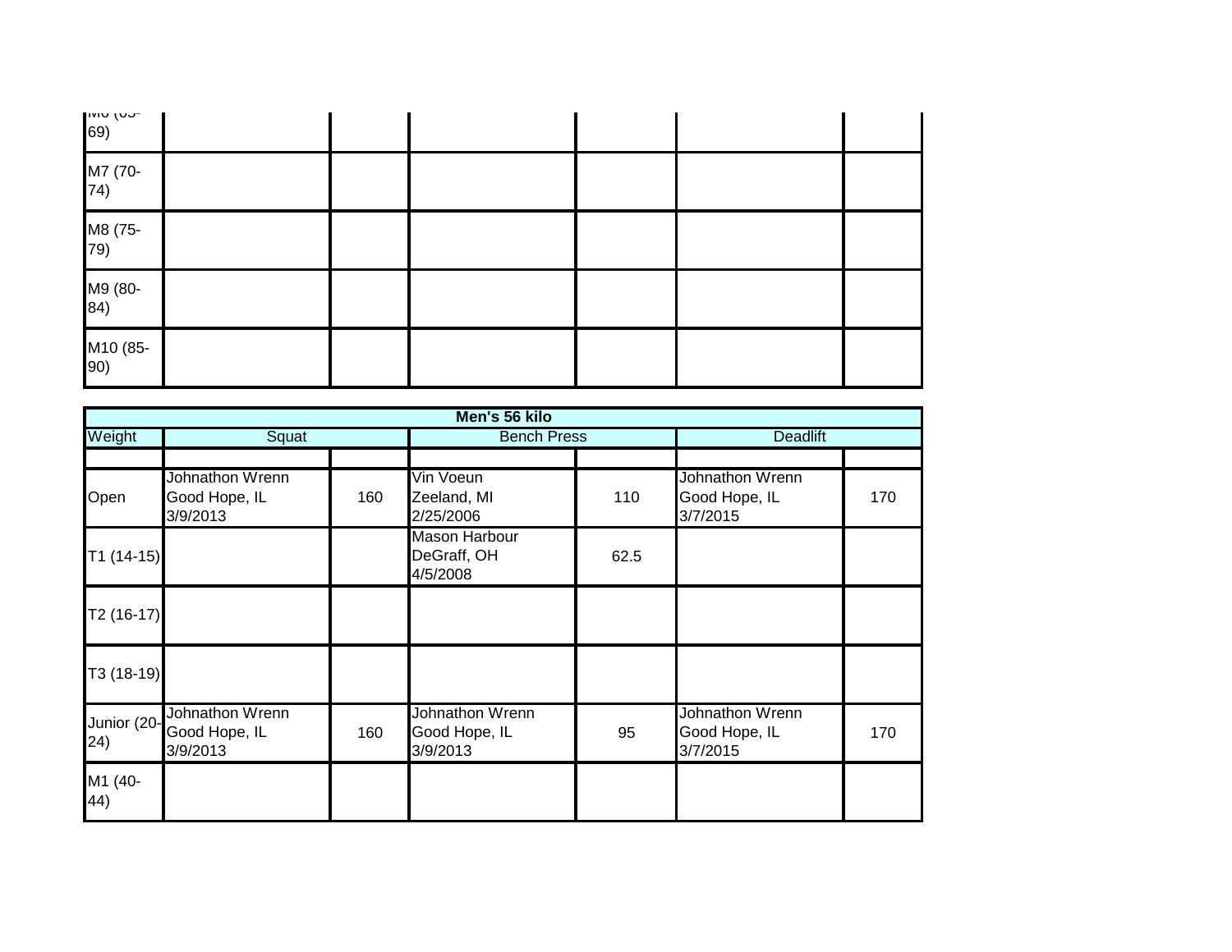| M6 (65-69) | | | | | | |
|---|---|---|---|---|---|---|
| M7 (70-74) | | | | | | |
| M8 (75-79) | | | | | | |
| M9 (80-84) | | | | | | |
| M10 (85-90) | | | | | | |

| Men's 56 kilo | | | | | | |
|---|---|---|---|---|---|---|
| Weight | Squat | | Bench Press | | Deadlift | |
| | | | | | | |
| Open | Johnathon Wrenn Good Hope, IL 3/9/2013 | 160 | Vin Voeun Zeeland, MI 2/25/2006 | 110 | Johnathon Wrenn Good Hope, IL 3/7/2015 | 170 |
| T1 (14-15) | | | Mason Harbour DeGraff, OH 4/5/2008 | 62.5 | | |
| T2 (16-17) | | | | | | |
| T3 (18-19) | | | | | | |
| Junior (20-24) | Johnathon Wrenn Good Hope, IL 3/9/2013 | 160 | Johnathon Wrenn Good Hope, IL 3/9/2013 | 95 | Johnathon Wrenn Good Hope, IL 3/7/2015 | 170 |
| M1 (40-44) | | | | | | |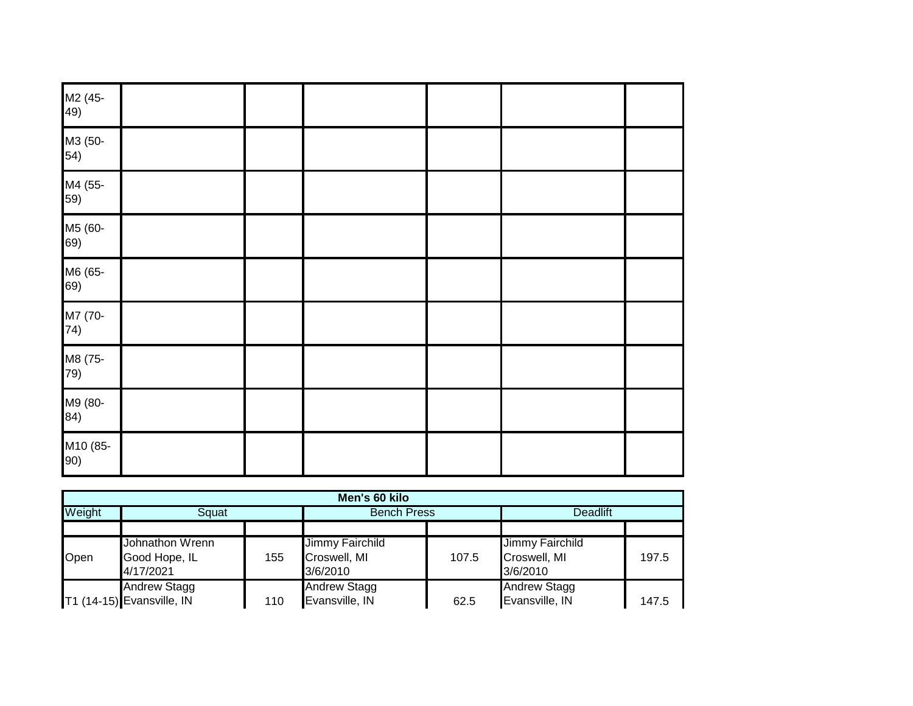| | | | | | | |
|---|---|---|---|---|---|---|
| M2 (45-49) | | | | | | |
| M3 (50-54) | | | | | | |
| M4 (55-59) | | | | | | |
| M5 (60-69) | | | | | | |
| M6 (65-69) | | | | | | |
| M7 (70-74) | | | | | | |
| M8 (75-79) | | | | | | |
| M9 (80-84) | | | | | | |
| M10 (85-90) | | | | | | |

| **Men's 60 kilo** | | | | | | |
|---|---|---|---|---|---|---|
| Weight | Squat | | Bench Press | | Deadlift | |
| | | | | | | |
| Open | Johnathon Wrenn<br>Good Hope, IL<br>4/17/2021 | 155 | Jimmy Fairchild<br>Croswell, MI<br>3/6/2010 | 107.5 | Jimmy Fairchild<br>Croswell, MI<br>3/6/2010 | 197.5 |
| T1 (14-15) | Andrew Stagg<br>Evansville, IN | 110 | Andrew Stagg<br>Evansville, IN | 62.5 | Andrew Stagg<br>Evansville, IN | 147.5 |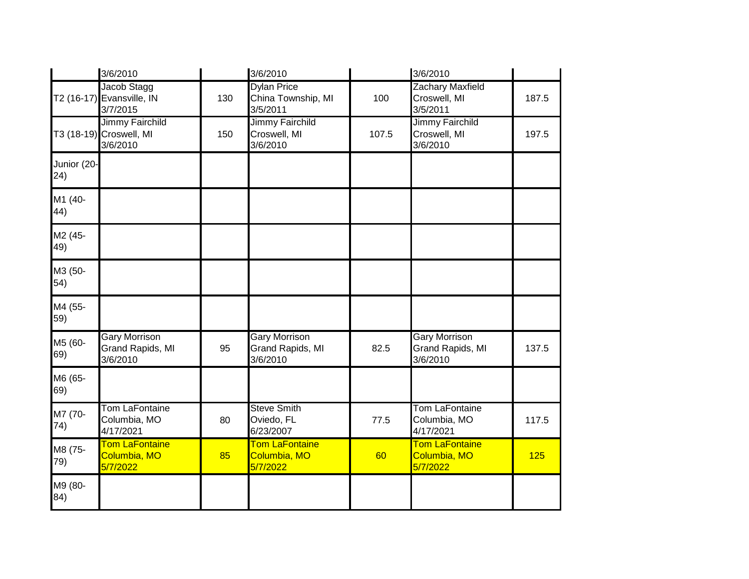| | | | | | | |
|---|---|---|---|---|---|---|
| | 3/6/2010 | | 3/6/2010 | | 3/6/2010 | |
| T2 (16-17) | Jacob Stagg<br>Evansville, IN<br>3/7/2015 | 130 | Dylan Price<br>China Township, MI<br>3/5/2011 | 100 | Zachary Maxfield<br>Croswell, MI<br>3/5/2011 | 187.5 |
| T3 (18-19) | Jimmy Fairchild<br>Croswell, MI<br>3/6/2010 | 150 | Jimmy Fairchild<br>Croswell, MI<br>3/6/2010 | 107.5 | Jimmy Fairchild<br>Croswell, MI<br>3/6/2010 | 197.5 |
| Junior (20-24) | | | | | | |
| M1 (40-44) | | | | | | |
| M2 (45-49) | | | | | | |
| M3 (50-54) | | | | | | |
| M4 (55-59) | | | | | | |
| M5 (60-69) | Gary Morrison<br>Grand Rapids, MI<br>3/6/2010 | 95 | Gary Morrison<br>Grand Rapids, MI<br>3/6/2010 | 82.5 | Gary Morrison<br>Grand Rapids, MI<br>3/6/2010 | 137.5 |
| M6 (65-69) | | | | | | |
| M7 (70-74) | Tom LaFontaine<br>Columbia, MO<br>4/17/2021 | 80 | Steve Smith<br>Oviedo, FL<br>6/23/2007 | 77.5 | Tom LaFontaine<br>Columbia, MO<br>4/17/2021 | 117.5 |
| M8 (75-79) | Tom LaFontaine<br>Columbia, MO<br>5/7/2022 | 85 | Tom LaFontaine<br>Columbia, MO<br>5/7/2022 | 60 | Tom LaFontaine<br>Columbia, MO<br>5/7/2022 | 125 |
| M9 (80-84) | | | | | | |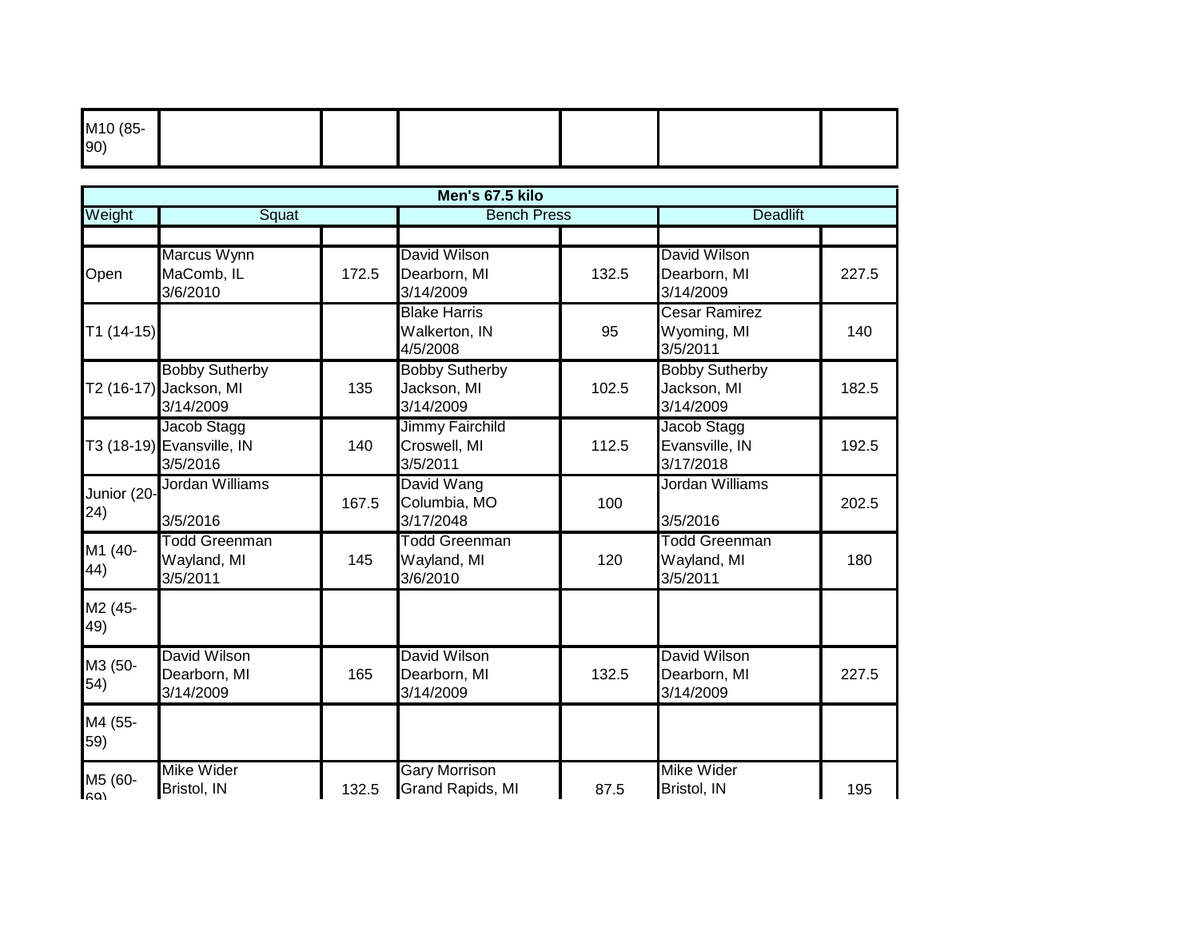| M10 (85-90) | | | | | | |
|---|---|---|---|---|---|---|

| Men's 67.5 kilo | | | | | | |
|---|---|---|---|---|---|---|
| Weight | Squat | | Bench Press | | Deadlift | |
| | | | | | | |
| Open | Marcus Wynn<br>MaComb, IL<br>3/6/2010 | 172.5 | David Wilson<br>Dearborn, MI<br>3/14/2009 | 132.5 | David Wilson<br>Dearborn, MI<br>3/14/2009 | 227.5 |
| T1 (14-15) | | | Blake Harris<br>Walkerton, IN<br>4/5/2008 | 95 | Cesar Ramirez<br>Wyoming, MI<br>3/5/2011 | 140 |
| T2 (16-17) | Bobby Sutherby<br>Jackson, MI<br>3/14/2009 | 135 | Bobby Sutherby<br>Jackson, MI<br>3/14/2009 | 102.5 | Bobby Sutherby<br>Jackson, MI<br>3/14/2009 | 182.5 |
| T3 (18-19) | Jacob Stagg<br>Evansville, IN<br>3/5/2016 | 140 | Jimmy Fairchild<br>Croswell, MI<br>3/5/2011 | 112.5 | Jacob Stagg<br>Evansville, IN<br>3/17/2018 | 192.5 |
| Junior (20-24) | Jordan Williams<br><br>3/5/2016 | 167.5 | David Wang<br>Columbia, MO<br>3/17/2048 | 100 | Jordan Williams<br><br>3/5/2016 | 202.5 |
| M1 (40-44) | Todd Greenman<br>Wayland, MI<br>3/5/2011 | 145 | Todd Greenman<br>Wayland, MI<br>3/6/2010 | 120 | Todd Greenman<br>Wayland, MI<br>3/5/2011 | 180 |
| M2 (45-49) | | | | | | |
| M3 (50-54) | David Wilson<br>Dearborn, MI<br>3/14/2009 | 165 | David Wilson<br>Dearborn, MI<br>3/14/2009 | 132.5 | David Wilson<br>Dearborn, MI<br>3/14/2009 | 227.5 |
| M4 (55-59) | | | | | | |
| M5 (60-69) | Mike Wider<br>Bristol, IN | 132.5 | Gary Morrison<br>Grand Rapids, MI | 87.5 | Mike Wider<br>Bristol, IN | 195 |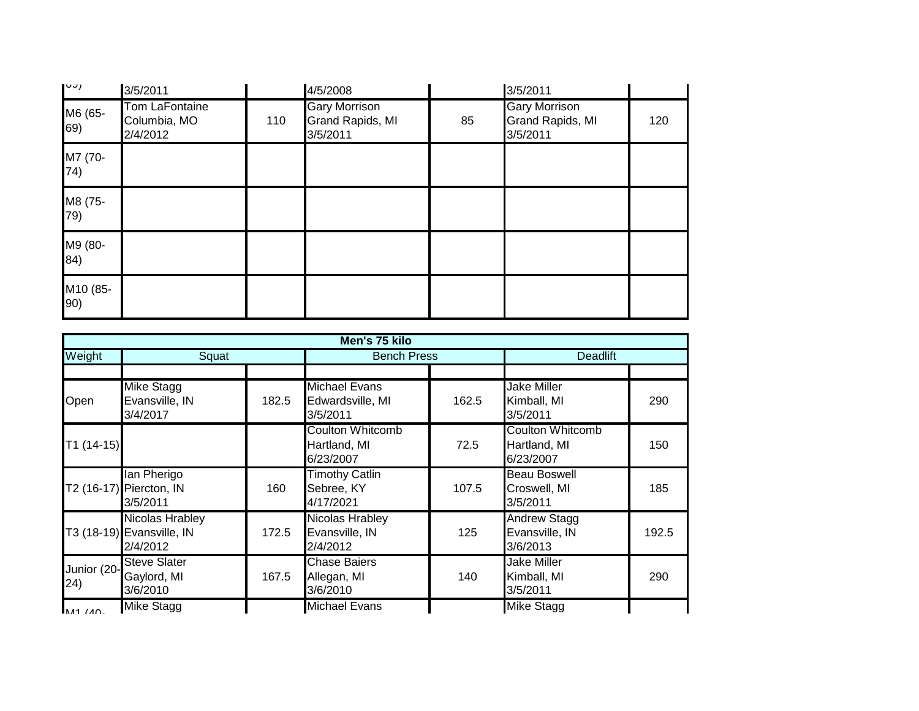| 69) | 3/5/2011 | | 4/5/2008 | | 3/5/2011 | |
|---|---|---|---|---|---|---|
| M6 (65-69) | Tom LaFontaine Columbia, MO 2/4/2012 | 110 | Gary Morrison Grand Rapids, MI 3/5/2011 | 85 | Gary Morrison Grand Rapids, MI 3/5/2011 | 120 |
| M7 (70-74) | | | | | | |
| M8 (75-79) | | | | | | |
| M9 (80-84) | | | | | | |
| M10 (85-90) | | | | | | |

| Men's 75 kilo | | | | | | |
|---|---|---|---|---|---|---|
| Weight | Squat | | Bench Press | | Deadlift | |
| | | | | | | |
| Open | Mike Stagg Evansville, IN 3/4/2017 | 182.5 | Michael Evans Edwardsville, MI 3/5/2011 | 162.5 | Jake Miller Kimball, MI 3/5/2011 | 290 |
| T1 (14-15) | | | Coulton Whitcomb Hartland, MI 6/23/2007 | 72.5 | Coulton Whitcomb Hartland, MI 6/23/2007 | 150 |
| T2 (16-17) | Ian Pherigo Piercton, IN 3/5/2011 | 160 | Timothy Catlin Sebree, KY 4/17/2021 | 107.5 | Beau Boswell Croswell, MI 3/5/2011 | 185 |
| T3 (18-19) | Nicolas Hrabley Evansville, IN 2/4/2012 | 172.5 | Nicolas Hrabley Evansville, IN 2/4/2012 | 125 | Andrew Stagg Evansville, IN 3/6/2013 | 192.5 |
| Junior (20-24) | Steve Slater Gaylord, MI 3/6/2010 | 167.5 | Chase Baiers Allegan, MI 3/6/2010 | 140 | Jake Miller Kimball, MI 3/5/2011 | 290 |
| M1 (40- | Mike Stagg | | Michael Evans | | Mike Stagg | |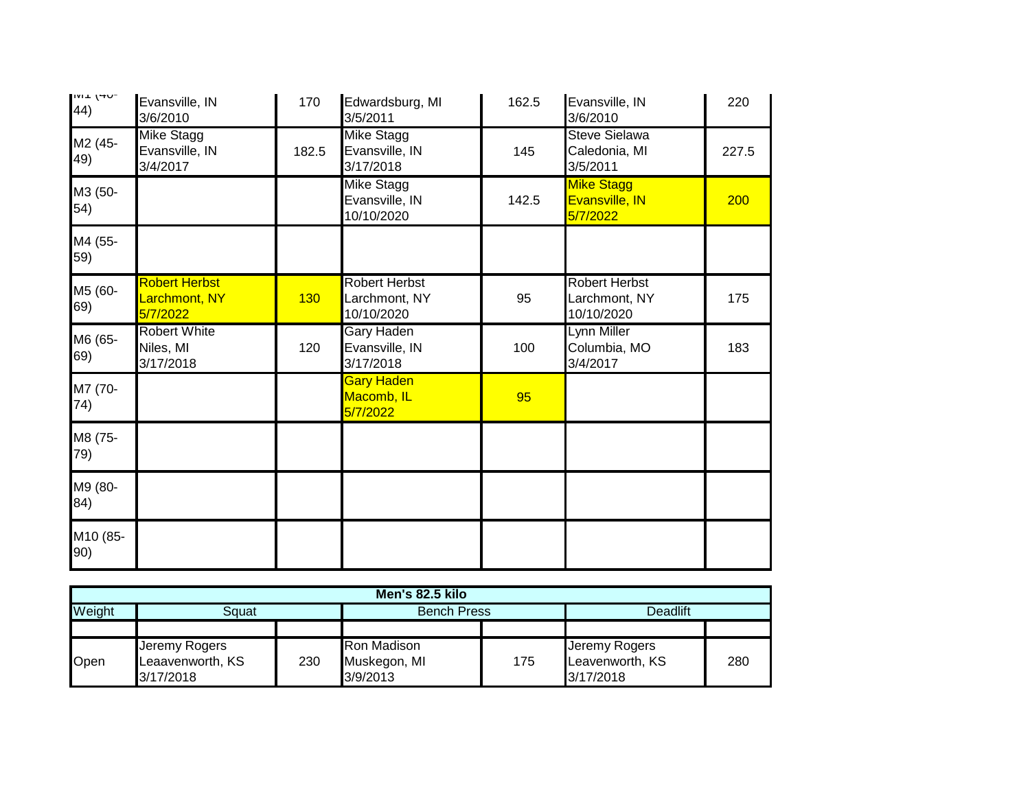| M1 (40-44) | Evansville, IN<br>3/6/2010 | 170 | Edwardsburg, MI<br>3/5/2011 | 162.5 | Evansville, IN<br>3/6/2010 | 220 |
|---|---|---|---|---|---|---|
| M2 (45-49) | Mike Stagg<br>Evansville, IN<br>3/4/2017 | 182.5 | Mike Stagg<br>Evansville, IN<br>3/17/2018 | 145 | Steve Sielawa<br>Caledonia, MI<br>3/5/2011 | 227.5 |
| M3 (50-54) | | | Mike Stagg<br>Evansville, IN<br>10/10/2020 | 142.5 | Mike Stagg<br>Evansville, IN<br>5/7/2022 | 200 |
| M4 (55-59) | | | | | | |
| M5 (60-69) | Robert Herbst<br>Larchmont, NY<br>5/7/2022 | 130 | Robert Herbst<br>Larchmont, NY<br>10/10/2020 | 95 | Robert Herbst<br>Larchmont, NY<br>10/10/2020 | 175 |
| M6 (65-69) | Robert White<br>Niles, MI<br>3/17/2018 | 120 | Gary Haden<br>Evansville, IN<br>3/17/2018 | 100 | Lynn Miller<br>Columbia, MO<br>3/4/2017 | 183 |
| M7 (70-74) | | | Gary Haden<br>Macomb, IL<br>5/7/2022 | 95 | | |
| M8 (75-79) | | | | | | |
| M9 (80-84) | | | | | | |
| M10 (85-90) | | | | | | |

| **Men's 82.5 kilo** | | | | | | |
|---|---|---|---|---|---|---|
| Weight | Squat | | Bench Press | | Deadlift | |
| | | | | | | |
| Open | Jeremy Rogers<br>Leaavenworth, KS<br>3/17/2018 | 230 | Ron Madison<br>Muskegon, MI<br>3/9/2013 | 175 | Jeremy Rogers<br>Leavenworth, KS<br>3/17/2018 | 280 |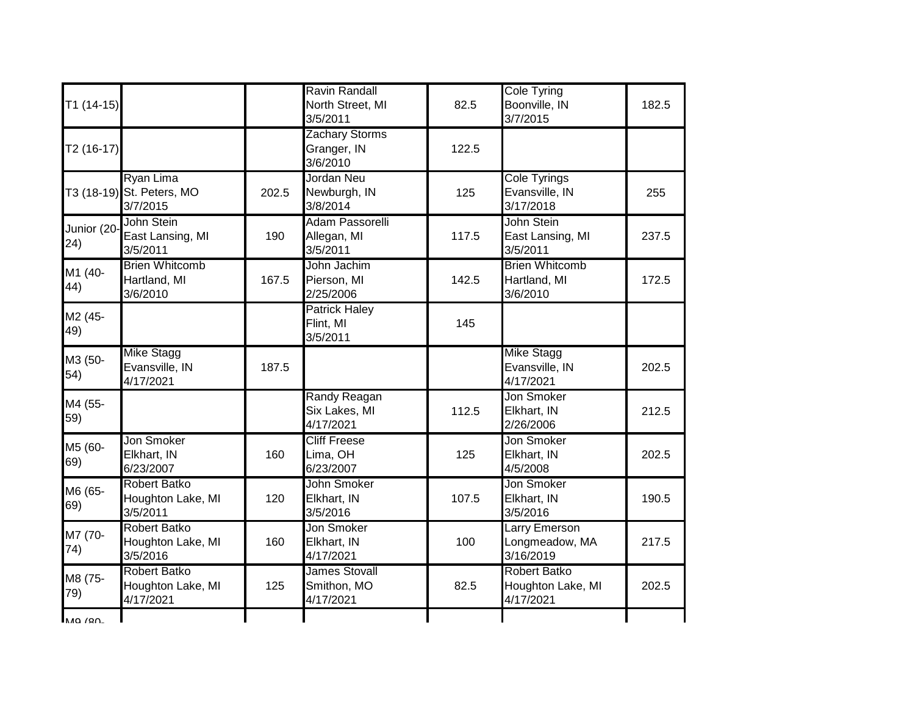| | | | | | | |
|---|---|---|---|---|---|---|
| T1 (14-15) | | | Ravin Randall<br>North Street, MI<br>3/5/2011 | 82.5 | Cole Tyring<br>Boonville, IN<br>3/7/2015 | 182.5 |
| T2 (16-17) | | | Zachary Storms<br>Granger, IN<br>3/6/2010 | 122.5 | | |
| T3 (18-19) | Ryan Lima<br>St. Peters, MO<br>3/7/2015 | 202.5 | Jordan Neu<br>Newburgh, IN<br>3/8/2014 | 125 | Cole Tyrings<br>Evansville, IN<br>3/17/2018 | 255 |
| Junior (20-24) | John Stein<br>East Lansing, MI<br>3/5/2011 | 190 | Adam Passorelli<br>Allegan, MI<br>3/5/2011 | 117.5 | John Stein<br>East Lansing, MI<br>3/5/2011 | 237.5 |
| M1 (40-44) | Brien Whitcomb<br>Hartland, MI<br>3/6/2010 | 167.5 | John Jachim<br>Pierson, MI<br>2/25/2006 | 142.5 | Brien Whitcomb<br>Hartland, MI<br>3/6/2010 | 172.5 |
| M2 (45-49) | | | Patrick Haley<br>Flint, MI<br>3/5/2011 | 145 | | |
| M3 (50-54) | Mike Stagg<br>Evansville, IN<br>4/17/2021 | 187.5 | | | Mike Stagg<br>Evansville, IN<br>4/17/2021 | 202.5 |
| M4 (55-59) | | | Randy Reagan<br>Six Lakes, MI<br>4/17/2021 | 112.5 | Jon Smoker<br>Elkhart, IN<br>2/26/2006 | 212.5 |
| M5 (60-69) | Jon Smoker<br>Elkhart, IN<br>6/23/2007 | 160 | Cliff Freese<br>Lima, OH<br>6/23/2007 | 125 | Jon Smoker<br>Elkhart, IN<br>4/5/2008 | 202.5 |
| M6 (65-69) | Robert Batko<br>Houghton Lake, MI<br>3/5/2011 | 120 | John Smoker<br>Elkhart, IN<br>3/5/2016 | 107.5 | Jon Smoker<br>Elkhart, IN<br>3/5/2016 | 190.5 |
| M7 (70-74) | Robert Batko<br>Houghton Lake, MI<br>3/5/2016 | 160 | Jon Smoker<br>Elkhart, IN<br>4/17/2021 | 100 | Larry Emerson<br>Longmeadow, MA<br>3/16/2019 | 217.5 |
| M8 (75-79) | Robert Batko<br>Houghton Lake, MI<br>4/17/2021 | 125 | James Stovall<br>Smithon, MO<br>4/17/2021 | 82.5 | Robert Batko<br>Houghton Lake, MI<br>4/17/2021 | 202.5 |
| M9 (80- | | | | | | |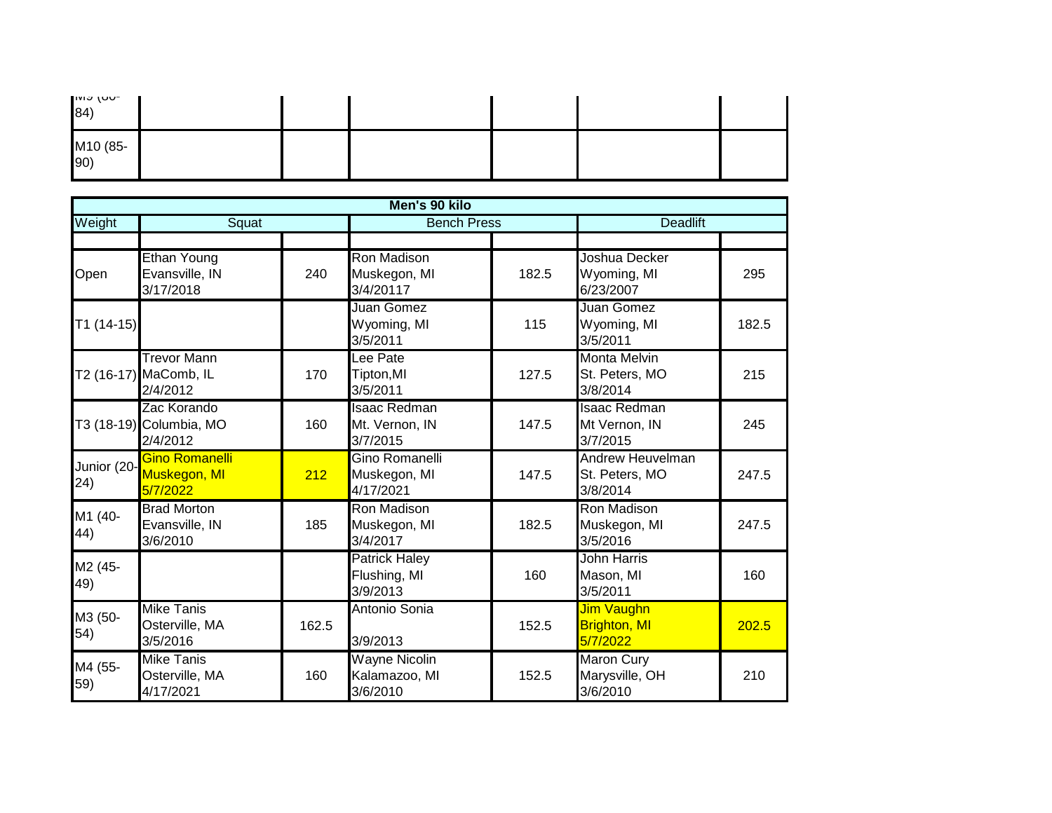| M9 (80-84) | | | | | | |
|---|---|---|---|---|---|---|
| M10 (85-90) | | | | | | |

| Men's 90 kilo | | | | | | |
|---|---|---|---|---|---|---|
| Weight | Squat | | Bench Press | | Deadlift | |
| | | | | | | |
| Open | Ethan Young Evansville, IN 3/17/2018 | 240 | Ron Madison Muskegon, MI 3/4/20117 | 182.5 | Joshua Decker Wyoming, MI 6/23/2007 | 295 |
| T1 (14-15) | | | Juan Gomez Wyoming, MI 3/5/2011 | 115 | Juan Gomez Wyoming, MI 3/5/2011 | 182.5 |
| T2 (16-17) | Trevor Mann MaComb, IL 2/4/2012 | 170 | Lee Pate Tipton,MI 3/5/2011 | 127.5 | Monta Melvin St. Peters, MO 3/8/2014 | 215 |
| T3 (18-19) | Zac Korando Columbia, MO 2/4/2012 | 160 | Isaac Redman Mt. Vernon, IN 3/7/2015 | 147.5 | Isaac Redman Mt Vernon, IN 3/7/2015 | 245 |
| Junior (20-24) | Gino Romanelli Muskegon, MI 5/7/2022 | 212 | Gino Romanelli Muskegon, MI 4/17/2021 | 147.5 | Andrew Heuvelman St. Peters, MO 3/8/2014 | 247.5 |
| M1 (40-44) | Brad Morton Evansville, IN 3/6/2010 | 185 | Ron Madison Muskegon, MI 3/4/2017 | 182.5 | Ron Madison Muskegon, MI 3/5/2016 | 247.5 |
| M2 (45-49) | | | Patrick Haley Flushing, MI 3/9/2013 | 160 | John Harris Mason, MI 3/5/2011 | 160 |
| M3 (50-54) | Mike Tanis Osterville, MA 3/5/2016 | 162.5 | Antonio Sonia 3/9/2013 | 152.5 | Jim Vaughn Brighton, MI 5/7/2022 | 202.5 |
| M4 (55-59) | Mike Tanis Osterville, MA 4/17/2021 | 160 | Wayne Nicolin Kalamazoo, MI 3/6/2010 | 152.5 | Maron Cury Marysville, OH 3/6/2010 | 210 |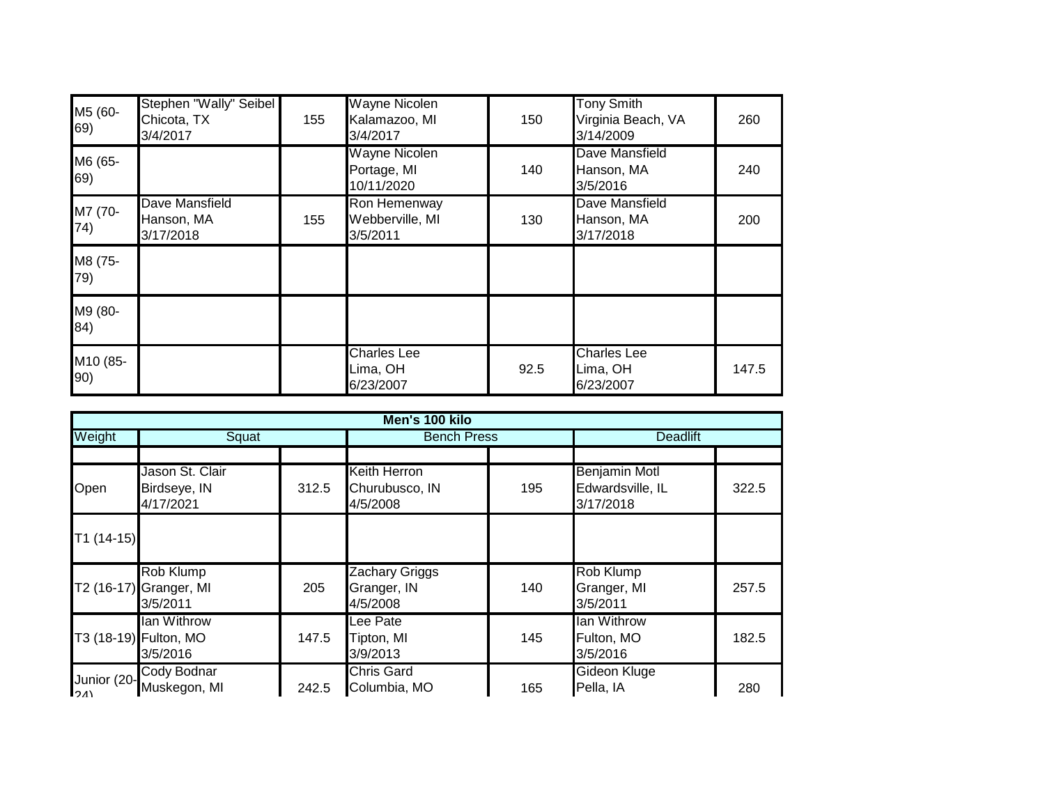| | | | | | | |
|---|---|---|---|---|---|---|
| M5 (60-69) | Stephen "Wally" Seibel<br>Chicota, TX<br>3/4/2017 | 155 | Wayne Nicolen<br>Kalamazoo, MI<br>3/4/2017 | 150 | Tony Smith<br>Virginia Beach, VA<br>3/14/2009 | 260 |
| M6 (65-69) | | | Wayne Nicolen<br>Portage, MI<br>10/11/2020 | 140 | Dave Mansfield<br>Hanson, MA<br>3/5/2016 | 240 |
| M7 (70-74) | Dave Mansfield<br>Hanson, MA<br>3/17/2018 | 155 | Ron Hemenway<br>Webberville, MI<br>3/5/2011 | 130 | Dave Mansfield<br>Hanson, MA<br>3/17/2018 | 200 |
| M8 (75-79) | | | | | | |
| M9 (80-84) | | | | | | |
| M10 (85-90) | | | Charles Lee<br>Lima, OH<br>6/23/2007 | 92.5 | Charles Lee<br>Lima, OH<br>6/23/2007 | 147.5 |

| Men's 100 kilo | | | | | | |
|---|---|---|---|---|---|---|
| Weight | Squat | | Bench Press | | Deadlift | |
| | | | | | | |
| Open | Jason St. Clair<br>Birdseye, IN<br>4/17/2021 | 312.5 | Keith Herron<br>Churubusco, IN<br>4/5/2008 | 195 | Benjamin Motl<br>Edwardsville, IL<br>3/17/2018 | 322.5 |
| T1 (14-15) | | | | | | |
| T2 (16-17) | Rob Klump<br>Granger, MI<br>3/5/2011 | 205 | Zachary Griggs<br>Granger, IN<br>4/5/2008 | 140 | Rob Klump<br>Granger, MI<br>3/5/2011 | 257.5 |
| T3 (18-19) | Ian Withrow<br>Fulton, MO<br>3/5/2016 | 147.5 | Lee Pate<br>Tipton, MI<br>3/9/2013 | 145 | Ian Withrow<br>Fulton, MO<br>3/5/2016 | 182.5 |
| Junior (20-24) | Cody Bodnar<br>Muskegon, MI | 242.5 | Chris Gard<br>Columbia, MO | 165 | Gideon Kluge<br>Pella, IA | 280 |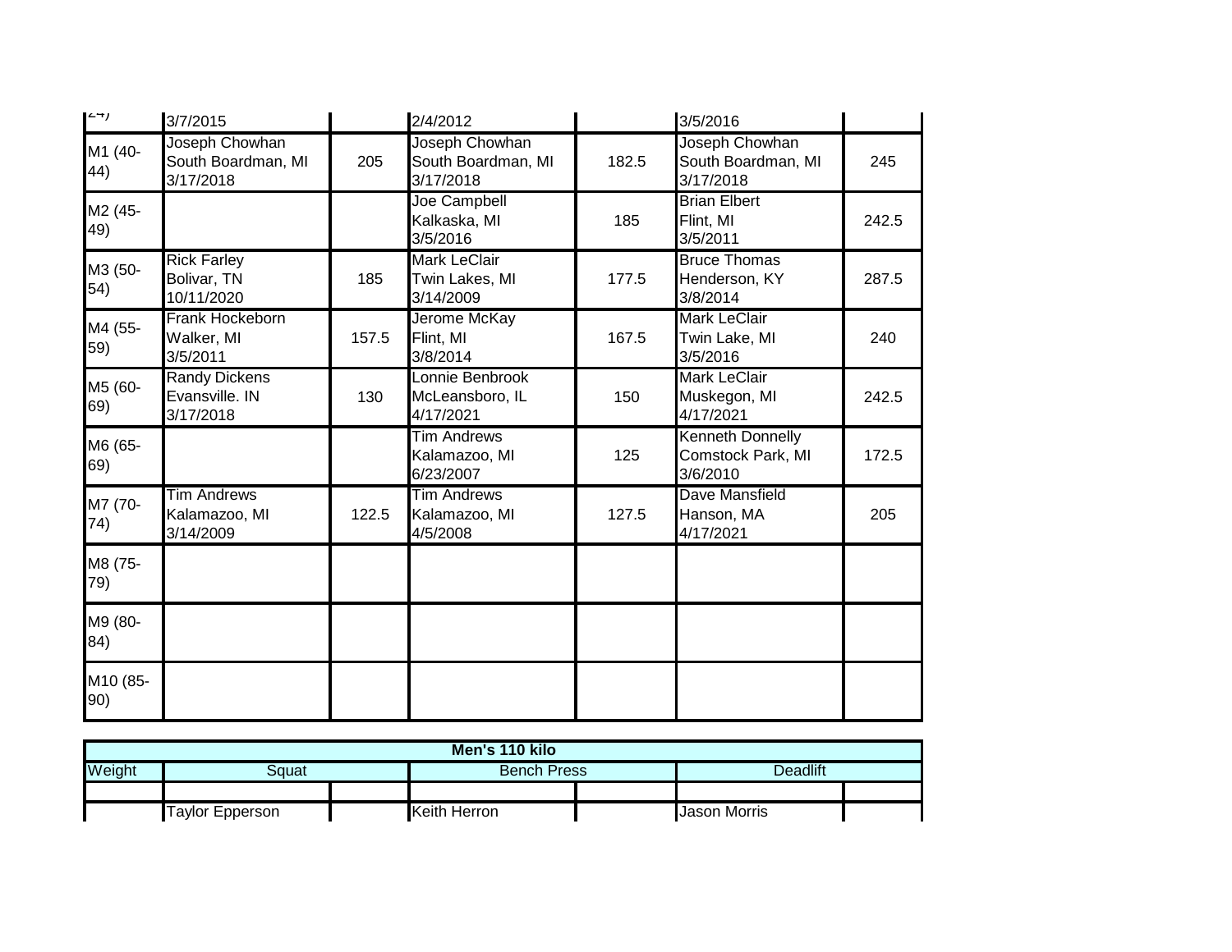| | | | | | | |
|---|---|---|---|---|---|---|
| 24) | 3/7/2015 | | 2/4/2012 | | 3/5/2016 | |
| M1 (40-44) | Joseph Chowhan South Boardman, MI 3/17/2018 | 205 | Joseph Chowhan South Boardman, MI 3/17/2018 | 182.5 | Joseph Chowhan South Boardman, MI 3/17/2018 | 245 |
| M2 (45-49) | | | Joe Campbell Kalkaska, MI 3/5/2016 | 185 | Brian Elbert Flint, MI 3/5/2011 | 242.5 |
| M3 (50-54) | Rick Farley Bolivar, TN 10/11/2020 | 185 | Mark LeClair Twin Lakes, MI 3/14/2009 | 177.5 | Bruce Thomas Henderson, KY 3/8/2014 | 287.5 |
| M4 (55-59) | Frank Hockeborn Walker, MI 3/5/2011 | 157.5 | Jerome McKay Flint, MI 3/8/2014 | 167.5 | Mark LeClair Twin Lake, MI 3/5/2016 | 240 |
| M5 (60-69) | Randy Dickens Evansville. IN 3/17/2018 | 130 | Lonnie Benbrook McLeansboro, IL 4/17/2021 | 150 | Mark LeClair Muskegon, MI 4/17/2021 | 242.5 |
| M6 (65-69) | | | Tim Andrews Kalamazoo, MI 6/23/2007 | 125 | Kenneth Donnelly Comstock Park, MI 3/6/2010 | 172.5 |
| M7 (70-74) | Tim Andrews Kalamazoo, MI 3/14/2009 | 122.5 | Tim Andrews Kalamazoo, MI 4/5/2008 | 127.5 | Dave Mansfield Hanson, MA 4/17/2021 | 205 |
| M8 (75-79) | | | | | | |
| M9 (80-84) | | | | | | |
| M10 (85-90) | | | | | | |

| Men's 110 kilo | | | | | | |
|---|---|---|---|---|---|---|
| Weight | Squat | | Bench Press | | Deadlift | |
| | | | | | | |
| | Taylor Epperson | | Keith Herron | | Jason Morris | |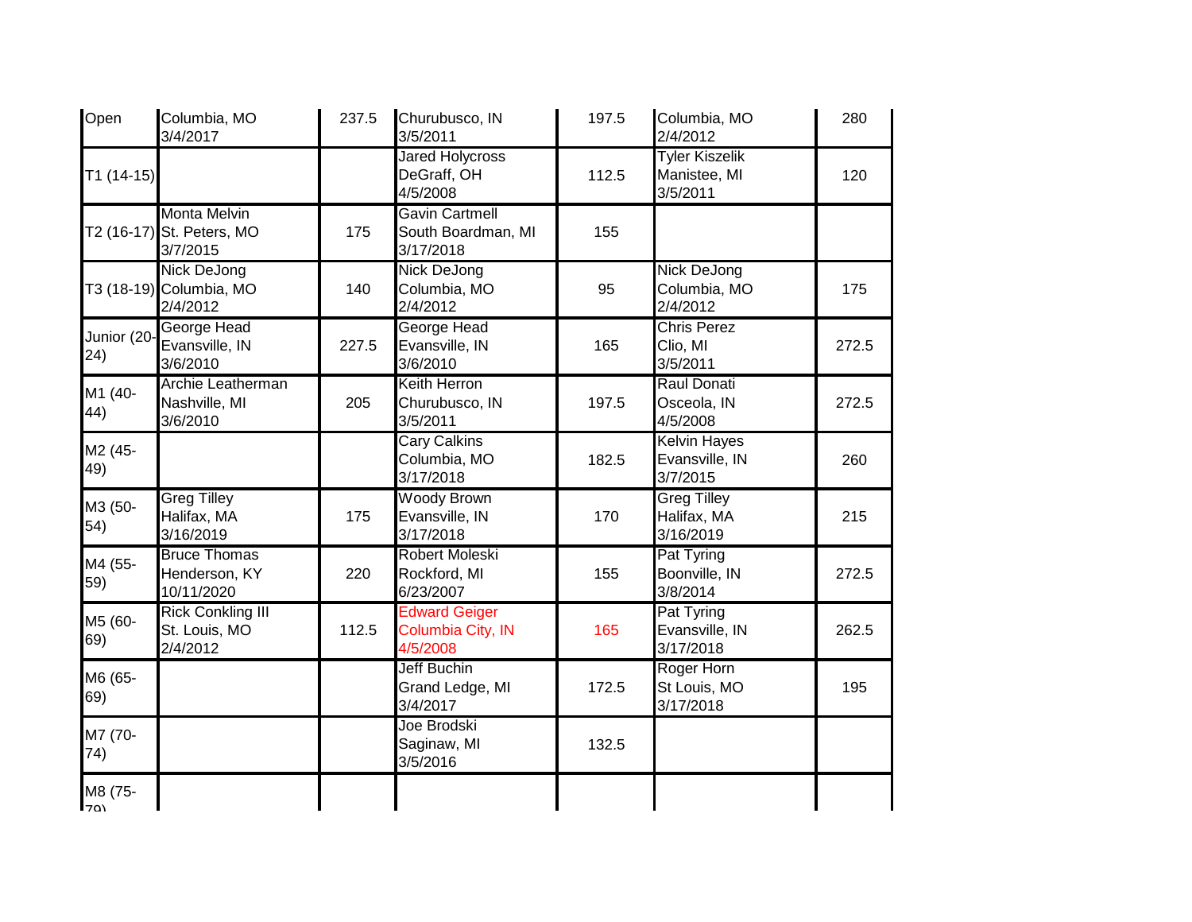| | | | | | | |
|---|---|---|---|---|---|---|
| Open | Columbia, MO 3/4/2017 | 237.5 | Churubusco, IN 3/5/2011 | 197.5 | Columbia, MO 2/4/2012 | 280 |
| T1 (14-15) | | | Jared Holycross DeGraff, OH 4/5/2008 | 112.5 | Tyler Kiszelik Manistee, MI 3/5/2011 | 120 |
| T2 (16-17) | Monta Melvin St. Peters, MO 3/7/2015 | 175 | Gavin Cartmell South Boardman, MI 3/17/2018 | 155 | | |
| T3 (18-19) | Nick DeJong Columbia, MO 2/4/2012 | 140 | Nick DeJong Columbia, MO 2/4/2012 | 95 | Nick DeJong Columbia, MO 2/4/2012 | 175 |
| Junior (20-24) | George Head Evansville, IN 3/6/2010 | 227.5 | George Head Evansville, IN 3/6/2010 | 165 | Chris Perez Clio, MI 3/5/2011 | 272.5 |
| M1 (40-44) | Archie Leatherman Nashville, MI 3/6/2010 | 205 | Keith Herron Churubusco, IN 3/5/2011 | 197.5 | Raul Donati Osceola, IN 4/5/2008 | 272.5 |
| M2 (45-49) | | | Cary Calkins Columbia, MO 3/17/2018 | 182.5 | Kelvin Hayes Evansville, IN 3/7/2015 | 260 |
| M3 (50-54) | Greg Tilley Halifax, MA 3/16/2019 | 175 | Woody Brown Evansville, IN 3/17/2018 | 170 | Greg Tilley Halifax, MA 3/16/2019 | 215 |
| M4 (55-59) | Bruce Thomas Henderson, KY 10/11/2020 | 220 | Robert Moleski Rockford, MI 6/23/2007 | 155 | Pat Tyring Boonville, IN 3/8/2014 | 272.5 |
| M5 (60-69) | Rick Conkling III St. Louis, MO 2/4/2012 | 112.5 | Edward Geiger Columbia City, IN 4/5/2008 | 165 | Pat Tyring Evansville, IN 3/17/2018 | 262.5 |
| M6 (65-69) | | | Jeff Buchin Grand Ledge, MI 3/4/2017 | 172.5 | Roger Horn St Louis, MO 3/17/2018 | 195 |
| M7 (70-74) | | | Joe Brodski Saginaw, MI 3/5/2016 | 132.5 | | |
| M8 (75-79) | | | | | | |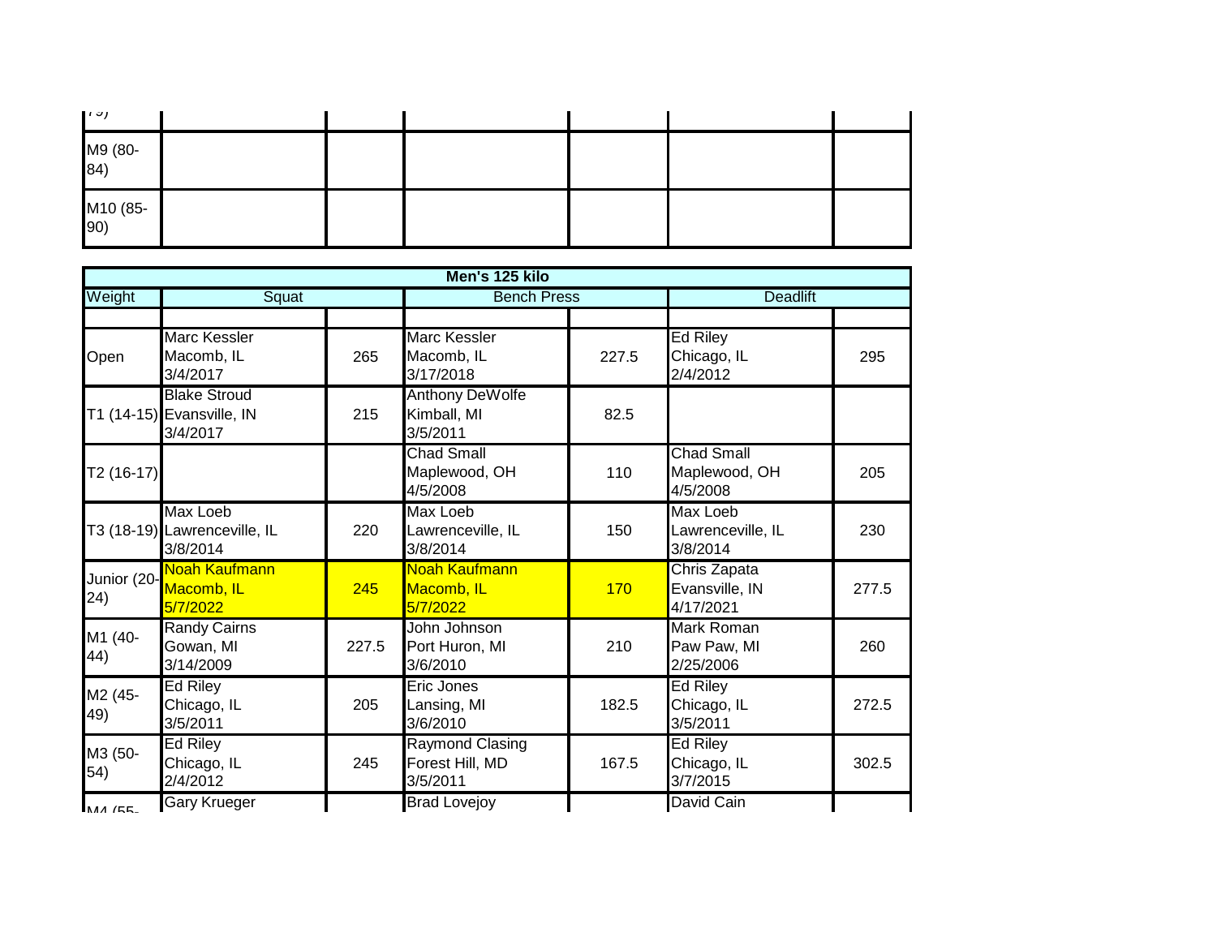| 79) | | | | | | |
|---|---|---|---|---|---|---|
| M9 (80-84) | | | | | | |
| M10 (85-90) | | | | | | |

| Men's 125 kilo | | | | | | |
|---|---|---|---|---|---|---|
| Weight | Squat | | Bench Press | | Deadlift | |
| | | | | | | |
| Open | Marc Kessler Macomb, IL 3/4/2017 | 265 | Marc Kessler Macomb, IL 3/17/2018 | 227.5 | Ed Riley Chicago, IL 2/4/2012 | 295 |
| T1 (14-15) | Blake Stroud Evansville, IN 3/4/2017 | 215 | Anthony DeWolfe Kimball, MI 3/5/2011 | 82.5 | | |
| T2 (16-17) | | | Chad Small Maplewood, OH 4/5/2008 | 110 | Chad Small Maplewood, OH 4/5/2008 | 205 |
| T3 (18-19) | Max Loeb Lawrenceville, IL 3/8/2014 | 220 | Max Loeb Lawrenceville, IL 3/8/2014 | 150 | Max Loeb Lawrenceville, IL 3/8/2014 | 230 |
| Junior (20-24) | Noah Kaufmann Macomb, IL 5/7/2022 | 245 | Noah Kaufmann Macomb, IL 5/7/2022 | 170 | Chris Zapata Evansville, IN 4/17/2021 | 277.5 |
| M1 (40-44) | Randy Cairns Gowan, MI 3/14/2009 | 227.5 | John Johnson Port Huron, MI 3/6/2010 | 210 | Mark Roman Paw Paw, MI 2/25/2006 | 260 |
| M2 (45-49) | Ed Riley Chicago, IL 3/5/2011 | 205 | Eric Jones Lansing, MI 3/6/2010 | 182.5 | Ed Riley Chicago, IL 3/5/2011 | 272.5 |
| M3 (50-54) | Ed Riley Chicago, IL 2/4/2012 | 245 | Raymond Clasing Forest Hill, MD 3/5/2011 | 167.5 | Ed Riley Chicago, IL 3/7/2015 | 302.5 |
| M4 (55- | Gary Krueger | | Brad Lovejoy | | David Cain | |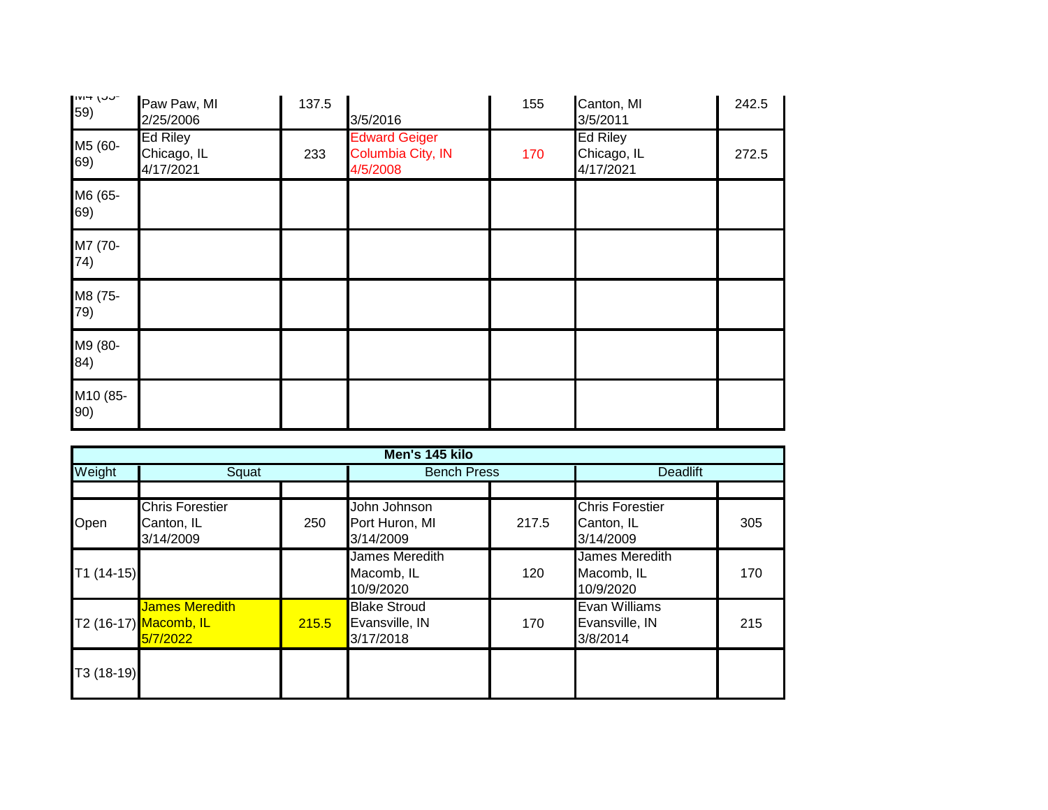| M4 (55-59) | Paw Paw, MI 2/25/2006 | 137.5 | 3/5/2016 | 155 | Canton, MI 3/5/2011 | 242.5 |
|---|---|---|---|---|---|---|
| M5 (60-69) | Ed Riley Chicago, IL 4/17/2021 | 233 | Edward Geiger Columbia City, IN 4/5/2008 | 170 | Ed Riley Chicago, IL 4/17/2021 | 272.5 |
| M6 (65-69) | | | | | | |
| M7 (70-74) | | | | | | |
| M8 (75-79) | | | | | | |
| M9 (80-84) | | | | | | |
| M10 (85-90) | | | | | | |

| **Men's 145 kilo** | | | | | | |
|---|---|---|---|---|---|---|
| Weight | Squat | | Bench Press | | Deadlift | |
| | | | | | | |
| Open | Chris Forestier Canton, IL 3/14/2009 | 250 | John Johnson Port Huron, MI 3/14/2009 | 217.5 | Chris Forestier Canton, IL 3/14/2009 | 305 |
| T1 (14-15) | | | James Meredith Macomb, IL 10/9/2020 | 120 | James Meredith Macomb, IL 10/9/2020 | 170 |
| T2 (16-17) | James Meredith Macomb, IL 5/7/2022 | 215.5 | Blake Stroud Evansville, IN 3/17/2018 | 170 | Evan Williams Evansville, IN 3/8/2014 | 215 |
| T3 (18-19) | | | | | | |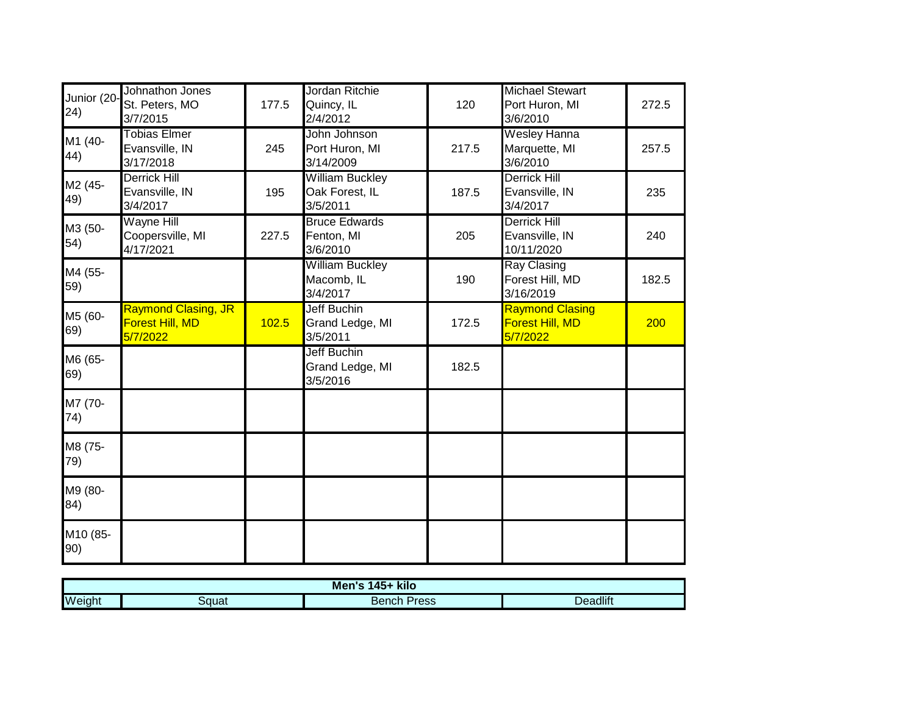| | | | | | | |
|---|---|---|---|---|---|---|
| Junior (20-24) | Johnathon Jones St. Peters, MO 3/7/2015 | 177.5 | Jordan Ritchie Quincy, IL 2/4/2012 | 120 | Michael Stewart Port Huron, MI 3/6/2010 | 272.5 |
| M1 (40-44) | Tobias Elmer Evansville, IN 3/17/2018 | 245 | John Johnson Port Huron, MI 3/14/2009 | 217.5 | Wesley Hanna Marquette, MI 3/6/2010 | 257.5 |
| M2 (45-49) | Derrick Hill Evansville, IN 3/4/2017 | 195 | William Buckley Oak Forest, IL 3/5/2011 | 187.5 | Derrick Hill Evansville, IN 3/4/2017 | 235 |
| M3 (50-54) | Wayne Hill Coopersville, MI 4/17/2021 | 227.5 | Bruce Edwards Fenton, MI 3/6/2010 | 205 | Derrick Hill Evansville, IN 10/11/2020 | 240 |
| M4 (55-59) | | | William Buckley Macomb, IL 3/4/2017 | 190 | Ray Clasing Forest Hill, MD 3/16/2019 | 182.5 |
| M5 (60-69) | Raymond Clasing, JR Forest Hill, MD 5/7/2022 | 102.5 | Jeff Buchin Grand Ledge, MI 3/5/2011 | 172.5 | Raymond Clasing Forest Hill, MD 5/7/2022 | 200 |
| M6 (65-69) | | | Jeff Buchin Grand Ledge, MI 3/5/2016 | 182.5 | | |
| M7 (70-74) | | | | | | |
| M8 (75-79) | | | | | | |
| M9 (80-84) | | | | | | |
| M10 (85-90) | | | | | | |

| Men's 145+ kilo | | | |
|---|---|---|---|
| Weight | Squat | Bench Press | Deadlift |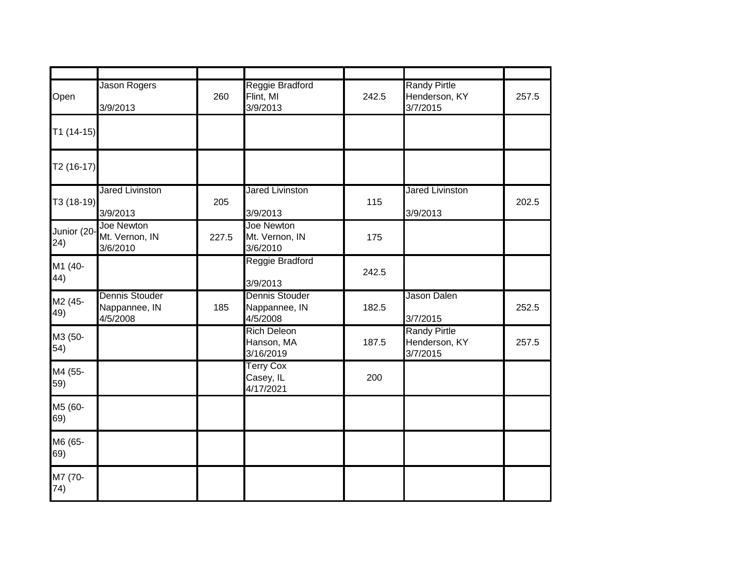| | | | | | | |
|---|---|---|---|---|---|---|
| Open | Jason Rogers<br><br>3/9/2013 | 260 | Reggie Bradford<br>Flint, MI<br>3/9/2013 | 242.5 | Randy Pirtle<br>Henderson, KY<br>3/7/2015 | 257.5 |
| T1 (14-15) | | | | | | |
| T2 (16-17) | | | | | | |
| T3 (18-19) | Jared Livinston<br><br>3/9/2013 | 205 | Jared Livinston<br><br>3/9/2013 | 115 | Jared Livinston<br><br>3/9/2013 | 202.5 |
| Junior (20-24) | Joe Newton<br>Mt. Vernon, IN<br>3/6/2010 | 227.5 | Joe Newton<br>Mt. Vernon, IN<br>3/6/2010 | 175 | | |
| M1 (40-44) | | | Reggie Bradford<br><br>3/9/2013 | 242.5 | | |
| M2 (45-49) | Dennis Stouder<br>Nappannee, IN<br>4/5/2008 | 185 | Dennis Stouder<br>Nappannee, IN<br>4/5/2008 | 182.5 | Jason Dalen<br><br>3/7/2015 | 252.5 |
| M3 (50-54) | | | Rich Deleon<br>Hanson, MA<br>3/16/2019 | 187.5 | Randy Pirtle<br>Henderson, KY<br>3/7/2015 | 257.5 |
| M4 (55-59) | | | Terry Cox<br>Casey, IL<br>4/17/2021 | 200 | | |
| M5 (60-69) | | | | | | |
| M6 (65-69) | | | | | | |
| M7 (70-74) | | | | | | |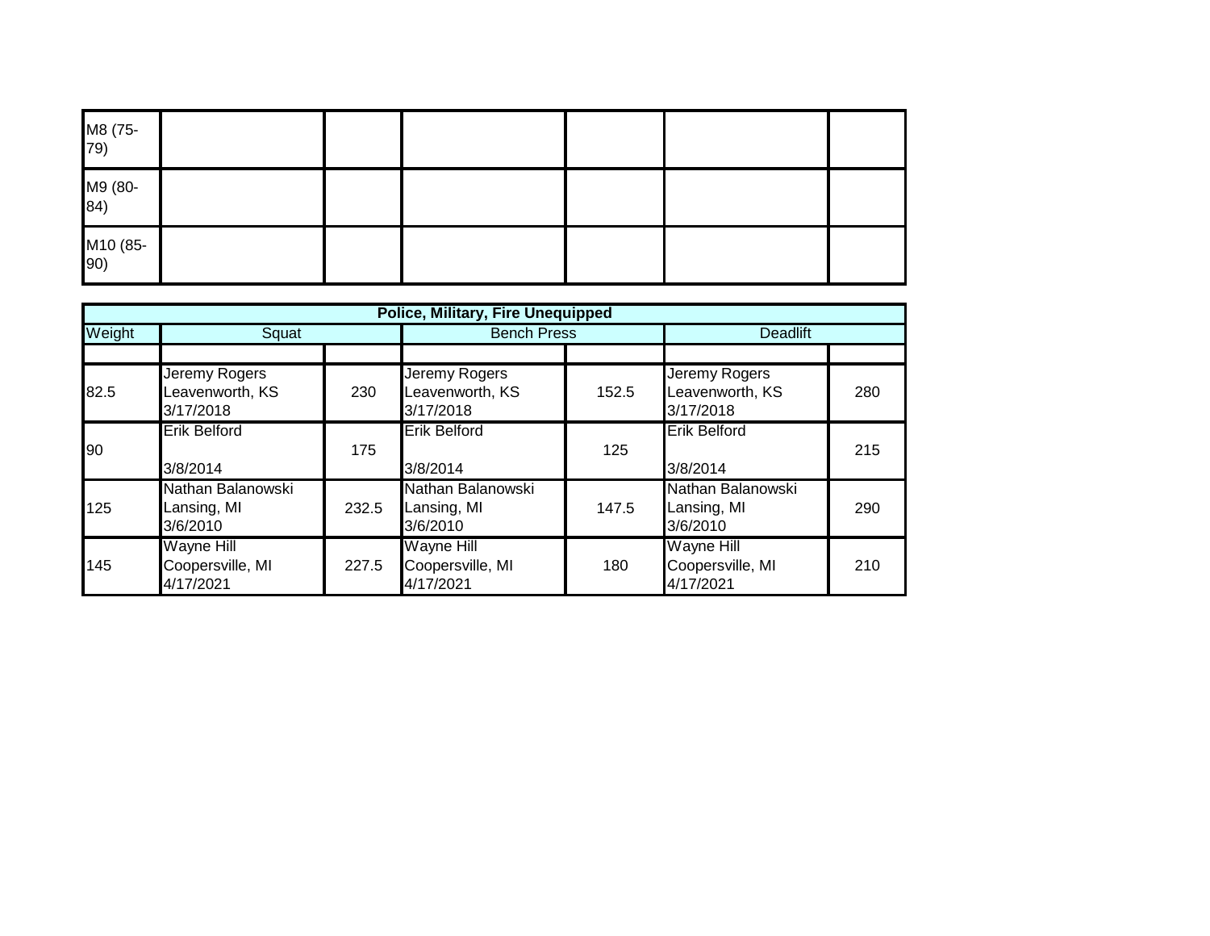| M8 (75-79) | | | | | | |
|---|---|---|---|---|---|---|
| M9 (80-84) | | | | | | |
| M10 (85-90) | | | | | | |

| Police, Military, Fire Unequipped | | | | | | |
|---|---|---|---|---|---|---|
| Weight | Squat | | Bench Press | | Deadlift | |
| | | | | | | |
| 82.5 | Jeremy Rogers Leavenworth, KS 3/17/2018 | 230 | Jeremy Rogers Leavenworth, KS 3/17/2018 | 152.5 | Jeremy Rogers Leavenworth, KS 3/17/2018 | 280 |
| 90 | Erik Belford 3/8/2014 | 175 | Erik Belford 3/8/2014 | 125 | Erik Belford 3/8/2014 | 215 |
| 125 | Nathan Balanowski Lansing, MI 3/6/2010 | 232.5 | Nathan Balanowski Lansing, MI 3/6/2010 | 147.5 | Nathan Balanowski Lansing, MI 3/6/2010 | 290 |
| 145 | Wayne Hill Coopersville, MI 4/17/2021 | 227.5 | Wayne Hill Coopersville, MI 4/17/2021 | 180 | Wayne Hill Coopersville, MI 4/17/2021 | 210 |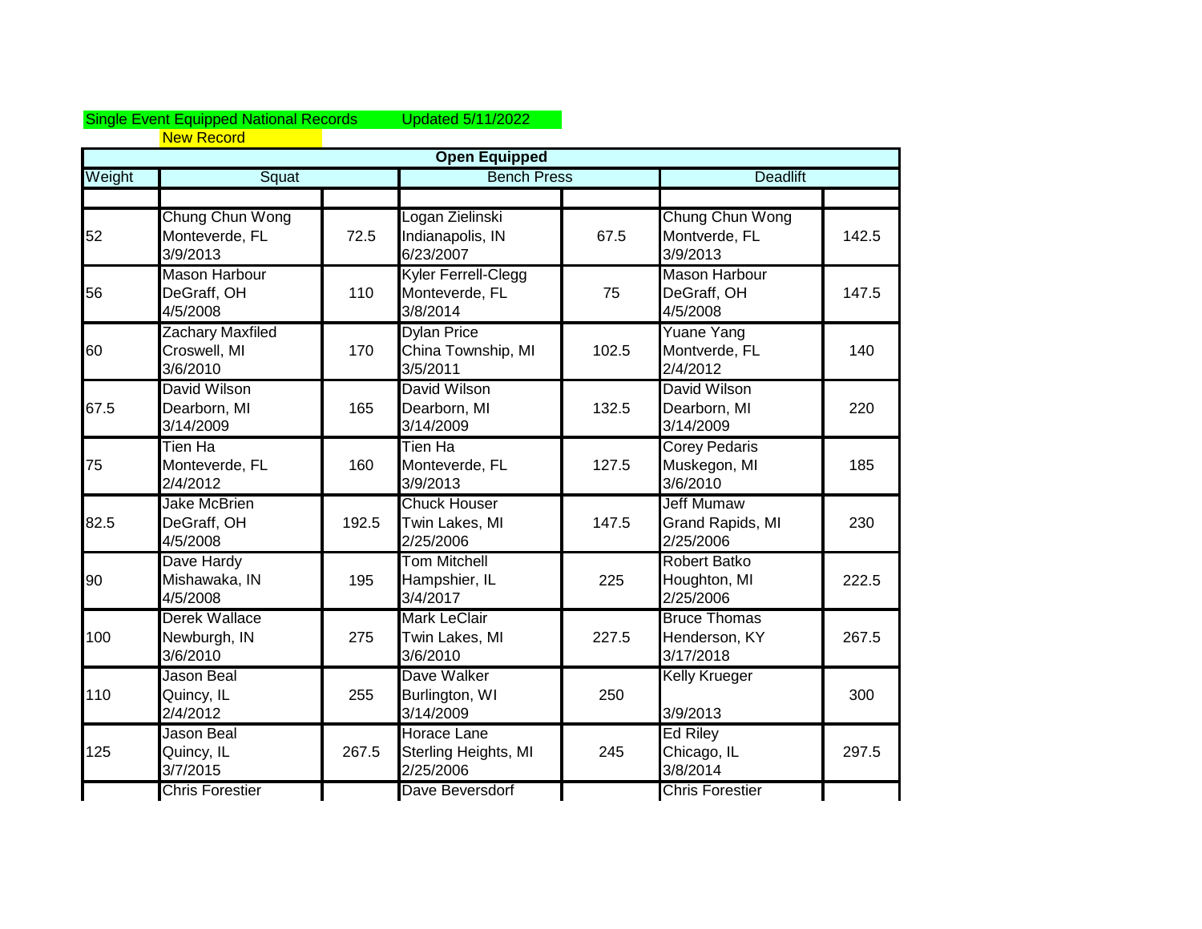Single Event Equipped National Records Updated 5/11/2022

New Record

| Open Equipped | | | | | | |
|---|---|---|---|---|---|---|
| Weight | Squat | | Bench Press | | Deadlift | |
| | | | | | | |
| 52 | Chung Chun Wong<br>Monteverde, FL<br>3/9/2013 | 72.5 | Logan Zielinski<br>Indianapolis, IN<br>6/23/2007 | 67.5 | Chung Chun Wong<br>Montverde, FL<br>3/9/2013 | 142.5 |
| 56 | Mason Harbour<br>DeGraff, OH<br>4/5/2008 | 110 | Kyler Ferrell-Clegg<br>Monteverde, FL<br>3/8/2014 | 75 | Mason Harbour<br>DeGraff, OH<br>4/5/2008 | 147.5 |
| 60 | Zachary Maxfiled<br>Croswell, MI<br>3/6/2010 | 170 | Dylan Price<br>China Township, MI<br>3/5/2011 | 102.5 | Yuane Yang<br>Montverde, FL<br>2/4/2012 | 140 |
| 67.5 | David Wilson<br>Dearborn, MI<br>3/14/2009 | 165 | David Wilson<br>Dearborn, MI<br>3/14/2009 | 132.5 | David Wilson<br>Dearborn, MI<br>3/14/2009 | 220 |
| 75 | Tien Ha<br>Monteverde, FL<br>2/4/2012 | 160 | Tien Ha<br>Monteverde, FL<br>3/9/2013 | 127.5 | Corey Pedaris<br>Muskegon, MI<br>3/6/2010 | 185 |
| 82.5 | Jake McBrien<br>DeGraff, OH<br>4/5/2008 | 192.5 | Chuck Houser<br>Twin Lakes, MI<br>2/25/2006 | 147.5 | Jeff Mumaw<br>Grand Rapids, MI<br>2/25/2006 | 230 |
| 90 | Dave Hardy<br>Mishawaka, IN<br>4/5/2008 | 195 | Tom Mitchell<br>Hampshier, IL<br>3/4/2017 | 225 | Robert Batko<br>Houghton, MI<br>2/25/2006 | 222.5 |
| 100 | Derek Wallace<br>Newburgh, IN<br>3/6/2010 | 275 | Mark LeClair<br>Twin Lakes, MI<br>3/6/2010 | 227.5 | Bruce Thomas<br>Henderson, KY<br>3/17/2018 | 267.5 |
| 110 | Jason Beal<br>Quincy, IL<br>2/4/2012 | 255 | Dave Walker<br>Burlington, WI<br>3/14/2009 | 250 | Kelly Krueger<br><br>3/9/2013 | 300 |
| 125 | Jason Beal<br>Quincy, IL<br>3/7/2015 | 267.5 | Horace Lane<br>Sterling Heights, MI<br>2/25/2006 | 245 | Ed Riley<br>Chicago, IL<br>3/8/2014 | 297.5 |
| | Chris Forestier | | Dave Beversdorf | | Chris Forestier | |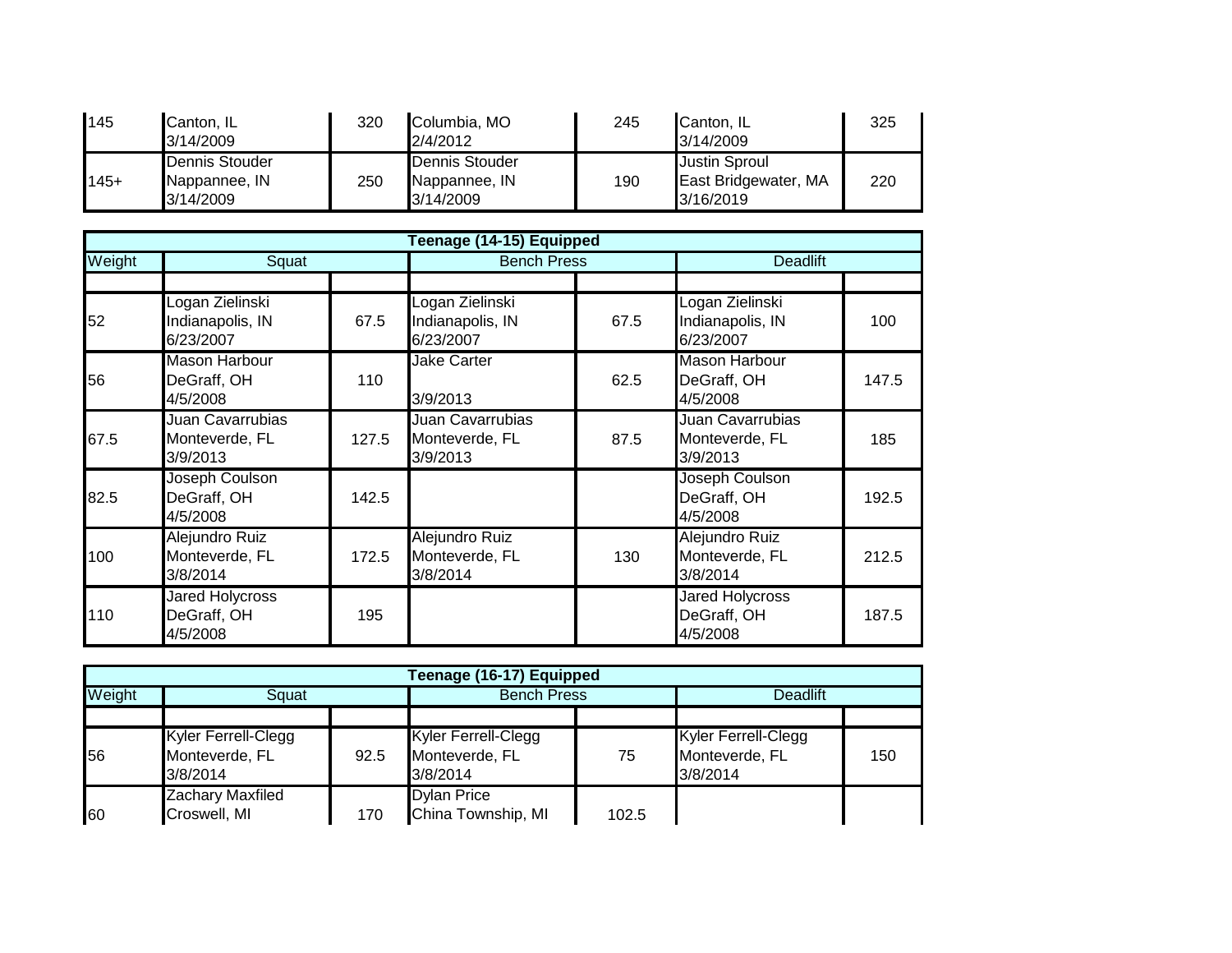| | | | | | | |
|---|---|---|---|---|---|---|
| 145 | Canton, IL<br>3/14/2009 | 320 | Columbia, MO<br>2/4/2012 | 245 | Canton, IL<br>3/14/2009 | 325 |
| 145+ | Dennis Stouder<br>Nappannee, IN<br>3/14/2009 | 250 | Dennis Stouder<br>Nappannee, IN<br>3/14/2009 | 190 | Justin Sproul<br>East Bridgewater, MA<br>3/16/2019 | 220 |

| **Teenage (14-15) Equipped** | | | | | | |
|---|---|---|---|---|---|---|
| Weight | Squat | | Bench Press | | Deadlift | |
| | | | | | | |
| 52 | Logan Zielinski<br>Indianapolis, IN<br>6/23/2007 | 67.5 | Logan Zielinski<br>Indianapolis, IN<br>6/23/2007 | 67.5 | Logan Zielinski<br>Indianapolis, IN<br>6/23/2007 | 100 |
| 56 | Mason Harbour<br>DeGraff, OH<br>4/5/2008 | 110 | Jake Carter<br><br>3/9/2013 | 62.5 | Mason Harbour<br>DeGraff, OH<br>4/5/2008 | 147.5 |
| 67.5 | Juan Cavarrubias<br>Monteverde, FL<br>3/9/2013 | 127.5 | Juan Cavarrubias<br>Monteverde, FL<br>3/9/2013 | 87.5 | Juan Cavarrubias<br>Monteverde, FL<br>3/9/2013 | 185 |
| 82.5 | Joseph Coulson<br>DeGraff, OH<br>4/5/2008 | 142.5 | | | Joseph Coulson<br>DeGraff, OH<br>4/5/2008 | 192.5 |
| 100 | Alejundro Ruiz<br>Monteverde, FL<br>3/8/2014 | 172.5 | Alejundro Ruiz<br>Monteverde, FL<br>3/8/2014 | 130 | Alejundro Ruiz<br>Monteverde, FL<br>3/8/2014 | 212.5 |
| 110 | Jared Holycross<br>DeGraff, OH<br>4/5/2008 | 195 | | | Jared Holycross<br>DeGraff, OH<br>4/5/2008 | 187.5 |

| **Teenage (16-17) Equipped** | | | | | | |
|---|---|---|---|---|---|---|
| Weight | Squat | | Bench Press | | Deadlift | |
| | | | | | | |
| 56 | Kyler Ferrell-Clegg<br>Monteverde, FL<br>3/8/2014 | 92.5 | Kyler Ferrell-Clegg<br>Monteverde, FL<br>3/8/2014 | 75 | Kyler Ferrell-Clegg<br>Monteverde, FL<br>3/8/2014 | 150 |
| 60 | Zachary Maxfiled<br>Croswell, MI | 170 | Dylan Price<br>China Township, MI | 102.5 | | |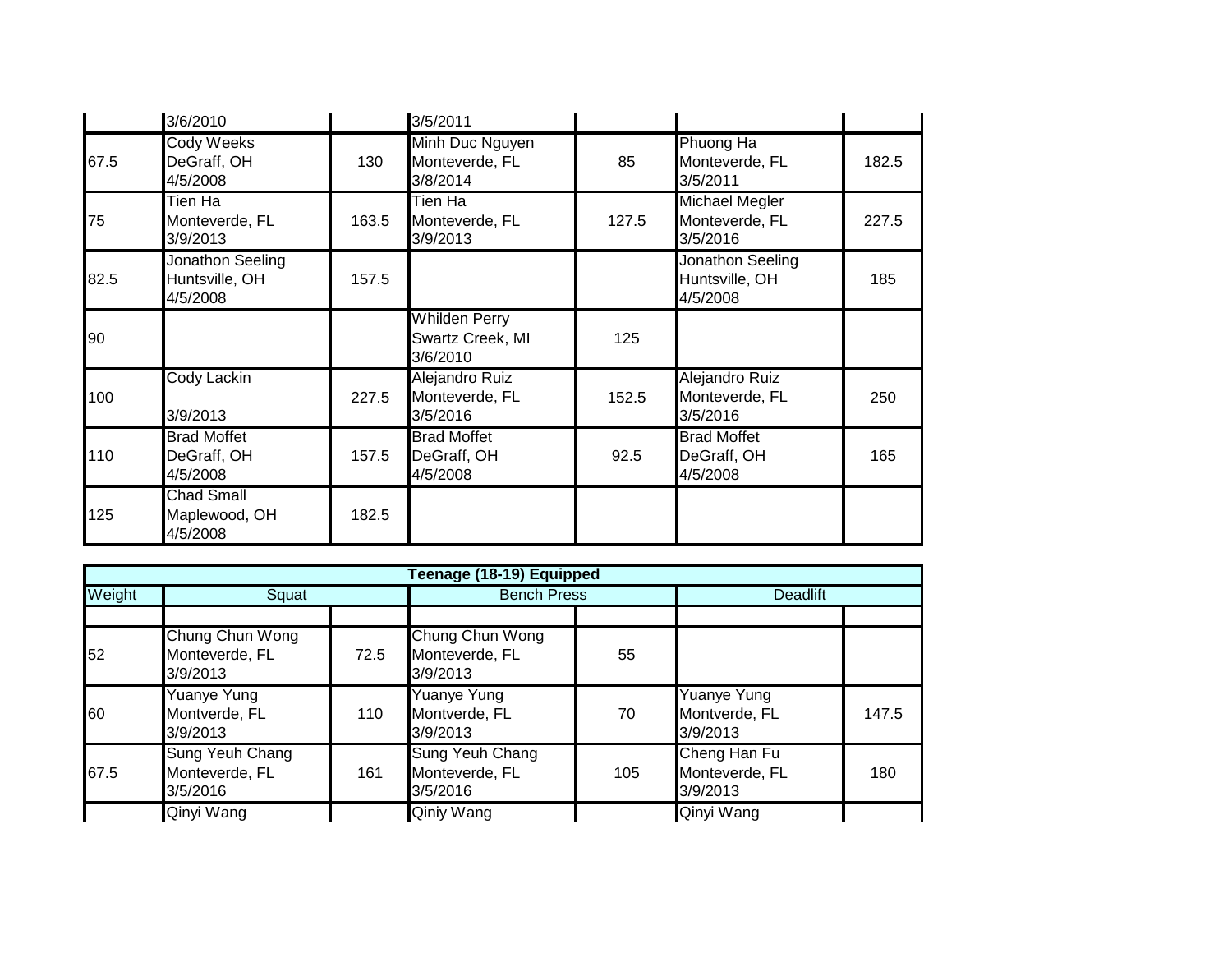| | | | | | | |
|---|---|---|---|---|---|---|
| | 3/6/2010 | | 3/5/2011 | | | |
| 67.5 | Cody Weeks<br>DeGraff, OH<br>4/5/2008 | 130 | Minh Duc Nguyen<br>Monteverde, FL<br>3/8/2014 | 85 | Phuong Ha<br>Monteverde, FL<br>3/5/2011 | 182.5 |
| 75 | Tien Ha<br>Monteverde, FL<br>3/9/2013 | 163.5 | Tien Ha<br>Monteverde, FL<br>3/9/2013 | 127.5 | Michael Megler<br>Monteverde, FL<br>3/5/2016 | 227.5 |
| 82.5 | Jonathon Seeling<br>Huntsville, OH<br>4/5/2008 | 157.5 | | | Jonathon Seeling<br>Huntsville, OH<br>4/5/2008 | 185 |
| 90 | | | Whilden Perry<br>Swartz Creek, MI<br>3/6/2010 | 125 | | |
| 100 | Cody Lackin<br><br>3/9/2013 | 227.5 | Alejandro Ruiz<br>Monteverde, FL<br>3/5/2016 | 152.5 | Alejandro Ruiz<br>Monteverde, FL<br>3/5/2016 | 250 |
| 110 | Brad Moffet<br>DeGraff, OH<br>4/5/2008 | 157.5 | Brad Moffet<br>DeGraff, OH<br>4/5/2008 | 92.5 | Brad Moffet<br>DeGraff, OH<br>4/5/2008 | 165 |
| 125 | Chad Small<br>Maplewood, OH<br>4/5/2008 | 182.5 | | | | |

| **Teenage (18-19) Equipped** | | | | | | |
|---|---|---|---|---|---|---|
| Weight | Squat | | Bench Press | | Deadlift | |
| | | | | | | |
| 52 | Chung Chun Wong<br>Monteverde, FL<br>3/9/2013 | 72.5 | Chung Chun Wong<br>Monteverde, FL<br>3/9/2013 | 55 | | |
| 60 | Yuanye Yung<br>Montverde, FL<br>3/9/2013 | 110 | Yuanye Yung<br>Montverde, FL<br>3/9/2013 | 70 | Yuanye Yung<br>Montverde, FL<br>3/9/2013 | 147.5 |
| 67.5 | Sung Yeuh Chang<br>Monteverde, FL<br>3/5/2016 | 161 | Sung Yeuh Chang<br>Monteverde, FL<br>3/5/2016 | 105 | Cheng Han Fu<br>Monteverde, FL<br>3/9/2013 | 180 |
| | Qinyi Wang | | Qiniy Wang | | Qinyi Wang | |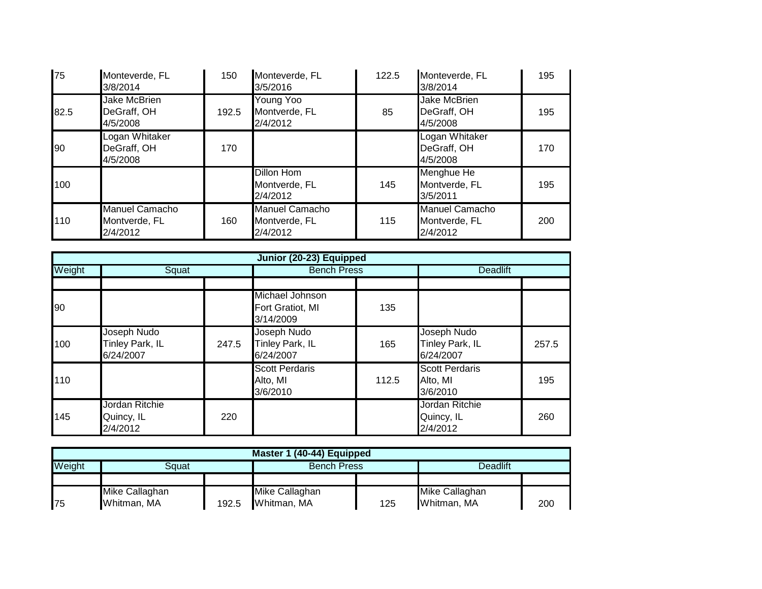| 75 | Monteverde, FL 3/8/2014 | 150 | Monteverde, FL 3/5/2016 | 122.5 | Monteverde, FL 3/8/2014 | 195 |
|---|---|---|---|---|---|---|
| 82.5 | Jake McBrien DeGraff, OH 4/5/2008 | 192.5 | Young Yoo Montverde, FL 2/4/2012 | 85 | Jake McBrien DeGraff, OH 4/5/2008 | 195 |
| 90 | Logan Whitaker DeGraff, OH 4/5/2008 | 170 | | | Logan Whitaker DeGraff, OH 4/5/2008 | 170 |
| 100 | | | Dillon Hom Montverde, FL 2/4/2012 | 145 | Menghue He Montverde, FL 3/5/2011 | 195 |
| 110 | Manuel Camacho Montverde, FL 2/4/2012 | 160 | Manuel Camacho Montverde, FL 2/4/2012 | 115 | Manuel Camacho Montverde, FL 2/4/2012 | 200 |

| Junior (20-23) Equipped | | | | | | |
|---|---|---|---|---|---|---|
| Weight | Squat | | Bench Press | | Deadlift | |
| | | | | | | |
| 90 | | | Michael Johnson Fort Gratiot, MI 3/14/2009 | 135 | | |
| 100 | Joseph Nudo Tinley Park, IL 6/24/2007 | 247.5 | Joseph Nudo Tinley Park, IL 6/24/2007 | 165 | Joseph Nudo Tinley Park, IL 6/24/2007 | 257.5 |
| 110 | | | Scott Perdaris Alto, MI 3/6/2010 | 112.5 | Scott Perdaris Alto, MI 3/6/2010 | 195 |
| 145 | Jordan Ritchie Quincy, IL 2/4/2012 | 220 | | | Jordan Ritchie Quincy, IL 2/4/2012 | 260 |

| Master 1 (40-44) Equipped | | | | | | |
|---|---|---|---|---|---|---|
| Weight | Squat | | Bench Press | | Deadlift | |
| | | | | | | |
| 75 | Mike Callaghan Whitman, MA | 192.5 | Mike Callaghan Whitman, MA | 125 | Mike Callaghan Whitman, MA | 200 |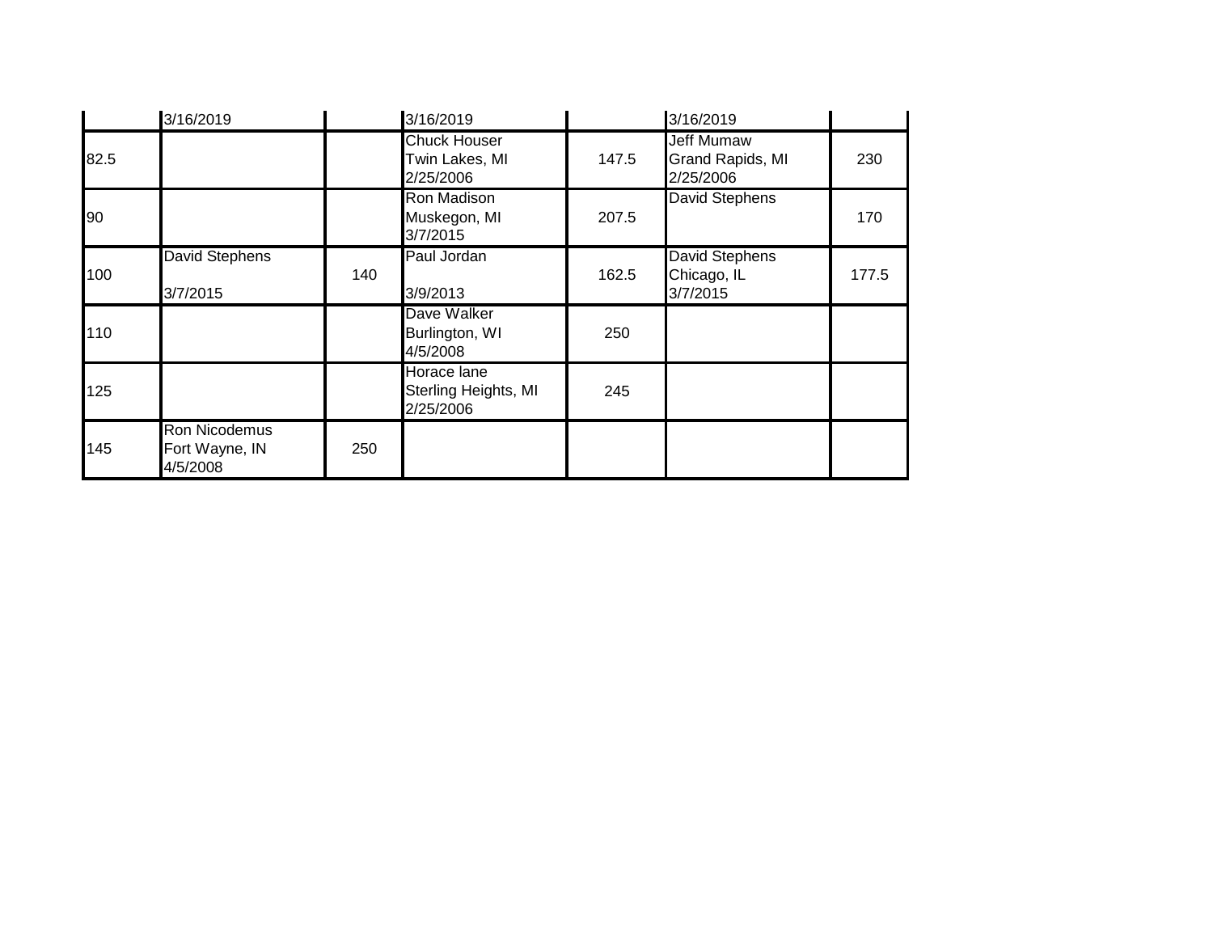| | | | | | | |
|---|---|---|---|---|---|---|
| | 3/16/2019 | | 3/16/2019 | | 3/16/2019 | |
| 82.5 | | | Chuck Houser<br>Twin Lakes, MI<br>2/25/2006 | 147.5 | Jeff Mumaw<br>Grand Rapids, MI<br>2/25/2006 | 230 |
| 90 | | | Ron Madison<br>Muskegon, MI<br>3/7/2015 | 207.5 | David Stephens | 170 |
| 100 | David Stephens<br><br>3/7/2015 | 140 | Paul Jordan<br><br>3/9/2013 | 162.5 | David Stephens<br>Chicago, IL<br>3/7/2015 | 177.5 |
| 110 | | | Dave Walker<br>Burlington, WI<br>4/5/2008 | 250 | | |
| 125 | | | Horace lane<br>Sterling Heights, MI<br>2/25/2006 | 245 | | |
| 145 | Ron Nicodemus<br>Fort Wayne, IN<br>4/5/2008 | 250 | | | | |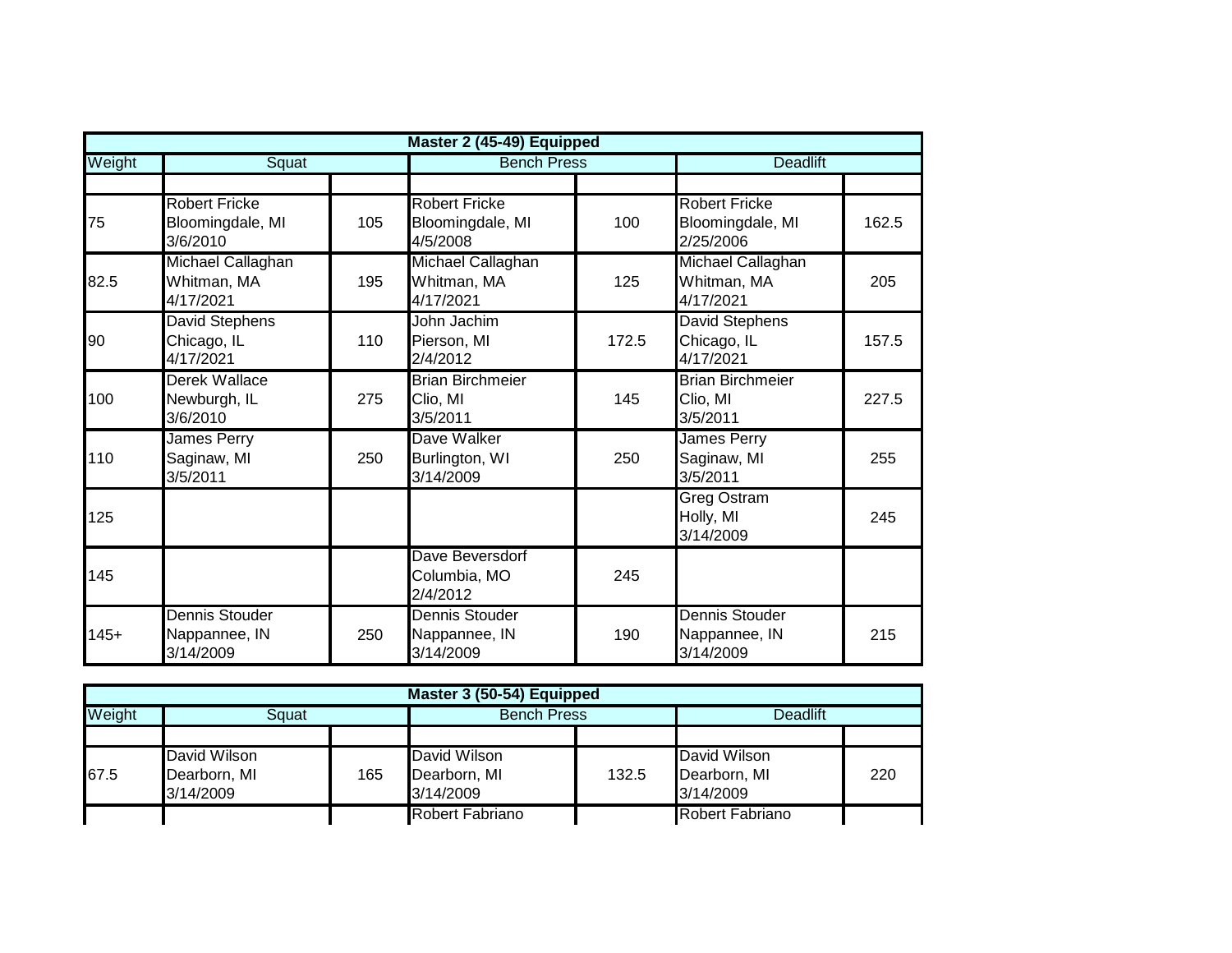| Master 2 (45-49) Equipped | | | | | | |
|---|---|---|---|---|---|---|
| Weight | Squat | | Bench Press | | Deadlift | |
| | | | | | | |
| 75 | Robert Fricke<br>Bloomingdale, MI<br>3/6/2010 | 105 | Robert Fricke<br>Bloomingdale, MI<br>4/5/2008 | 100 | Robert Fricke<br>Bloomingdale, MI<br>2/25/2006 | 162.5 |
| 82.5 | Michael Callaghan<br>Whitman, MA<br>4/17/2021 | 195 | Michael Callaghan<br>Whitman, MA<br>4/17/2021 | 125 | Michael Callaghan<br>Whitman, MA<br>4/17/2021 | 205 |
| 90 | David Stephens<br>Chicago, IL<br>4/17/2021 | 110 | John Jachim<br>Pierson, MI<br>2/4/2012 | 172.5 | David Stephens<br>Chicago, IL<br>4/17/2021 | 157.5 |
| 100 | Derek Wallace<br>Newburgh, IL<br>3/6/2010 | 275 | Brian Birchmeier<br>Clio, MI<br>3/5/2011 | 145 | Brian Birchmeier<br>Clio, MI<br>3/5/2011 | 227.5 |
| 110 | James Perry<br>Saginaw, MI<br>3/5/2011 | 250 | Dave Walker<br>Burlington, WI<br>3/14/2009 | 250 | James Perry<br>Saginaw, MI<br>3/5/2011 | 255 |
| 125 | | | | | Greg Ostram<br>Holly, MI<br>3/14/2009 | 245 |
| 145 | | | Dave Beversdorf<br>Columbia, MO<br>2/4/2012 | 245 | | |
| 145+ | Dennis Stouder<br>Nappannee, IN<br>3/14/2009 | 250 | Dennis Stouder<br>Nappannee, IN<br>3/14/2009 | 190 | Dennis Stouder<br>Nappannee, IN<br>3/14/2009 | 215 |

| Master 3 (50-54) Equipped | | | | | | |
|---|---|---|---|---|---|---|
| Weight | Squat | | Bench Press | | Deadlift | |
| | | | | | | |
| 67.5 | David Wilson<br>Dearborn, MI<br>3/14/2009 | 165 | David Wilson<br>Dearborn, MI<br>3/14/2009 | 132.5 | David Wilson<br>Dearborn, MI<br>3/14/2009 | 220 |
| | | | Robert Fabriano | | Robert Fabriano | |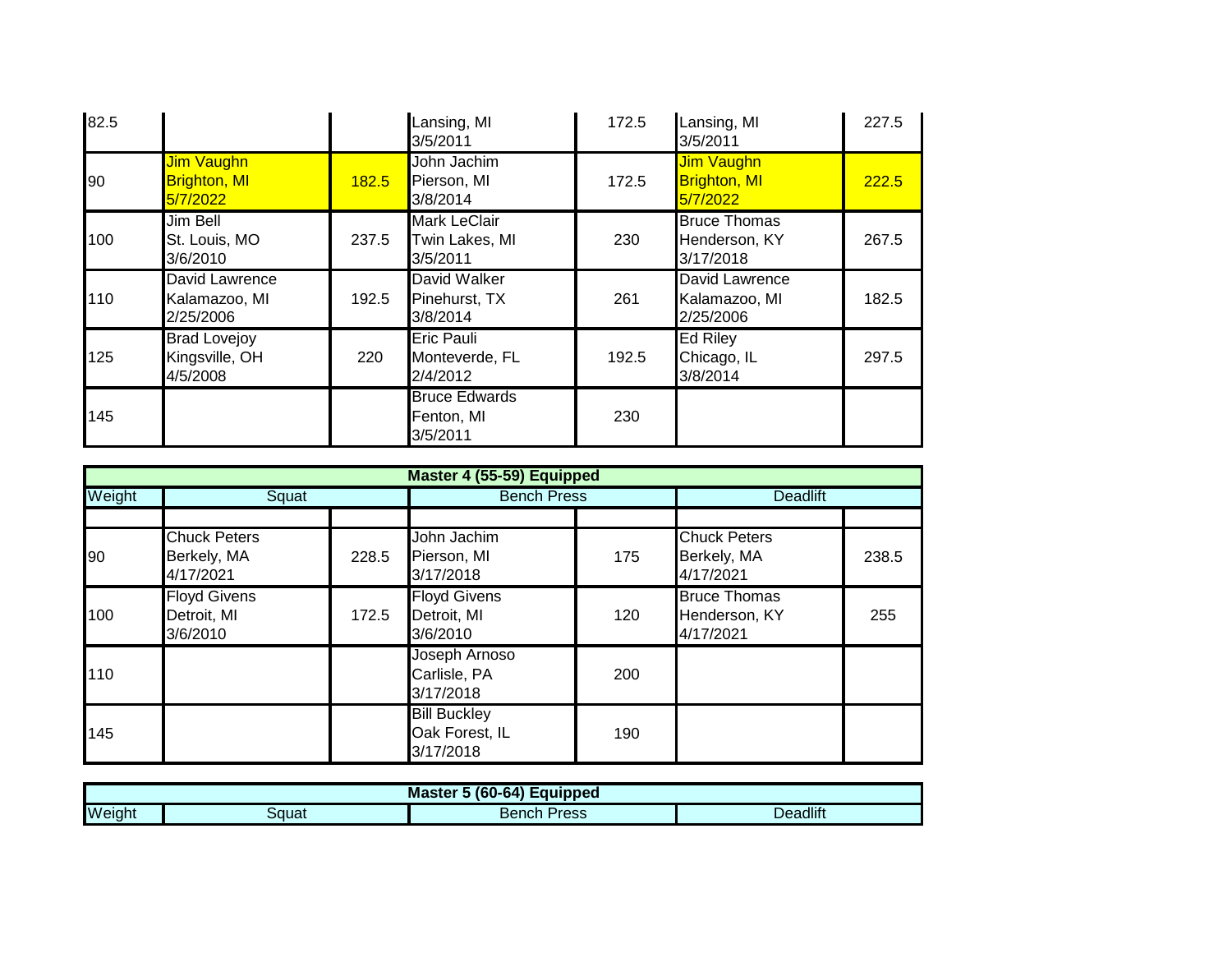| Weight | Squat | | Bench Press | | Deadlift | |
|---|---|---|---|---|---|---|
| 82.5 | | | Lansing, MI 3/5/2011 | 172.5 | Lansing, MI 3/5/2011 | 227.5 |
| 90 | Jim Vaughn Brighton, MI 5/7/2022 | 182.5 | John Jachim Pierson, MI 3/8/2014 | 172.5 | Jim Vaughn Brighton, MI 5/7/2022 | 222.5 |
| 100 | Jim Bell St. Louis, MO 3/6/2010 | 237.5 | Mark LeClair Twin Lakes, MI 3/5/2011 | 230 | Bruce Thomas Henderson, KY 3/17/2018 | 267.5 |
| 110 | David Lawrence Kalamazoo, MI 2/25/2006 | 192.5 | David Walker Pinehurst, TX 3/8/2014 | 261 | David Lawrence Kalamazoo, MI 2/25/2006 | 182.5 |
| 125 | Brad Lovejoy Kingsville, OH 4/5/2008 | 220 | Eric Pauli Monteverde, FL 2/4/2012 | 192.5 | Ed Riley Chicago, IL 3/8/2014 | 297.5 |
| 145 | | | Bruce Edwards Fenton, MI 3/5/2011 | 230 | | |

| Master 4 (55-59) Equipped | | | | | | |
|---|---|---|---|---|---|---|
| Weight | Squat | | Bench Press | | Deadlift | |
| | | | | | | |
| 90 | Chuck Peters Berkely, MA 4/17/2021 | 228.5 | John Jachim Pierson, MI 3/17/2018 | 175 | Chuck Peters Berkely, MA 4/17/2021 | 238.5 |
| 100 | Floyd Givens Detroit, MI 3/6/2010 | 172.5 | Floyd Givens Detroit, MI 3/6/2010 | 120 | Bruce Thomas Henderson, KY 4/17/2021 | 255 |
| 110 | | | Joseph Arnoso Carlisle, PA 3/17/2018 | 200 | | |
| 145 | | | Bill Buckley Oak Forest, IL 3/17/2018 | 190 | | |

| Master 5 (60-64) Equipped | | | |
|---|---|---|---|
| Weight | Squat | Bench Press | Deadlift |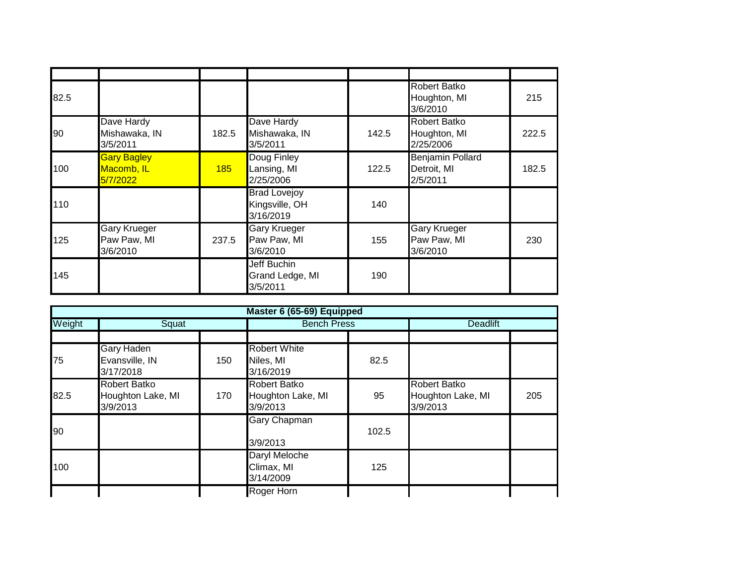| | | | | | | |
|---|---|---|---|---|---|---|
| 82.5 | | | | | Robert Batko<br>Houghton, MI<br>3/6/2010 | 215 |
| 90 | Dave Hardy<br>Mishawaka, IN<br>3/5/2011 | 182.5 | Dave Hardy<br>Mishawaka, IN<br>3/5/2011 | 142.5 | Robert Batko<br>Houghton, MI<br>2/25/2006 | 222.5 |
| 100 | Gary Bagley<br>Macomb, IL<br>5/7/2022 | 185 | Doug Finley<br>Lansing, MI<br>2/25/2006 | 122.5 | Benjamin Pollard<br>Detroit, MI<br>2/5/2011 | 182.5 |
| 110 | | | Brad Lovejoy<br>Kingsville, OH<br>3/16/2019 | 140 | | |
| 125 | Gary Krueger<br>Paw Paw, MI<br>3/6/2010 | 237.5 | Gary Krueger<br>Paw Paw, MI<br>3/6/2010 | 155 | Gary Krueger<br>Paw Paw, MI<br>3/6/2010 | 230 |
| 145 | | | Jeff Buchin<br>Grand Ledge, MI<br>3/5/2011 | 190 | | |

| Master 6 (65-69) Equipped | | | | | | |
|---|---|---|---|---|---|---|
| Weight | Squat | | Bench Press | | Deadlift | |
| | | | | | | |
| 75 | Gary Haden<br>Evansville, IN<br>3/17/2018 | 150 | Robert White<br>Niles, MI<br>3/16/2019 | 82.5 | | |
| 82.5 | Robert Batko<br>Houghton Lake, MI<br>3/9/2013 | 170 | Robert Batko<br>Houghton Lake, MI<br>3/9/2013 | 95 | Robert Batko<br>Houghton Lake, MI<br>3/9/2013 | 205 |
| 90 | | | Gary Chapman<br><br>3/9/2013 | 102.5 | | |
| 100 | | | Daryl Meloche<br>Climax, MI<br>3/14/2009 | 125 | | |
| | | | Roger Horn | | | |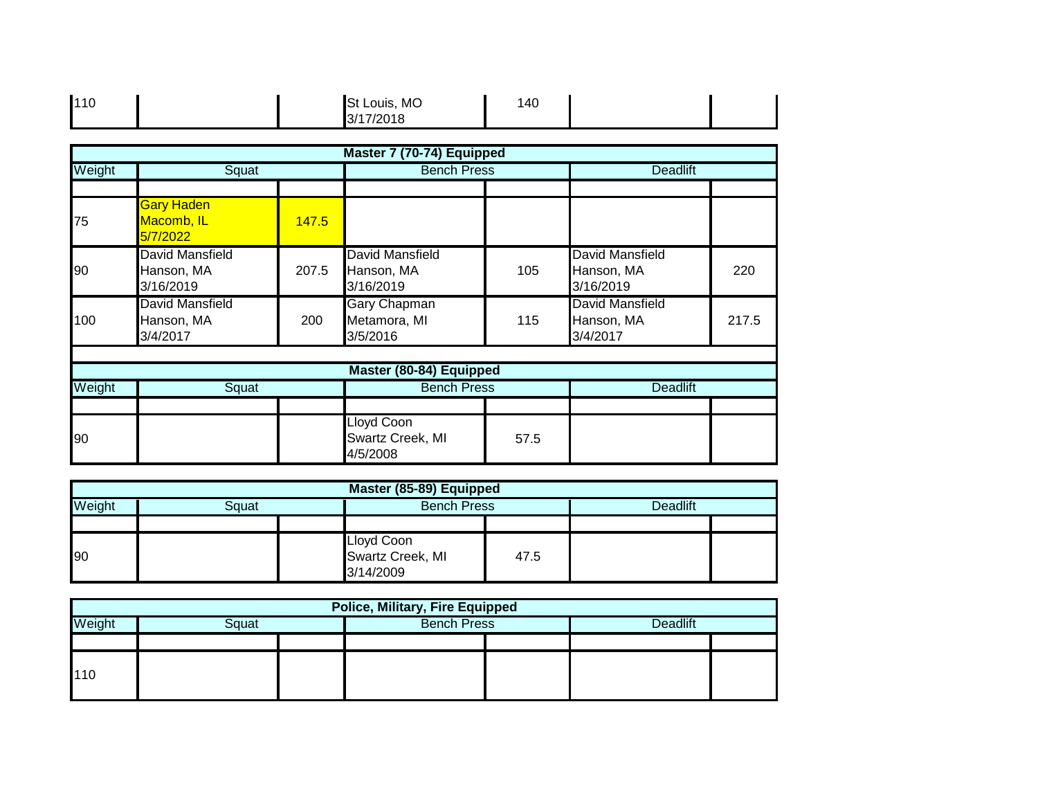| 110 | | | St Louis, MO 3/17/2018 | 140 | | |
|---|---|---|---|---|---|---|

| Master 7 (70-74) Equipped | | | | | | |
|---|---|---|---|---|---|---|
| Weight | Squat | | Bench Press | | Deadlift | |
| | | | | | | |
| 75 | Gary Haden Macomb, IL 5/7/2022 | 147.5 | | | | |
| 90 | David Mansfield Hanson, MA 3/16/2019 | 207.5 | David Mansfield Hanson, MA 3/16/2019 | 105 | David Mansfield Hanson, MA 3/16/2019 | 220 |
| 100 | David Mansfield Hanson, MA 3/4/2017 | 200 | Gary Chapman Metamora, MI 3/5/2016 | 115 | David Mansfield Hanson, MA 3/4/2017 | 217.5 |

| Master (80-84) Equipped | | | | | | |
|---|---|---|---|---|---|---|
| Weight | Squat | | Bench Press | | Deadlift | |
| | | | | | | |
| 90 | | | Lloyd Coon Swartz Creek, MI 4/5/2008 | 57.5 | | |

| Master (85-89) Equipped | | | | | | |
|---|---|---|---|---|---|---|
| Weight | Squat | | Bench Press | | Deadlift | |
| | | | | | | |
| 90 | | | Lloyd Coon Swartz Creek, MI 3/14/2009 | 47.5 | | |

| Police, Military, Fire Equipped | | | | | | |
|---|---|---|---|---|---|---|
| Weight | Squat | | Bench Press | | Deadlift | |
| | | | | | | |
| 110 | | | | | | |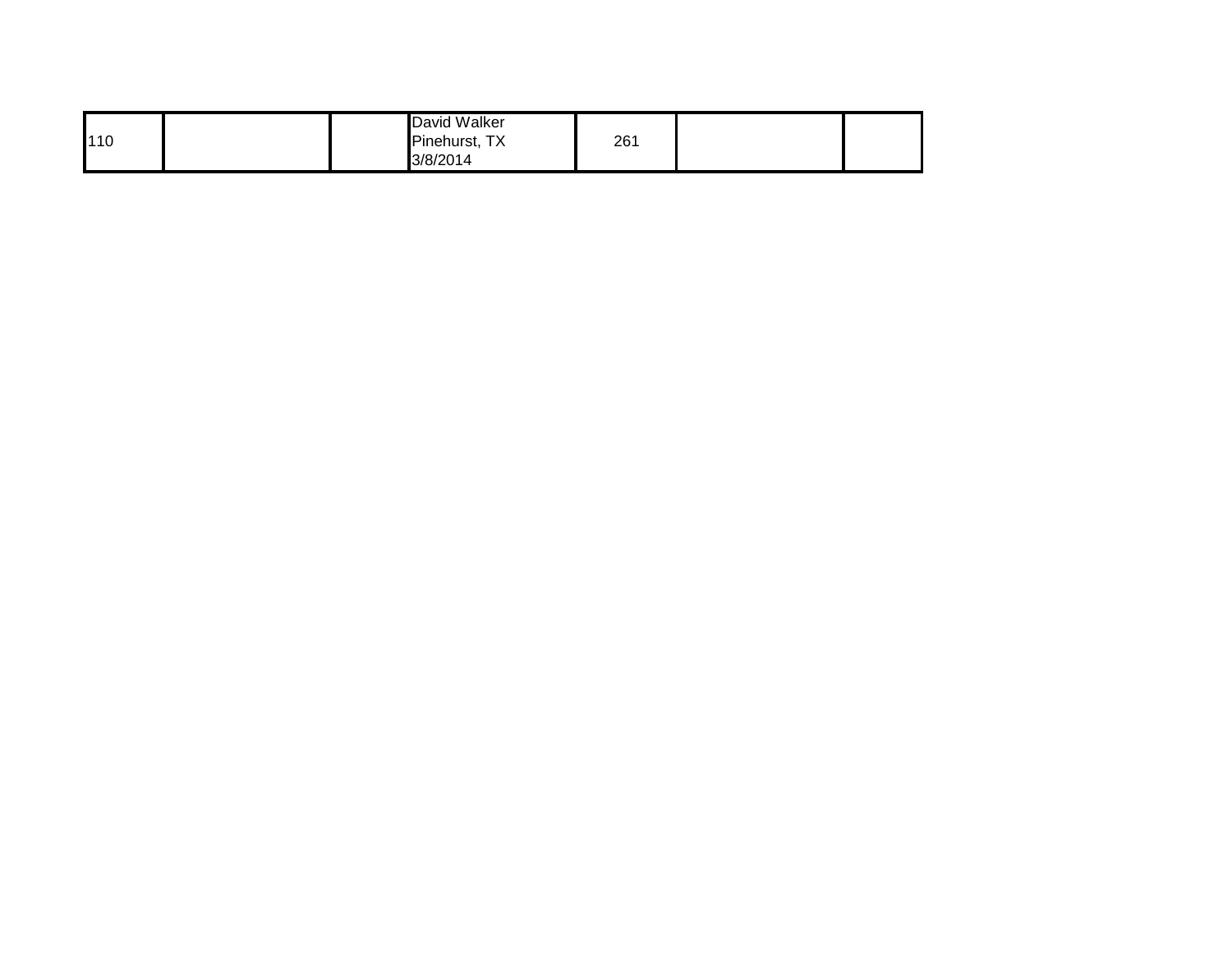| | | | | | | |
|---|---|---|---|---|---|---|
| 110 | | | David Walker<br>Pinehurst, TX<br>3/8/2014 | 261 | | |